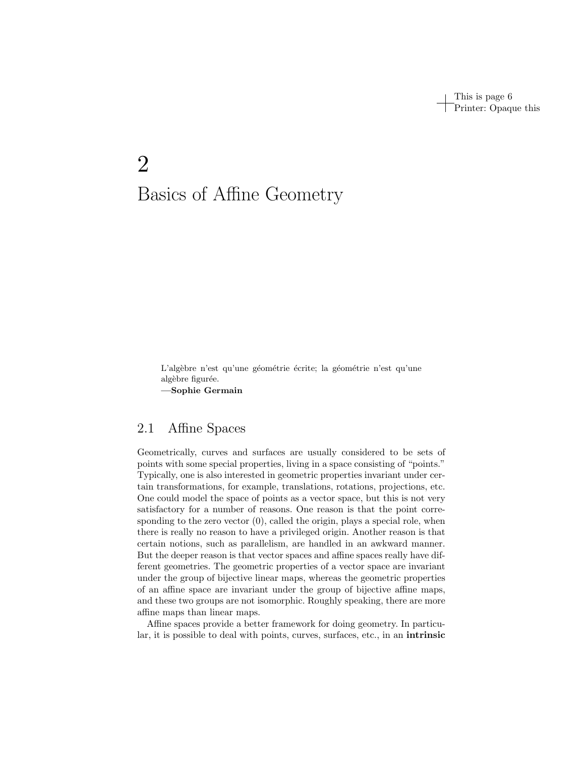# 2 Basics of Affine Geometry

> L'algèbre n'est qu'une géométrie écrite; la géométrie n'est qu'une algèbre figurée.
> —**Sophie Germain**

## 2.1 Affine Spaces

Geometrically, curves and surfaces are usually considered to be sets of points with some special properties, living in a space consisting of "points." Typically, one is also interested in geometric properties invariant under certain transformations, for example, translations, rotations, projections, etc. One could model the space of points as a vector space, but this is not very satisfactory for a number of reasons. One reason is that the point corresponding to the zero vector (0), called the origin, plays a special role, when there is really no reason to have a privileged origin. Another reason is that certain notions, such as parallelism, are handled in an awkward manner. But the deeper reason is that vector spaces and affine spaces really have different geometries. The geometric properties of a vector space are invariant under the group of bijective linear maps, whereas the geometric properties of an affine space are invariant under the group of bijective affine maps, and these two groups are not isomorphic. Roughly speaking, there are more affine maps than linear maps.

Affine spaces provide a better framework for doing geometry. In particular, it is possible to deal with points, curves, surfaces, etc., in an **intrinsic**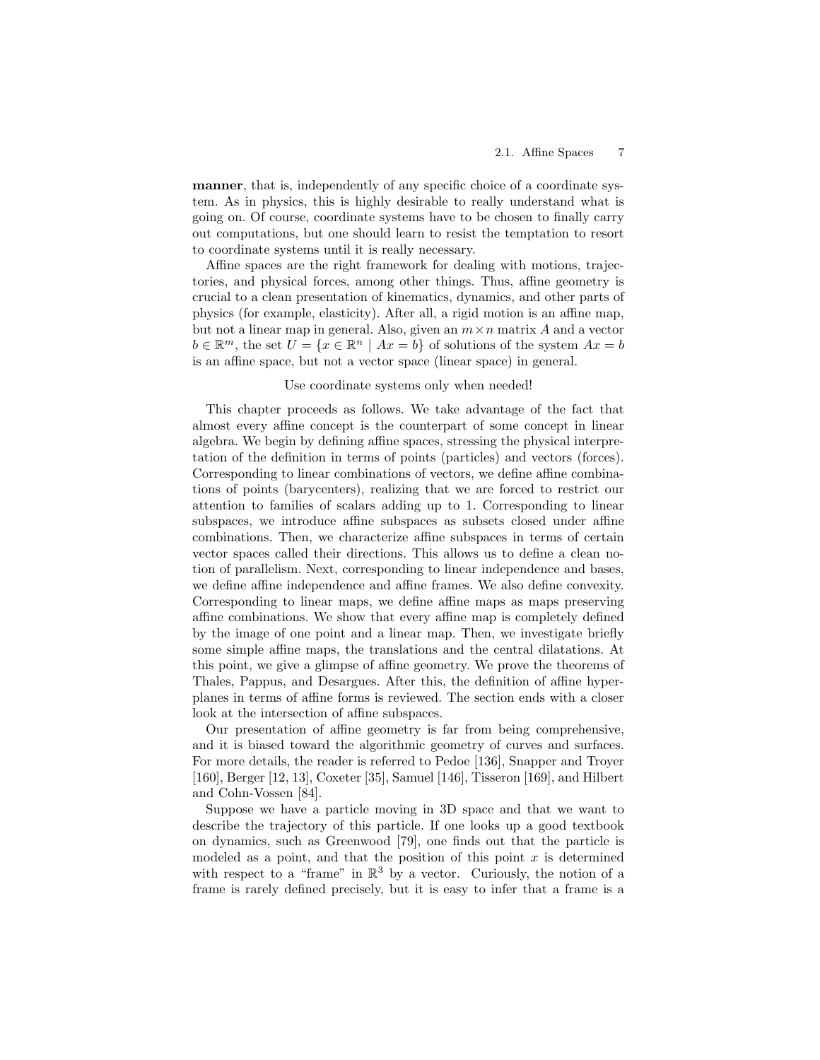**manner**, that is, independently of any specific choice of a coordinate system. As in physics, this is highly desirable to really understand what is going on. Of course, coordinate systems have to be chosen to finally carry out computations, but one should learn to resist the temptation to resort to coordinate systems until it is really necessary.

Affine spaces are the right framework for dealing with motions, trajectories, and physical forces, among other things. Thus, affine geometry is crucial to a clean presentation of kinematics, dynamics, and other parts of physics (for example, elasticity). After all, a rigid motion is an affine map, but not a linear map in general. Also, given an $m \times n$ matrix $A$ and a vector $b \in \mathbb{R}^m$, the set $U = \{x \in \mathbb{R}^n \mid Ax = b\}$ of solutions of the system $Ax = b$ is an affine space, but not a vector space (linear space) in general.

Use coordinate systems only when needed!

This chapter proceeds as follows. We take advantage of the fact that almost every affine concept is the counterpart of some concept in linear algebra. We begin by defining affine spaces, stressing the physical interpretation of the definition in terms of points (particles) and vectors (forces). Corresponding to linear combinations of vectors, we define affine combinations of points (barycenters), realizing that we are forced to restrict our attention to families of scalars adding up to 1. Corresponding to linear subspaces, we introduce affine subspaces as subsets closed under affine combinations. Then, we characterize affine subspaces in terms of certain vector spaces called their directions. This allows us to define a clean notion of parallelism. Next, corresponding to linear independence and bases, we define affine independence and affine frames. We also define convexity. Corresponding to linear maps, we define affine maps as maps preserving affine combinations. We show that every affine map is completely defined by the image of one point and a linear map. Then, we investigate briefly some simple affine maps, the translations and the central dilatations. At this point, we give a glimpse of affine geometry. We prove the theorems of Thales, Pappus, and Desargues. After this, the definition of affine hyperplanes in terms of affine forms is reviewed. The section ends with a closer look at the intersection of affine subspaces.

Our presentation of affine geometry is far from being comprehensive, and it is biased toward the algorithmic geometry of curves and surfaces. For more details, the reader is referred to Pedoe [136], Snapper and Troyer [160], Berger [12, 13], Coxeter [35], Samuel [146], Tisseron [169], and Hilbert and Cohn-Vossen [84].

Suppose we have a particle moving in 3D space and that we want to describe the trajectory of this particle. If one looks up a good textbook on dynamics, such as Greenwood [79], one finds out that the particle is modeled as a point, and that the position of this point $x$ is determined with respect to a "frame" in $\mathbb{R}^3$ by a vector. Curiously, the notion of a frame is rarely defined precisely, but it is easy to infer that a frame is a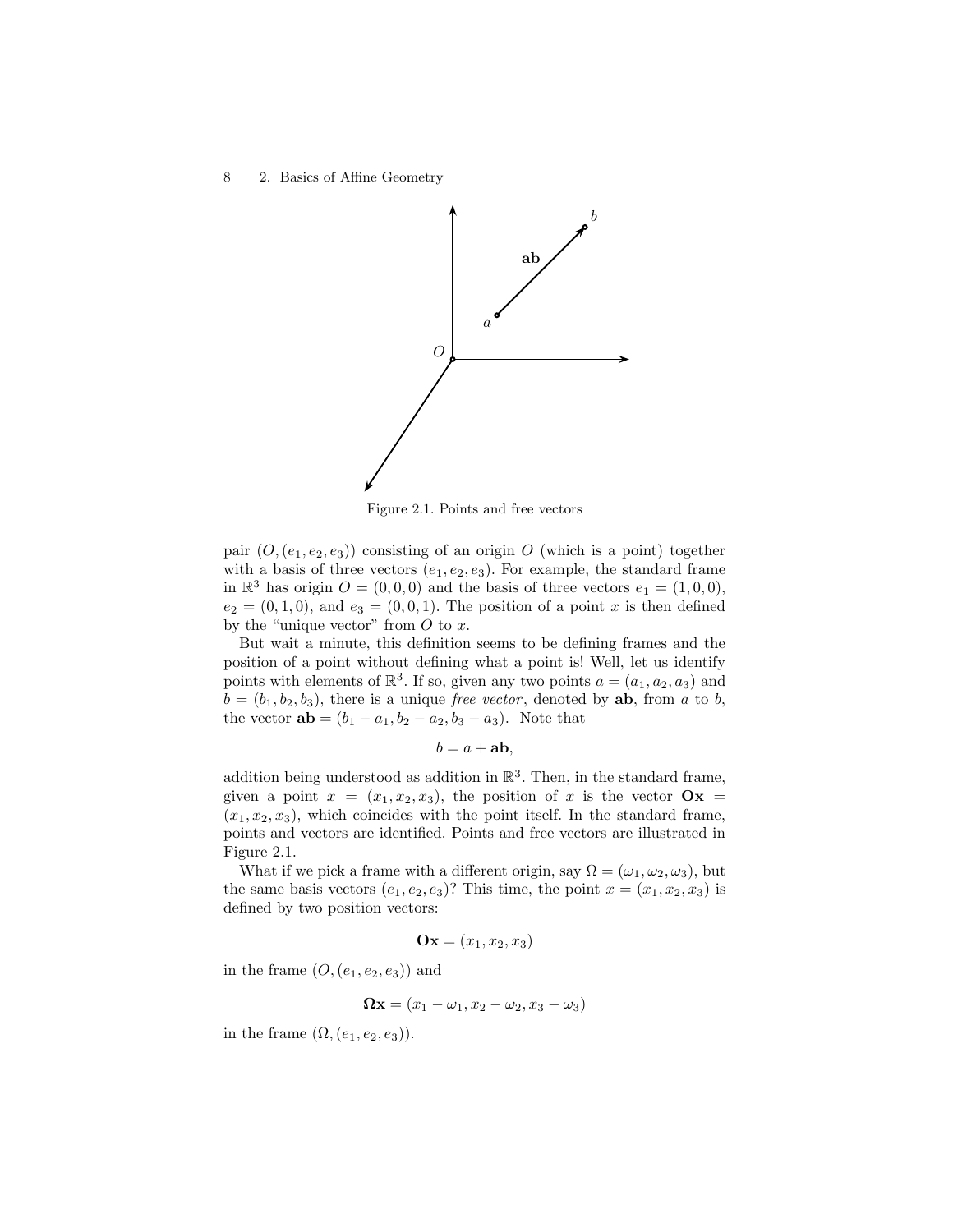Figure 2.1. Points and free vectors

pair $(O, (e_1, e_2, e_3))$ consisting of an origin $O$ (which is a point) together with a basis of three vectors $(e_1, e_2, e_3)$. For example, the standard frame in $\mathbb{R}^3$ has origin $O = (0, 0, 0)$ and the basis of three vectors $e_1 = (1, 0, 0)$, $e_2 = (0, 1, 0)$, and $e_3 = (0, 0, 1)$. The position of a point $x$ is then defined by the "unique vector" from $O$ to $x$.

But wait a minute, this definition seems to be defining frames and the position of a point without defining what a point is! Well, let us identify points with elements of $\mathbb{R}^3$. If so, given any two points $a = (a_1, a_2, a_3)$ and $b = (b_1, b_2, b_3)$, there is a unique *free vector*, denoted by $\mathbf{ab}$, from $a$ to $b$, the vector $\mathbf{ab} = (b_1 - a_1, b_2 - a_2, b_3 - a_3)$. Note that

$$b = a + \mathbf{ab},$$

addition being understood as addition in $\mathbb{R}^3$. Then, in the standard frame, given a point $x = (x_1, x_2, x_3)$, the position of $x$ is the vector $\mathbf{Ox} = (x_1, x_2, x_3)$, which coincides with the point itself. In the standard frame, points and vectors are identified. Points and free vectors are illustrated in Figure 2.1.

What if we pick a frame with a different origin, say $\Omega = (\omega_1, \omega_2, \omega_3)$, but the same basis vectors $(e_1, e_2, e_3)$? This time, the point $x = (x_1, x_2, x_3)$ is defined by two position vectors:

$$\mathbf{Ox} = (x_1, x_2, x_3)$$

in the frame $(O, (e_1, e_2, e_3))$ and

$$\mathbf{\Omega x} = (x_1 - \omega_1, x_2 - \omega_2, x_3 - \omega_3)$$

in the frame $(\Omega, (e_1, e_2, e_3))$.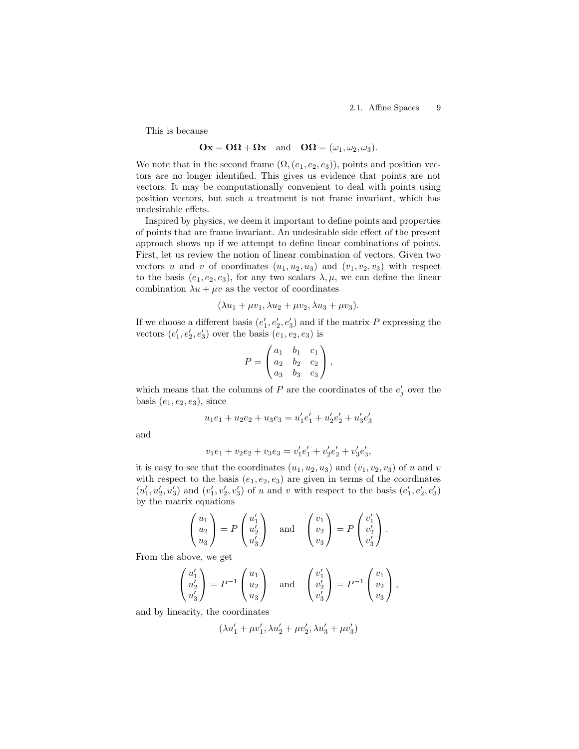This is because

$$\mathbf{Ox} = \mathbf{O\Omega} + \mathbf{\Omega x} \quad \text{and} \quad \mathbf{O\Omega} = (\omega_1, \omega_2, \omega_3).$$

We note that in the second frame $(\Omega, (e_1, e_2, e_3))$, points and position vectors are no longer identified. This gives us evidence that points are not vectors. It may be computationally convenient to deal with points using position vectors, but such a treatment is not frame invariant, which has undesirable effets.

Inspired by physics, we deem it important to define points and properties of points that are frame invariant. An undesirable side effect of the present approach shows up if we attempt to define linear combinations of points. First, let us review the notion of linear combination of vectors. Given two vectors $u$ and $v$ of coordinates $(u_1, u_2, u_3)$ and $(v_1, v_2, v_3)$ with respect to the basis $(e_1, e_2, e_3)$, for any two scalars $\lambda, \mu$, we can define the linear combination $\lambda u + \mu v$ as the vector of coordinates

$$(\lambda u_1 + \mu v_1, \lambda u_2 + \mu v_2, \lambda u_3 + \mu v_3).$$

If we choose a different basis $(e'_1, e'_2, e'_3)$ and if the matrix $P$ expressing the vectors $(e'_1, e'_2, e'_3)$ over the basis $(e_1, e_2, e_3)$ is

$$P = \begin{pmatrix} a_1 & b_1 & c_1 \\ a_2 & b_2 & c_2 \\ a_3 & b_3 & c_3 \end{pmatrix},$$

which means that the columns of $P$ are the coordinates of the $e'_j$ over the basis $(e_1, e_2, e_3)$, since

$$u_1 e_1 + u_2 e_2 + u_3 e_3 = u'_1 e'_1 + u'_2 e'_2 + u'_3 e'_3$$

and

$$v_1 e_1 + v_2 e_2 + v_3 e_3 = v'_1 e'_1 + v'_2 e'_2 + v'_3 e'_3,$$

it is easy to see that the coordinates $(u_1, u_2, u_3)$ and $(v_1, v_2, v_3)$ of $u$ and $v$ with respect to the basis $(e_1, e_2, e_3)$ are given in terms of the coordinates $(u'_1, u'_2, u'_3)$ and $(v'_1, v'_2, v'_3)$ of $u$ and $v$ with respect to the basis $(e'_1, e'_2, e'_3)$ by the matrix equations

$$\begin{pmatrix} u_1 \\ u_2 \\ u_3 \end{pmatrix} = P \begin{pmatrix} u'_1 \\ u'_2 \\ u'_3 \end{pmatrix} \quad \text{and} \quad \begin{pmatrix} v_1 \\ v_2 \\ v_3 \end{pmatrix} = P \begin{pmatrix} v'_1 \\ v'_2 \\ v'_3 \end{pmatrix}.$$

From the above, we get

$$\begin{pmatrix} u'_1 \\ u'_2 \\ u'_3 \end{pmatrix} = P^{-1} \begin{pmatrix} u_1 \\ u_2 \\ u_3 \end{pmatrix} \quad \text{and} \quad \begin{pmatrix} v'_1 \\ v'_2 \\ v'_3 \end{pmatrix} = P^{-1} \begin{pmatrix} v_1 \\ v_2 \\ v_3 \end{pmatrix},$$

and by linearity, the coordinates

$$(\lambda u'_1 + \mu v'_1, \lambda u'_2 + \mu v'_2, \lambda u'_3 + \mu v'_3)$$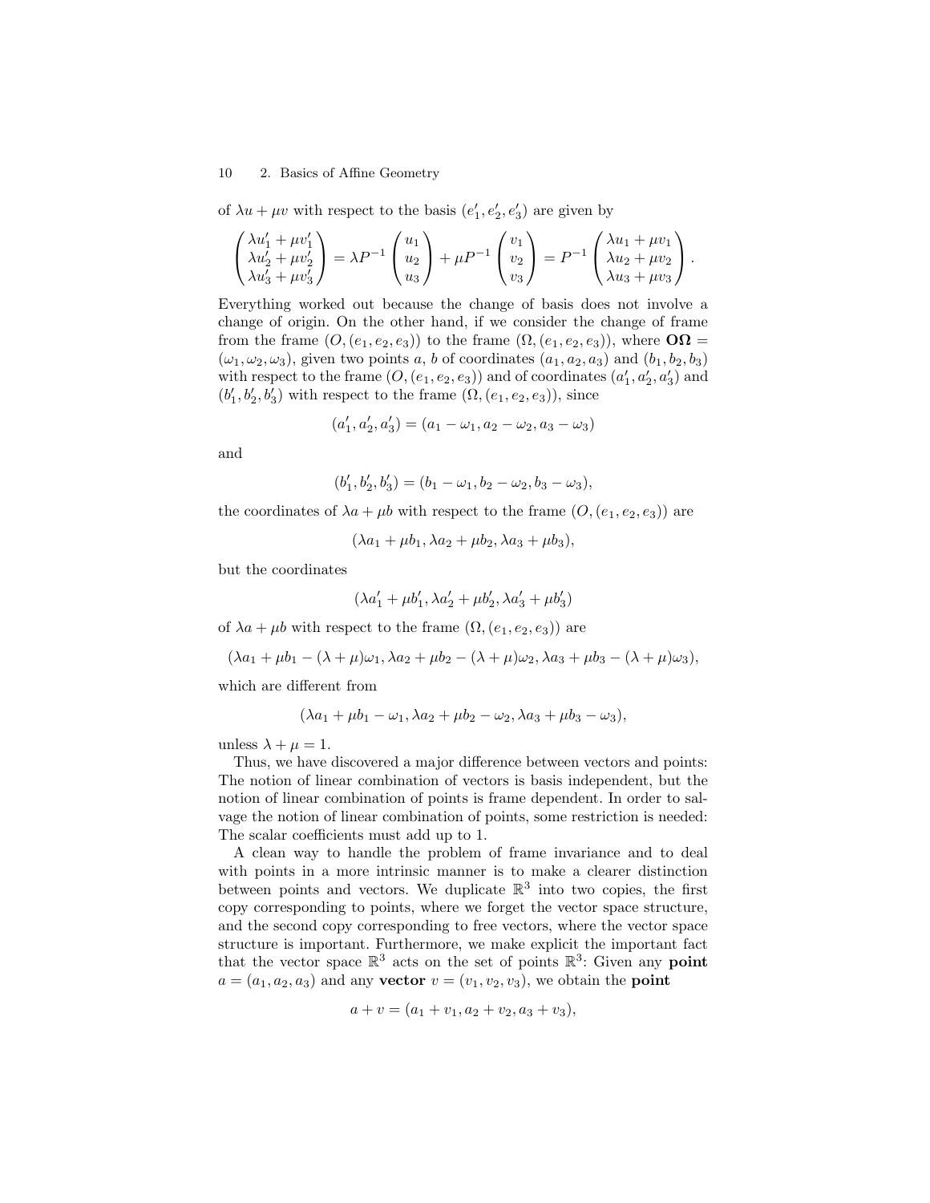of $\lambda u + \mu v$ with respect to the basis $(e'_1, e'_2, e'_3)$ are given by

$$\begin{pmatrix} \lambda u'_1 + \mu v'_1 \\ \lambda u'_2 + \mu v'_2 \\ \lambda u'_3 + \mu v'_3 \end{pmatrix} = \lambda P^{-1} \begin{pmatrix} u_1 \\ u_2 \\ u_3 \end{pmatrix} + \mu P^{-1} \begin{pmatrix} v_1 \\ v_2 \\ v_3 \end{pmatrix} = P^{-1} \begin{pmatrix} \lambda u_1 + \mu v_1 \\ \lambda u_2 + \mu v_2 \\ \lambda u_3 + \mu v_3 \end{pmatrix}.$$

Everything worked out because the change of basis does not involve a change of origin. On the other hand, if we consider the change of frame from the frame $(O, (e_1, e_2, e_3))$ to the frame $(\Omega, (e_1, e_2, e_3))$, where $\mathbf{O\Omega} = (\omega_1, \omega_2, \omega_3)$, given two points $a$, $b$ of coordinates $(a_1, a_2, a_3)$ and $(b_1, b_2, b_3)$ with respect to the frame $(O, (e_1, e_2, e_3))$ and of coordinates $(a'_1, a'_2, a'_3)$ and $(b'_1, b'_2, b'_3)$ with respect to the frame $(\Omega, (e_1, e_2, e_3))$, since

$$(a'_1, a'_2, a'_3) = (a_1 - \omega_1, a_2 - \omega_2, a_3 - \omega_3)$$

and

$$(b'_1, b'_2, b'_3) = (b_1 - \omega_1, b_2 - \omega_2, b_3 - \omega_3),$$

the coordinates of $\lambda a + \mu b$ with respect to the frame $(O, (e_1, e_2, e_3))$ are

$$(\lambda a_1 + \mu b_1, \lambda a_2 + \mu b_2, \lambda a_3 + \mu b_3),$$

but the coordinates

$$(\lambda a'_1 + \mu b'_1, \lambda a'_2 + \mu b'_2, \lambda a'_3 + \mu b'_3)$$

of $\lambda a + \mu b$ with respect to the frame $(\Omega, (e_1, e_2, e_3))$ are

$$(\lambda a_1 + \mu b_1 - (\lambda + \mu)\omega_1, \lambda a_2 + \mu b_2 - (\lambda + \mu)\omega_2, \lambda a_3 + \mu b_3 - (\lambda + \mu)\omega_3),$$

which are different from

$$(\lambda a_1 + \mu b_1 - \omega_1, \lambda a_2 + \mu b_2 - \omega_2, \lambda a_3 + \mu b_3 - \omega_3),$$

unless $\lambda + \mu = 1$.

Thus, we have discovered a major difference between vectors and points: The notion of linear combination of vectors is basis independent, but the notion of linear combination of points is frame dependent. In order to salvage the notion of linear combination of points, some restriction is needed: The scalar coefficients must add up to 1.

A clean way to handle the problem of frame invariance and to deal with points in a more intrinsic manner is to make a clearer distinction between points and vectors. We duplicate $\mathbb{R}^3$ into two copies, the first copy corresponding to points, where we forget the vector space structure, and the second copy corresponding to free vectors, where the vector space structure is important. Furthermore, we make explicit the important fact that the vector space $\mathbb{R}^3$ acts on the set of points $\mathbb{R}^3$: Given any **point** $a = (a_1, a_2, a_3)$ and any **vector** $v = (v_1, v_2, v_3)$, we obtain the **point**

$$a + v = (a_1 + v_1, a_2 + v_2, a_3 + v_3),$$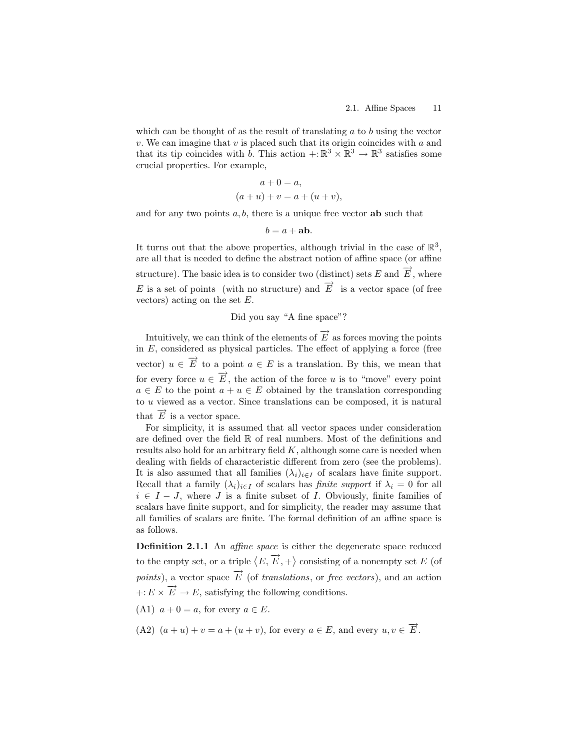which can be thought of as the result of translating $a$ to $b$ using the vector $v$. We can imagine that $v$ is placed such that its origin coincides with $a$ and that its tip coincides with $b$. This action $+\colon \mathbb{R}^3 \times \mathbb{R}^3 \to \mathbb{R}^3$ satisfies some crucial properties. For example,

$$a + 0 = a,$$
$$(a + u) + v = a + (u + v),$$

and for any two points $a, b$, there is a unique free vector $\mathbf{ab}$ such that

$$b = a + \mathbf{ab}.$$

It turns out that the above properties, although trivial in the case of $\mathbb{R}^3$, are all that is needed to define the abstract notion of affine space (or affine structure). The basic idea is to consider two (distinct) sets $E$ and $\overrightarrow{E}$, where $E$ is a set of points (with no structure) and $\overrightarrow{E}$ is a vector space (of free vectors) acting on the set $E$.

Did you say "A fine space"?

Intuitively, we can think of the elements of $\overrightarrow{E}$ as forces moving the points in $E$, considered as physical particles. The effect of applying a force (free vector) $u \in \overrightarrow{E}$ to a point $a \in E$ is a translation. By this, we mean that for every force $u \in \overrightarrow{E}$, the action of the force $u$ is to "move" every point $a \in E$ to the point $a + u \in E$ obtained by the translation corresponding to $u$ viewed as a vector. Since translations can be composed, it is natural that $\overrightarrow{E}$ is a vector space.

For simplicity, it is assumed that all vector spaces under consideration are defined over the field $\mathbb{R}$ of real numbers. Most of the definitions and results also hold for an arbitrary field $K$, although some care is needed when dealing with fields of characteristic different from zero (see the problems). It is also assumed that all families $(\lambda_i)_{i \in I}$ of scalars have finite support. Recall that a family $(\lambda_i)_{i \in I}$ of scalars has *finite support* if $\lambda_i = 0$ for all $i \in I - J$, where $J$ is a finite subset of $I$. Obviously, finite families of scalars have finite support, and for simplicity, the reader may assume that all families of scalars are finite. The formal definition of an affine space is as follows.

**Definition 2.1.1** An *affine space* is either the degenerate space reduced to the empty set, or a triple $\langle E, \overrightarrow{E}, + \rangle$ consisting of a nonempty set $E$ (of *points*), a vector space $\overrightarrow{E}$ (of *translations*, or *free vectors*), and an action $+\colon E \times \overrightarrow{E} \to E$, satisfying the following conditions.

(A1) $a + 0 = a$, for every $a \in E$.

(A2) $(a + u) + v = a + (u + v)$, for every $a \in E$, and every $u, v \in \overrightarrow{E}$.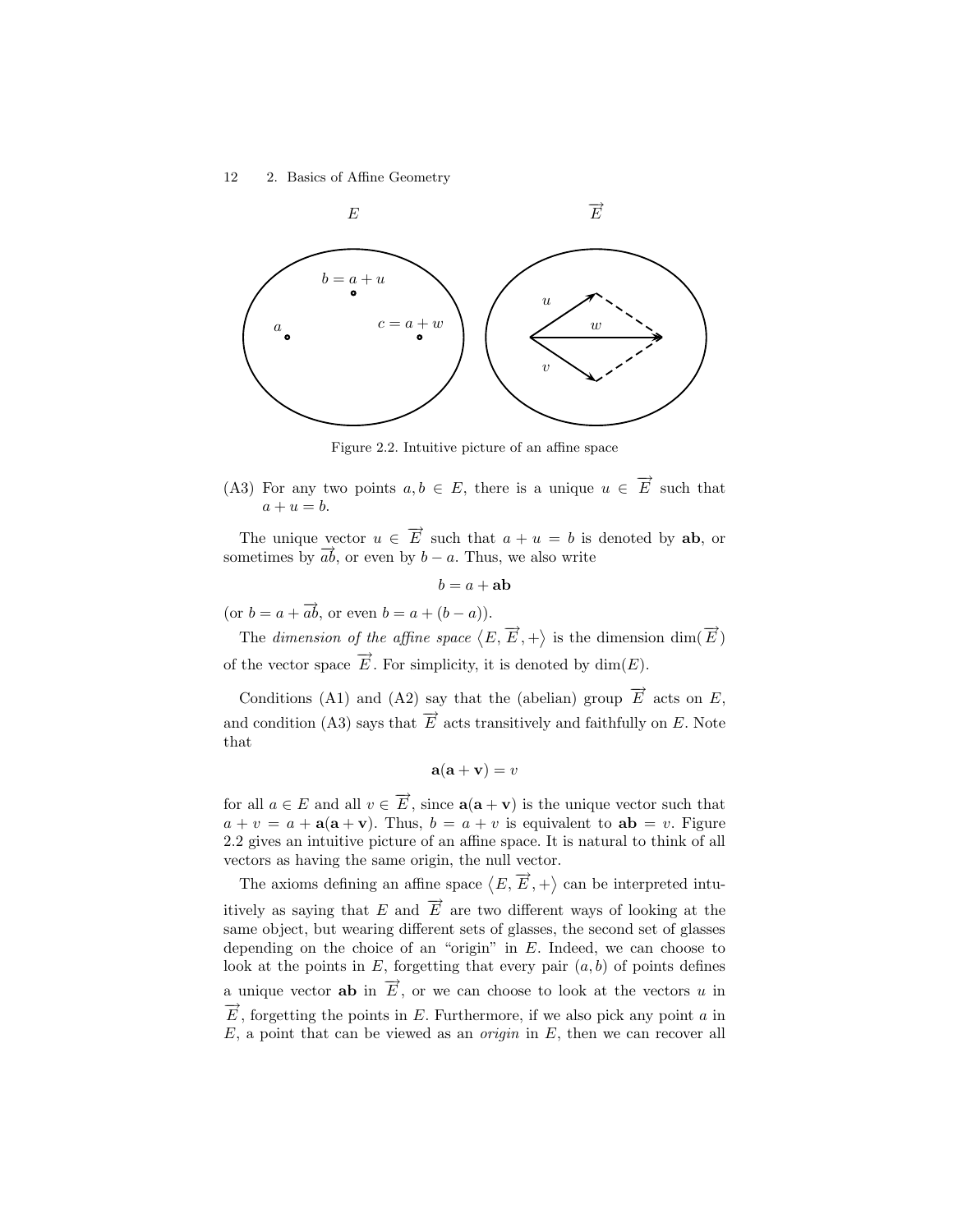Figure 2.2. Intuitive picture of an affine space

(A3) For any two points $a, b \in E$, there is a unique $u \in \overrightarrow{E}$ such that $a + u = b$.

The unique vector $u \in \overrightarrow{E}$ such that $a + u = b$ is denoted by $\mathbf{ab}$, or sometimes by $\overrightarrow{ab}$, or even by $b - a$. Thus, we also write

$$b = a + \mathbf{ab}$$

(or $b = a + \overrightarrow{ab}$, or even $b = a + (b - a)$).

The *dimension of the affine space* $\langle E, \overrightarrow{E}, + \rangle$ is the dimension $\dim(\overrightarrow{E})$ of the vector space $\overrightarrow{E}$. For simplicity, it is denoted by $\dim(E)$.

Conditions (A1) and (A2) say that the (abelian) group $\overrightarrow{E}$ acts on $E$, and condition (A3) says that $\overrightarrow{E}$ acts transitively and faithfully on $E$. Note that

$$\mathbf{a}(\mathbf{a} + \mathbf{v}) = v$$

for all $a \in E$ and all $v \in \overrightarrow{E}$, since $\mathbf{a}(\mathbf{a} + \mathbf{v})$ is the unique vector such that $a + v = a + \mathbf{a}(\mathbf{a} + \mathbf{v})$. Thus, $b = a + v$ is equivalent to $\mathbf{ab} = v$. Figure 2.2 gives an intuitive picture of an affine space. It is natural to think of all vectors as having the same origin, the null vector.

The axioms defining an affine space $\langle E, \overrightarrow{E}, + \rangle$ can be interpreted intuitively as saying that $E$ and $\overrightarrow{E}$ are two different ways of looking at the same object, but wearing different sets of glasses, the second set of glasses depending on the choice of an "origin" in $E$. Indeed, we can choose to look at the points in $E$, forgetting that every pair $(a, b)$ of points defines a unique vector $\mathbf{ab}$ in $\overrightarrow{E}$, or we can choose to look at the vectors $u$ in $\overrightarrow{E}$, forgetting the points in $E$. Furthermore, if we also pick any point $a$ in $E$, a point that can be viewed as an *origin* in $E$, then we can recover all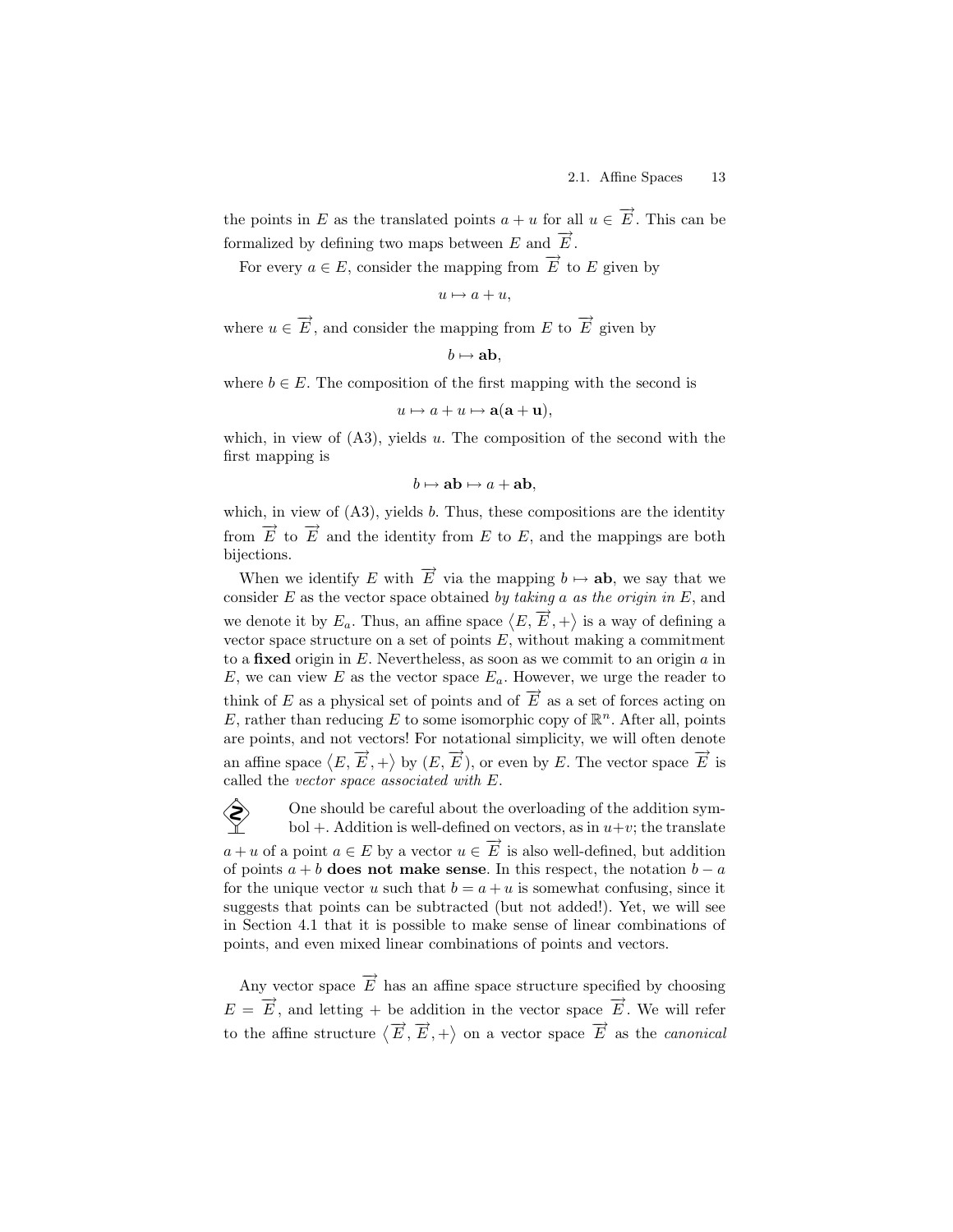the points in $E$ as the translated points $a + u$ for all $u \in \overrightarrow{E}$. This can be formalized by defining two maps between $E$ and $\overrightarrow{E}$.

For every $a \in E$, consider the mapping from $\overrightarrow{E}$ to $E$ given by

$$u \mapsto a + u,$$

where $u \in \overrightarrow{E}$, and consider the mapping from $E$ to $\overrightarrow{E}$ given by

$$b \mapsto \mathbf{ab},$$

where $b \in E$. The composition of the first mapping with the second is

$$u \mapsto a + u \mapsto \mathbf{a(a + u)},$$

which, in view of (A3), yields $u$. The composition of the second with the first mapping is

$$b \mapsto \mathbf{ab} \mapsto a + \mathbf{ab},$$

which, in view of (A3), yields $b$. Thus, these compositions are the identity from $\overrightarrow{E}$ to $\overrightarrow{E}$ and the identity from $E$ to $E$, and the mappings are both bijections.

When we identify $E$ with $\overrightarrow{E}$ via the mapping $b \mapsto \mathbf{ab}$, we say that we consider $E$ as the vector space obtained *by taking $a$ as the origin in $E$*, and we denote it by $E_a$. Thus, an affine space $\langle E, \overrightarrow{E}, + \rangle$ is a way of defining a vector space structure on a set of points $E$, without making a commitment to a **fixed** origin in $E$. Nevertheless, as soon as we commit to an origin $a$ in $E$, we can view $E$ as the vector space $E_a$. However, we urge the reader to think of $E$ as a physical set of points and of $\overrightarrow{E}$ as a set of forces acting on $E$, rather than reducing $E$ to some isomorphic copy of $\mathbb{R}^n$. After all, points are points, and not vectors! For notational simplicity, we will often denote an affine space $\langle E, \overrightarrow{E}, + \rangle$ by $(E, \overrightarrow{E})$, or even by $E$. The vector space $\overrightarrow{E}$ is called the *vector space associated with $E$*.

One should be careful about the overloading of the addition symbol $+$. Addition is well-defined on vectors, as in $u+v$; the translate $a + u$ of a point $a \in E$ by a vector $u \in \overrightarrow{E}$ is also well-defined, but addition of points $a + b$ **does not make sense**. In this respect, the notation $b - a$ for the unique vector $u$ such that $b = a + u$ is somewhat confusing, since it suggests that points can be subtracted (but not added!). Yet, we will see in Section 4.1 that it is possible to make sense of linear combinations of points, and even mixed linear combinations of points and vectors.

Any vector space $\overrightarrow{E}$ has an affine space structure specified by choosing $E = \overrightarrow{E}$, and letting $+$ be addition in the vector space $\overrightarrow{E}$. We will refer to the affine structure $\langle \overrightarrow{E}, \overrightarrow{E}, + \rangle$ on a vector space $\overrightarrow{E}$ as the *canonical*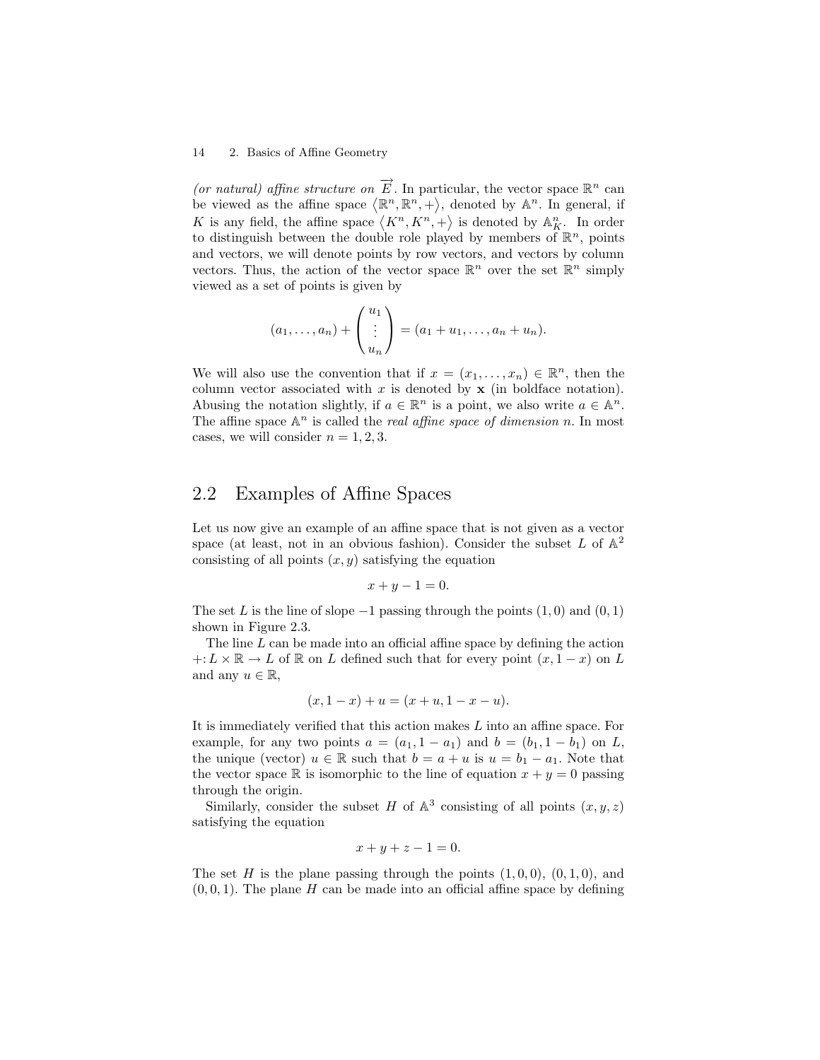*(or natural) affine structure on* $\overrightarrow{E}$. In particular, the vector space $\mathbb{R}^n$ can be viewed as the affine space $\langle \mathbb{R}^n, \mathbb{R}^n, + \rangle$, denoted by $\mathbb{A}^n$. In general, if $K$ is any field, the affine space $\langle K^n, K^n, + \rangle$ is denoted by $\mathbb{A}^n_K$. In order to distinguish between the double role played by members of $\mathbb{R}^n$, points and vectors, we will denote points by row vectors, and vectors by column vectors. Thus, the action of the vector space $\mathbb{R}^n$ over the set $\mathbb{R}^n$ simply viewed as a set of points is given by

$$(a_1, \ldots, a_n) + \begin{pmatrix} u_1 \\ \vdots \\ u_n \end{pmatrix} = (a_1 + u_1, \ldots, a_n + u_n).$$

We will also use the convention that if $x = (x_1, \ldots, x_n) \in \mathbb{R}^n$, then the column vector associated with $x$ is denoted by $\mathbf{x}$ (in boldface notation). Abusing the notation slightly, if $a \in \mathbb{R}^n$ is a point, we also write $a \in \mathbb{A}^n$. The affine space $\mathbb{A}^n$ is called the *real affine space of dimension n*. In most cases, we will consider $n = 1, 2, 3$.

## 2.2 Examples of Affine Spaces

Let us now give an example of an affine space that is not given as a vector space (at least, not in an obvious fashion). Consider the subset $L$ of $\mathbb{A}^2$ consisting of all points $(x, y)$ satisfying the equation

$$x + y - 1 = 0.$$

The set $L$ is the line of slope $-1$ passing through the points $(1, 0)$ and $(0, 1)$ shown in Figure 2.3.

The line $L$ can be made into an official affine space by defining the action $+ \colon L \times \mathbb{R} \to L$ of $\mathbb{R}$ on $L$ defined such that for every point $(x, 1 - x)$ on $L$ and any $u \in \mathbb{R}$,

$$(x, 1 - x) + u = (x + u, 1 - x - u).$$

It is immediately verified that this action makes $L$ into an affine space. For example, for any two points $a = (a_1, 1 - a_1)$ and $b = (b_1, 1 - b_1)$ on $L$, the unique (vector) $u \in \mathbb{R}$ such that $b = a + u$ is $u = b_1 - a_1$. Note that the vector space $\mathbb{R}$ is isomorphic to the line of equation $x + y = 0$ passing through the origin.

Similarly, consider the subset $H$ of $\mathbb{A}^3$ consisting of all points $(x, y, z)$ satisfying the equation

$$x + y + z - 1 = 0.$$

The set $H$ is the plane passing through the points $(1, 0, 0)$, $(0, 1, 0)$, and $(0, 0, 1)$. The plane $H$ can be made into an official affine space by defining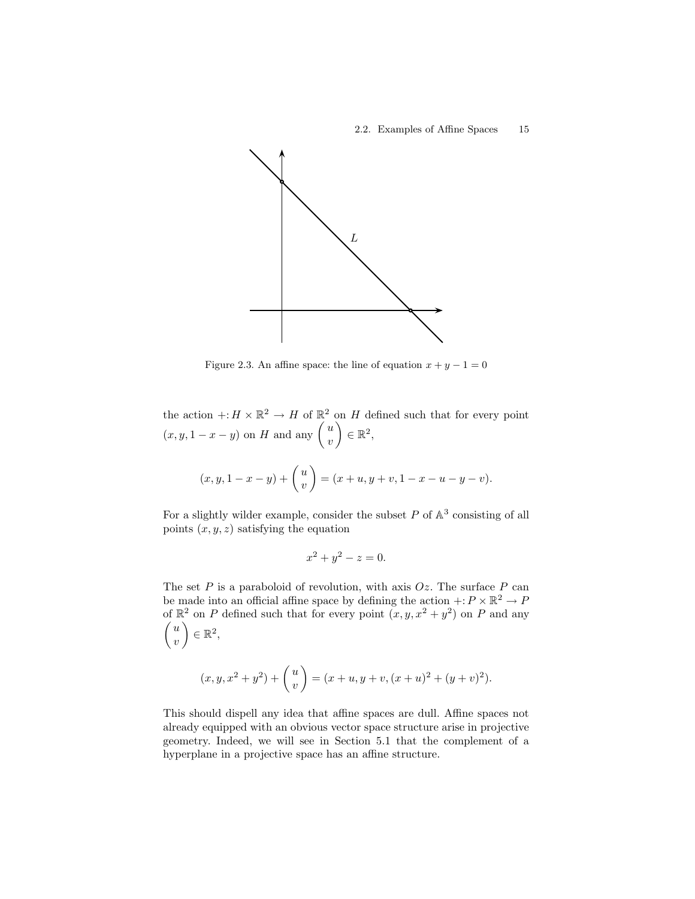Figure 2.3. An affine space: the line of equation $x + y - 1 = 0$

the action $+: H \times \mathbb{R}^2 \to H$ of $\mathbb{R}^2$ on $H$ defined such that for every point $(x, y, 1 - x - y)$ on $H$ and any $\begin{pmatrix} u \\ v \end{pmatrix} \in \mathbb{R}^2$,

$$(x, y, 1 - x - y) + \begin{pmatrix} u \\ v \end{pmatrix} = (x + u, y + v, 1 - x - u - y - v).$$

For a slightly wilder example, consider the subset $P$ of $\mathbb{A}^3$ consisting of all points $(x, y, z)$ satisfying the equation

$$x^2 + y^2 - z = 0.$$

The set $P$ is a paraboloid of revolution, with axis $Oz$. The surface $P$ can be made into an official affine space by defining the action $+: P \times \mathbb{R}^2 \to P$ of $\mathbb{R}^2$ on $P$ defined such that for every point $(x, y, x^2 + y^2)$ on $P$ and any $\begin{pmatrix} u \\ v \end{pmatrix} \in \mathbb{R}^2$,

$$(x, y, x^2 + y^2) + \begin{pmatrix} u \\ v \end{pmatrix} = (x + u, y + v, (x + u)^2 + (y + v)^2).$$

This should dispell any idea that affine spaces are dull. Affine spaces not already equipped with an obvious vector space structure arise in projective geometry. Indeed, we will see in Section 5.1 that the complement of a hyperplane in a projective space has an affine structure.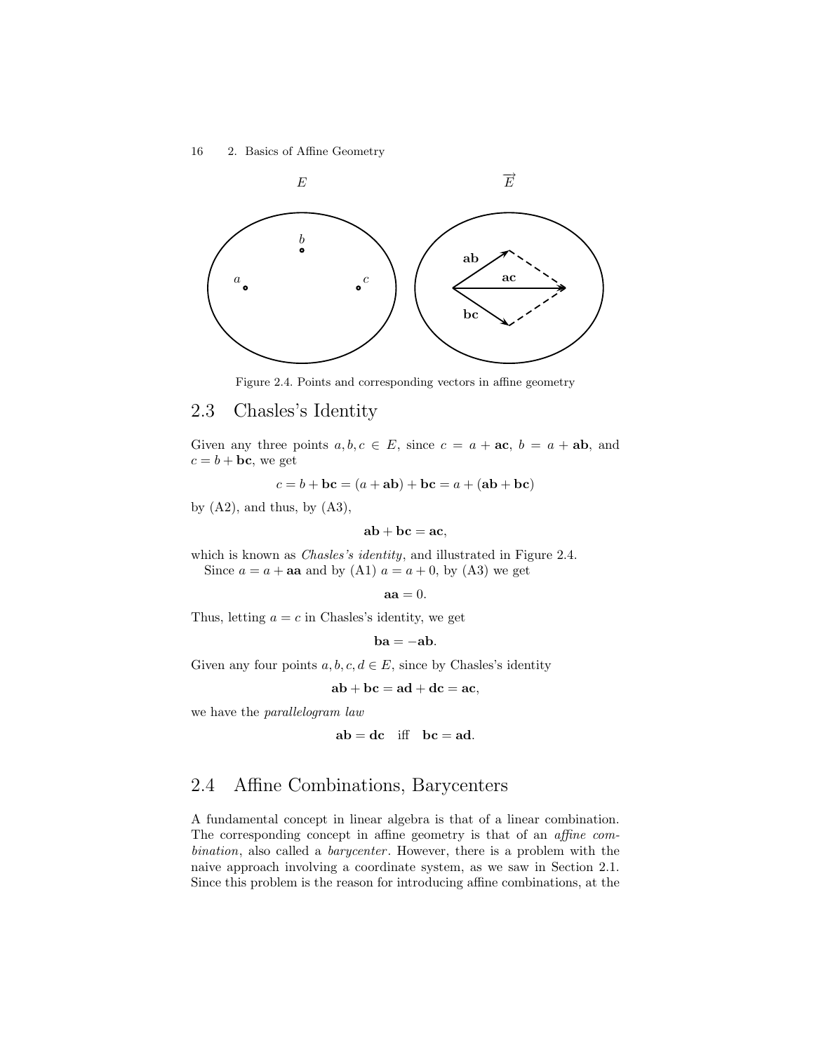Figure 2.4. Points and corresponding vectors in affine geometry

## 2.3 Chasles's Identity

Given any three points $a, b, c \in E$, since $c = a + \mathbf{ac}$, $b = a + \mathbf{ab}$, and $c = b + \mathbf{bc}$, we get

$$c = b + \mathbf{bc} = (a + \mathbf{ab}) + \mathbf{bc} = a + (\mathbf{ab} + \mathbf{bc})$$

by (A2), and thus, by (A3),

$$\mathbf{ab} + \mathbf{bc} = \mathbf{ac},$$

which is known as *Chasles's identity*, and illustrated in Figure 2.4.

Since $a = a + \mathbf{aa}$ and by (A1) $a = a + 0$, by (A3) we get

$$\mathbf{aa} = 0.$$

Thus, letting $a = c$ in Chasles's identity, we get

$$\mathbf{ba} = -\mathbf{ab}.$$

Given any four points $a, b, c, d \in E$, since by Chasles's identity

$$\mathbf{ab} + \mathbf{bc} = \mathbf{ad} + \mathbf{dc} = \mathbf{ac},$$

we have the *parallelogram law*

$$\mathbf{ab} = \mathbf{dc} \quad \text{iff} \quad \mathbf{bc} = \mathbf{ad}.$$

## 2.4 Affine Combinations, Barycenters

A fundamental concept in linear algebra is that of a linear combination. The corresponding concept in affine geometry is that of an *affine combination*, also called a *barycenter*. However, there is a problem with the naive approach involving a coordinate system, as we saw in Section 2.1. Since this problem is the reason for introducing affine combinations, at the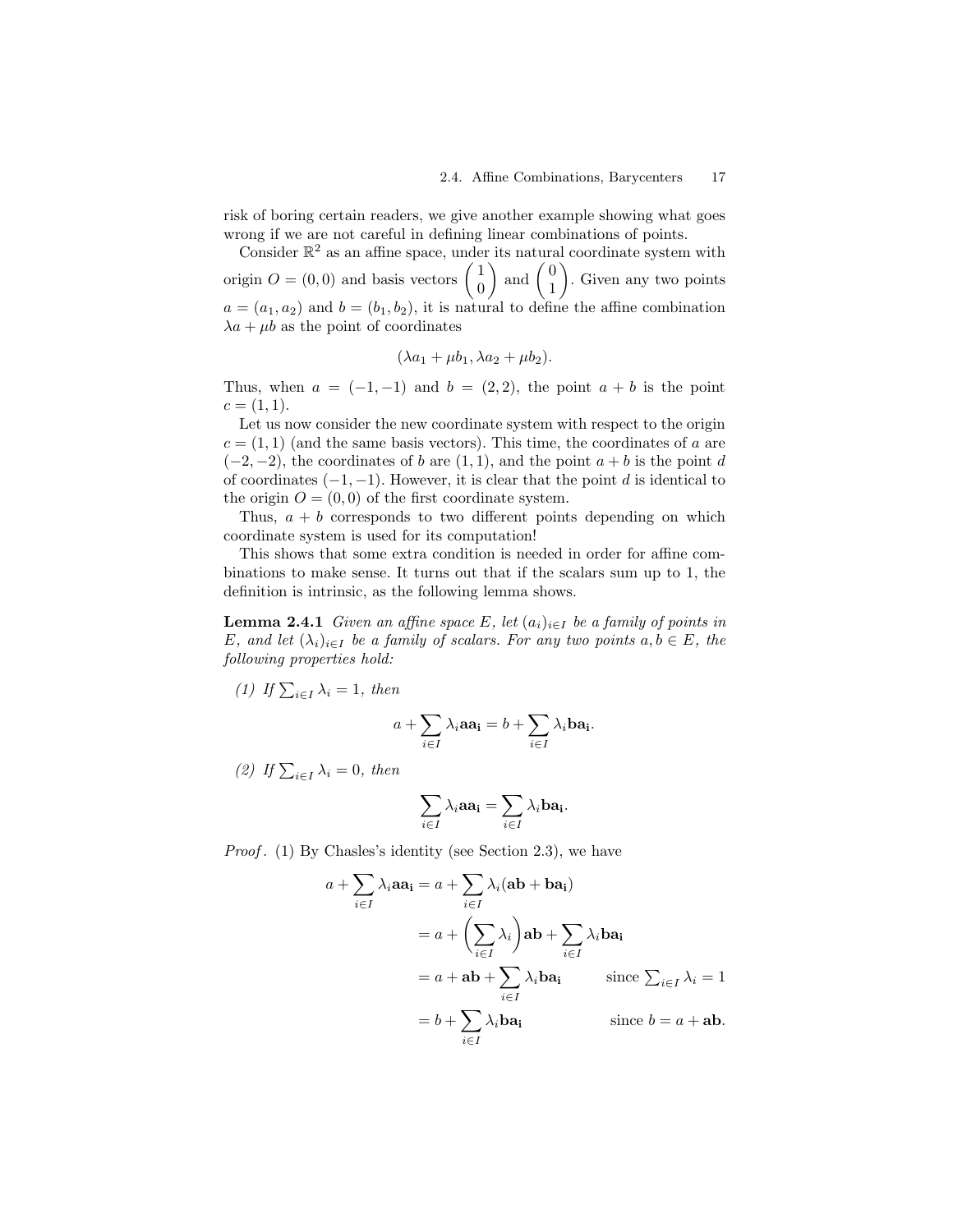risk of boring certain readers, we give another example showing what goes wrong if we are not careful in defining linear combinations of points.

Consider $\mathbb{R}^2$ as an affine space, under its natural coordinate system with origin $O = (0, 0)$ and basis vectors $\begin{pmatrix} 1 \\ 0 \end{pmatrix}$ and $\begin{pmatrix} 0 \\ 1 \end{pmatrix}$. Given any two points $a = (a_1, a_2)$ and $b = (b_1, b_2)$, it is natural to define the affine combination $\lambda a + \mu b$ as the point of coordinates

$$(\lambda a_1 + \mu b_1, \lambda a_2 + \mu b_2).$$

Thus, when $a = (-1, -1)$ and $b = (2, 2)$, the point $a + b$ is the point $c = (1, 1)$.

Let us now consider the new coordinate system with respect to the origin $c = (1, 1)$ (and the same basis vectors). This time, the coordinates of $a$ are $(-2, -2)$, the coordinates of $b$ are $(1, 1)$, and the point $a + b$ is the point $d$ of coordinates $(-1, -1)$. However, it is clear that the point $d$ is identical to the origin $O = (0, 0)$ of the first coordinate system.

Thus, $a + b$ corresponds to two different points depending on which coordinate system is used for its computation!

This shows that some extra condition is needed in order for affine combinations to make sense. It turns out that if the scalars sum up to 1, the definition is intrinsic, as the following lemma shows.

**Lemma 2.4.1** *Given an affine space $E$, let $(a_i)_{i \in I}$ be a family of points in $E$, and let $(\lambda_i)_{i \in I}$ be a family of scalars. For any two points $a, b \in E$, the following properties hold:*

*(1) If $\sum_{i \in I} \lambda_i = 1$, then*

$$a + \sum_{i \in I} \lambda_i \mathbf{aa_i} = b + \sum_{i \in I} \lambda_i \mathbf{ba_i}.$$

*(2) If $\sum_{i \in I} \lambda_i = 0$, then*

$$\sum_{i \in I} \lambda_i \mathbf{aa_i} = \sum_{i \in I} \lambda_i \mathbf{ba_i}.$$

*Proof.* (1) By Chasles's identity (see Section 2.3), we have

$$\begin{aligned}
a + \sum_{i \in I} \lambda_i \mathbf{aa_i} &= a + \sum_{i \in I} \lambda_i (\mathbf{ab} + \mathbf{ba_i}) \\
&= a + \left( \sum_{i \in I} \lambda_i \right) \mathbf{ab} + \sum_{i \in I} \lambda_i \mathbf{ba_i} \\
&= a + \mathbf{ab} + \sum_{i \in I} \lambda_i \mathbf{ba_i} \qquad \text{since } \textstyle\sum_{i \in I} \lambda_i = 1 \\
&= b + \sum_{i \in I} \lambda_i \mathbf{ba_i} \qquad \text{since } b = a + \mathbf{ab}.
\end{aligned}$$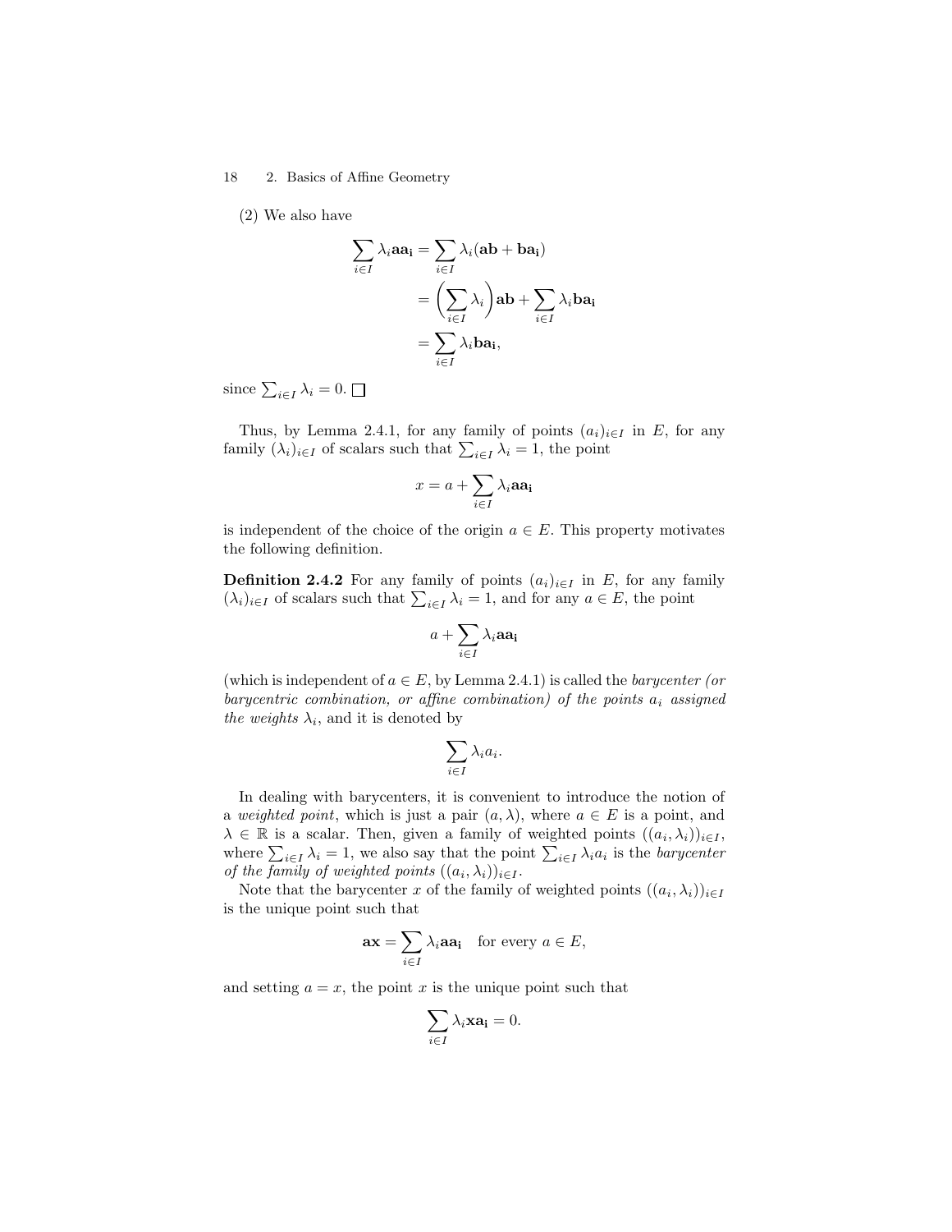(2) We also have

$$\begin{aligned}
\sum_{i \in I} \lambda_i \mathbf{a}\mathbf{a_i} &= \sum_{i \in I} \lambda_i (\mathbf{a}\mathbf{b} + \mathbf{b}\mathbf{a_i}) \\
&= \left( \sum_{i \in I} \lambda_i \right) \mathbf{a}\mathbf{b} + \sum_{i \in I} \lambda_i \mathbf{b}\mathbf{a_i} \\
&= \sum_{i \in I} \lambda_i \mathbf{b}\mathbf{a_i},
\end{aligned}$$

since $\sum_{i \in I} \lambda_i = 0$. □

Thus, by Lemma 2.4.1, for any family of points $(a_i)_{i \in I}$ in $E$, for any family $(\lambda_i)_{i \in I}$ of scalars such that $\sum_{i \in I} \lambda_i = 1$, the point

$$x = a + \sum_{i \in I} \lambda_i \mathbf{a}\mathbf{a_i}$$

is independent of the choice of the origin $a \in E$. This property motivates the following definition.

**Definition 2.4.2** For any family of points $(a_i)_{i \in I}$ in $E$, for any family $(\lambda_i)_{i \in I}$ of scalars such that $\sum_{i \in I} \lambda_i = 1$, and for any $a \in E$, the point

$$a + \sum_{i \in I} \lambda_i \mathbf{a}\mathbf{a_i}$$

(which is independent of $a \in E$, by Lemma 2.4.1) is called the *barycenter (or barycentric combination, or affine combination) of the points $a_i$ assigned the weights $\lambda_i$*, and it is denoted by

$$\sum_{i \in I} \lambda_i a_i.$$

In dealing with barycenters, it is convenient to introduce the notion of a *weighted point*, which is just a pair $(a, \lambda)$, where $a \in E$ is a point, and $\lambda \in \mathbb{R}$ is a scalar. Then, given a family of weighted points $((a_i, \lambda_i))_{i \in I}$, where $\sum_{i \in I} \lambda_i = 1$, we also say that the point $\sum_{i \in I} \lambda_i a_i$ is the *barycenter of the family of weighted points $((a_i, \lambda_i))_{i \in I}$*.

Note that the barycenter $x$ of the family of weighted points $((a_i, \lambda_i))_{i \in I}$ is the unique point such that

$$\mathbf{a}\mathbf{x} = \sum_{i \in I} \lambda_i \mathbf{a}\mathbf{a_i} \quad \text{for every } a \in E,$$

and setting $a = x$, the point $x$ is the unique point such that

$$\sum_{i \in I} \lambda_i \mathbf{x}\mathbf{a_i} = 0.$$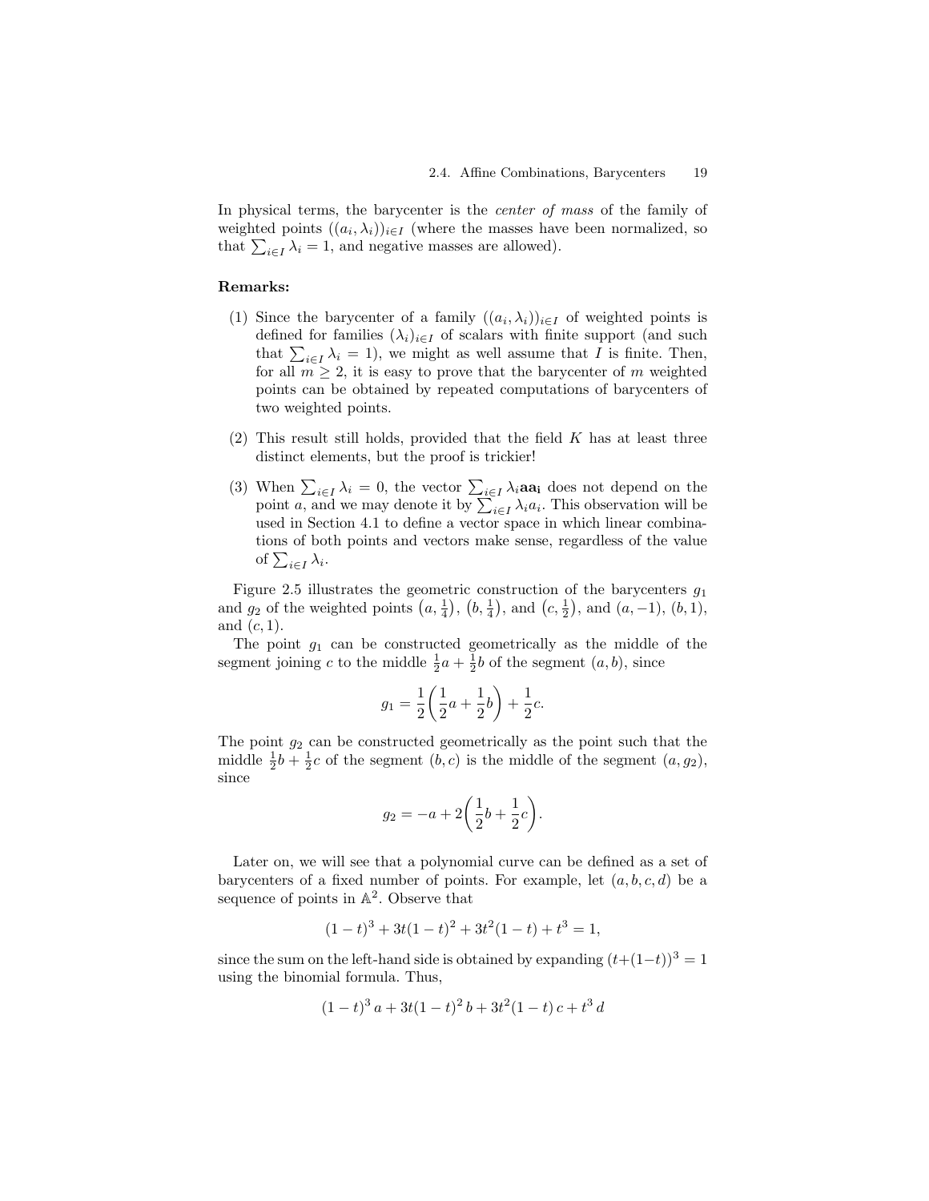In physical terms, the barycenter is the *center of mass* of the family of weighted points $((a_i, \lambda_i))_{i \in I}$ (where the masses have been normalized, so that $\sum_{i \in I} \lambda_i = 1$, and negative masses are allowed).

**Remarks:**

(1) Since the barycenter of a family $((a_i, \lambda_i))_{i \in I}$ of weighted points is defined for families $(\lambda_i)_{i \in I}$ of scalars with finite support (and such that $\sum_{i \in I} \lambda_i = 1$), we might as well assume that $I$ is finite. Then, for all $m \geq 2$, it is easy to prove that the barycenter of $m$ weighted points can be obtained by repeated computations of barycenters of two weighted points.

(2) This result still holds, provided that the field $K$ has at least three distinct elements, but the proof is trickier!

(3) When $\sum_{i \in I} \lambda_i = 0$, the vector $\sum_{i \in I} \lambda_i \mathbf{aa_i}$ does not depend on the point $a$, and we may denote it by $\sum_{i \in I} \lambda_i a_i$. This observation will be used in Section 4.1 to define a vector space in which linear combinations of both points and vectors make sense, regardless of the value of $\sum_{i \in I} \lambda_i$.

Figure 2.5 illustrates the geometric construction of the barycenters $g_1$ and $g_2$ of the weighted points $\left(a, \frac{1}{4}\right)$, $\left(b, \frac{1}{4}\right)$, and $\left(c, \frac{1}{2}\right)$, and $(a, -1)$, $(b, 1)$, and $(c, 1)$.

The point $g_1$ can be constructed geometrically as the middle of the segment joining $c$ to the middle $\frac{1}{2}a + \frac{1}{2}b$ of the segment $(a, b)$, since

$$g_1 = \frac{1}{2}\left(\frac{1}{2}a + \frac{1}{2}b\right) + \frac{1}{2}c.$$

The point $g_2$ can be constructed geometrically as the point such that the middle $\frac{1}{2}b + \frac{1}{2}c$ of the segment $(b, c)$ is the middle of the segment $(a, g_2)$, since

$$g_2 = -a + 2\left(\frac{1}{2}b + \frac{1}{2}c\right).$$

Later on, we will see that a polynomial curve can be defined as a set of barycenters of a fixed number of points. For example, let $(a, b, c, d)$ be a sequence of points in $\mathbb{A}^2$. Observe that

$$(1-t)^3 + 3t(1-t)^2 + 3t^2(1-t) + t^3 = 1,$$

since the sum on the left-hand side is obtained by expanding $(t + (1-t))^3 = 1$ using the binomial formula. Thus,

$$(1-t)^3\, a + 3t(1-t)^2\, b + 3t^2(1-t)\, c + t^3\, d$$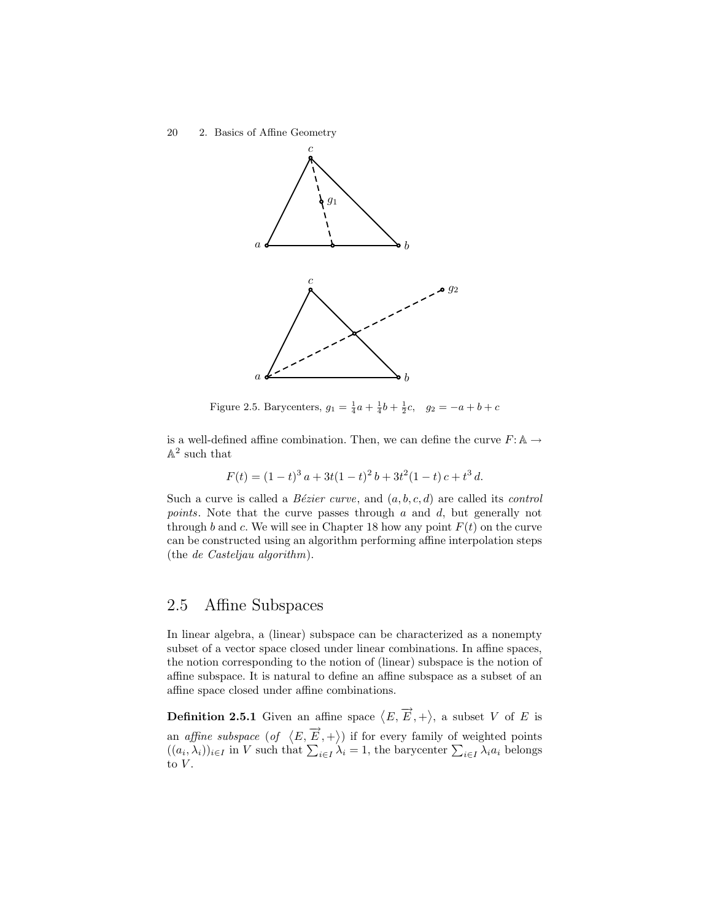Figure 2.5. Barycenters, $g_1 = \frac{1}{4}a + \frac{1}{4}b + \frac{1}{2}c$, $\quad g_2 = -a + b + c$

is a well-defined affine combination. Then, we can define the curve $F\colon \mathbb{A} \to \mathbb{A}^2$ such that

$$F(t) = (1-t)^3\, a + 3t(1-t)^2\, b + 3t^2(1-t)\, c + t^3\, d.$$

Such a curve is called a *Bézier curve*, and $(a, b, c, d)$ are called its *control points*. Note that the curve passes through $a$ and $d$, but generally not through $b$ and $c$. We will see in Chapter 18 how any point $F(t)$ on the curve can be constructed using an algorithm performing affine interpolation steps (the *de Casteljau algorithm*).

## 2.5 Affine Subspaces

In linear algebra, a (linear) subspace can be characterized as a nonempty subset of a vector space closed under linear combinations. In affine spaces, the notion corresponding to the notion of (linear) subspace is the notion of affine subspace. It is natural to define an affine subspace as a subset of an affine space closed under affine combinations.

**Definition 2.5.1** Given an affine space $\langle E, \overrightarrow{E}, + \rangle$, a subset $V$ of $E$ is an *affine subspace* (*of* $\langle E, \overrightarrow{E}, + \rangle$) if for every family of weighted points $((a_i, \lambda_i))_{i \in I}$ in $V$ such that $\sum_{i \in I} \lambda_i = 1$, the barycenter $\sum_{i \in I} \lambda_i a_i$ belongs to $V$.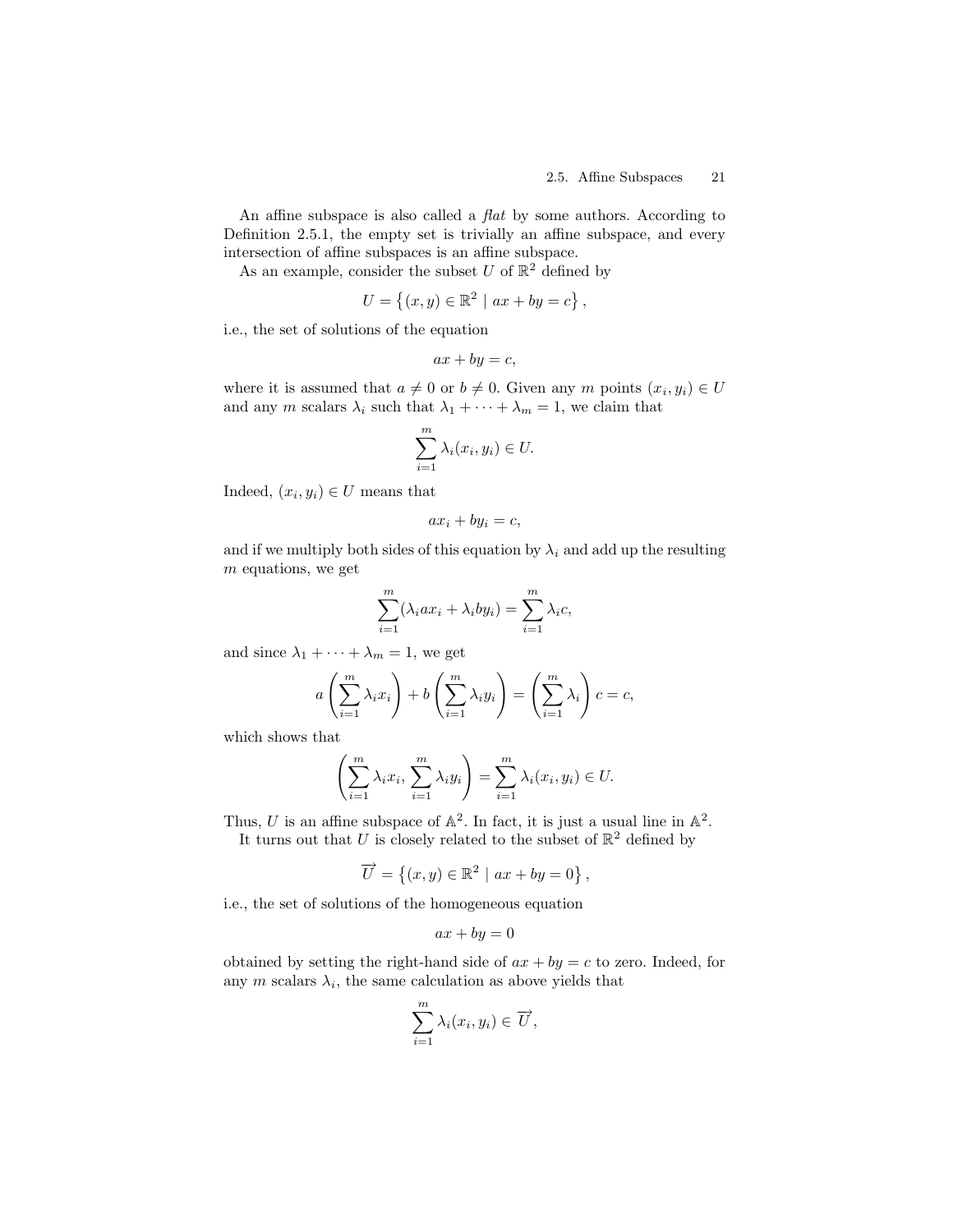An affine subspace is also called a *flat* by some authors. According to Definition 2.5.1, the empty set is trivially an affine subspace, and every intersection of affine subspaces is an affine subspace.

As an example, consider the subset $U$ of $\mathbb{R}^2$ defined by

$$U = \left\{(x, y) \in \mathbb{R}^2 \mid ax + by = c\right\},$$

i.e., the set of solutions of the equation

$$ax + by = c,$$

where it is assumed that $a \neq 0$ or $b \neq 0$. Given any $m$ points $(x_i, y_i) \in U$ and any $m$ scalars $\lambda_i$ such that $\lambda_1 + \cdots + \lambda_m = 1$, we claim that

$$\sum_{i=1}^{m} \lambda_i (x_i, y_i) \in U.$$

Indeed, $(x_i, y_i) \in U$ means that

$$ax_i + by_i = c,$$

and if we multiply both sides of this equation by $\lambda_i$ and add up the resulting $m$ equations, we get

$$\sum_{i=1}^{m} (\lambda_i a x_i + \lambda_i b y_i) = \sum_{i=1}^{m} \lambda_i c,$$

and since $\lambda_1 + \cdots + \lambda_m = 1$, we get

$$a\left(\sum_{i=1}^{m} \lambda_i x_i\right) + b\left(\sum_{i=1}^{m} \lambda_i y_i\right) = \left(\sum_{i=1}^{m} \lambda_i\right) c = c,$$

which shows that

$$\left(\sum_{i=1}^{m} \lambda_i x_i, \sum_{i=1}^{m} \lambda_i y_i\right) = \sum_{i=1}^{m} \lambda_i (x_i, y_i) \in U.$$

Thus, $U$ is an affine subspace of $\mathbb{A}^2$. In fact, it is just a usual line in $\mathbb{A}^2$.

It turns out that $U$ is closely related to the subset of $\mathbb{R}^2$ defined by

$$\overrightarrow{U} = \left\{(x, y) \in \mathbb{R}^2 \mid ax + by = 0\right\},$$

i.e., the set of solutions of the homogeneous equation

$$ax + by = 0$$

obtained by setting the right-hand side of $ax + by = c$ to zero. Indeed, for any $m$ scalars $\lambda_i$, the same calculation as above yields that

$$\sum_{i=1}^{m} \lambda_i (x_i, y_i) \in \overrightarrow{U},$$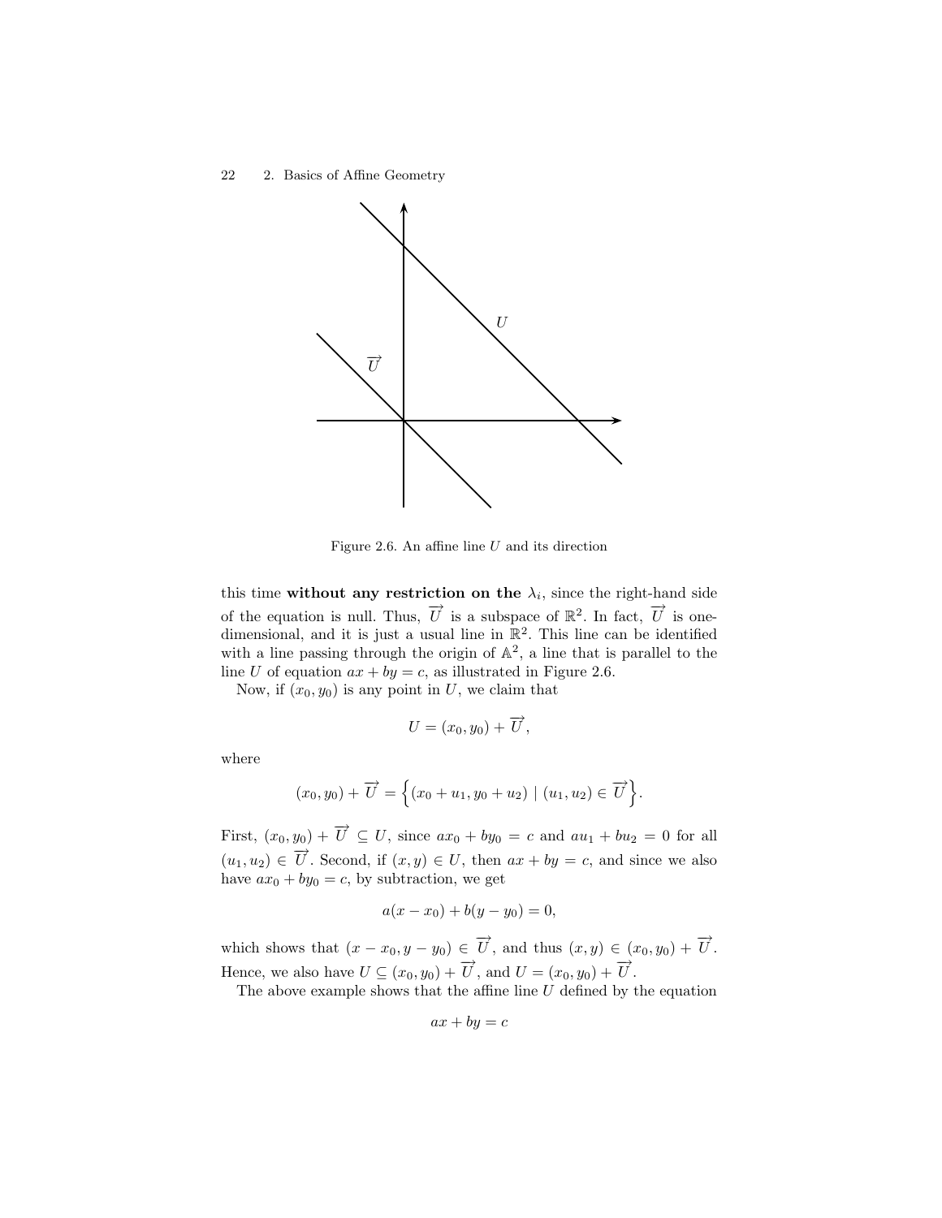Figure 2.6. An affine line $U$ and its direction

this time **without any restriction on the** $\lambda_i$, since the right-hand side of the equation is null. Thus, $\overrightarrow{U}$ is a subspace of $\mathbb{R}^2$. In fact, $\overrightarrow{U}$ is one-dimensional, and it is just a usual line in $\mathbb{R}^2$. This line can be identified with a line passing through the origin of $\mathbb{A}^2$, a line that is parallel to the line $U$ of equation $ax + by = c$, as illustrated in Figure 2.6.

Now, if $(x_0, y_0)$ is any point in $U$, we claim that

$$U = (x_0, y_0) + \overrightarrow{U},$$

where

$$(x_0, y_0) + \overrightarrow{U} = \Big\{(x_0 + u_1, y_0 + u_2) \mid (u_1, u_2) \in \overrightarrow{U}\Big\}.$$

First, $(x_0, y_0) + \overrightarrow{U} \subseteq U$, since $ax_0 + by_0 = c$ and $au_1 + bu_2 = 0$ for all $(u_1, u_2) \in \overrightarrow{U}$. Second, if $(x, y) \in U$, then $ax + by = c$, and since we also have $ax_0 + by_0 = c$, by subtraction, we get

$$a(x - x_0) + b(y - y_0) = 0,$$

which shows that $(x - x_0, y - y_0) \in \overrightarrow{U}$, and thus $(x, y) \in (x_0, y_0) + \overrightarrow{U}$. Hence, we also have $U \subseteq (x_0, y_0) + \overrightarrow{U}$, and $U = (x_0, y_0) + \overrightarrow{U}$.

The above example shows that the affine line $U$ defined by the equation

$$ax + by = c$$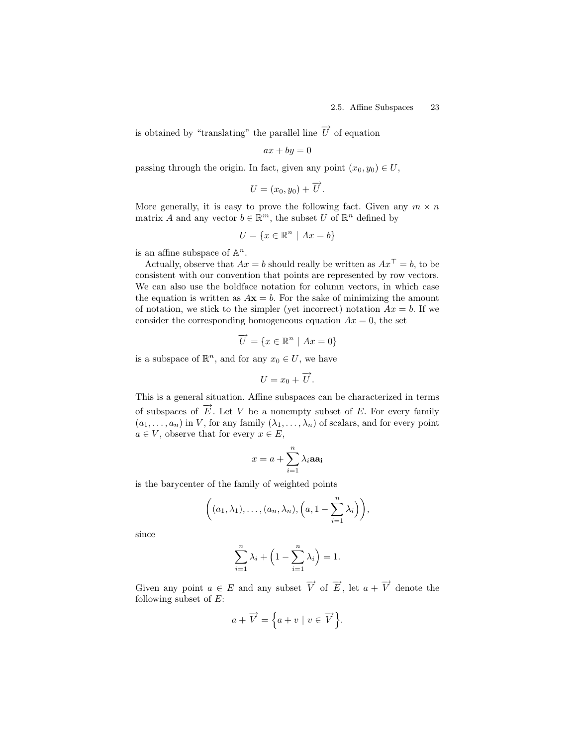is obtained by "translating" the parallel line $\overrightarrow{U}$ of equation

$$ax + by = 0$$

passing through the origin. In fact, given any point $(x_0, y_0) \in U$,

$$U = (x_0, y_0) + \overrightarrow{U}.$$

More generally, it is easy to prove the following fact. Given any $m \times n$ matrix $A$ and any vector $b \in \mathbb{R}^m$, the subset $U$ of $\mathbb{R}^n$ defined by

$$U = \{x \in \mathbb{R}^n \mid Ax = b\}$$

is an affine subspace of $\mathbb{A}^n$.

Actually, observe that $Ax = b$ should really be written as $Ax^\top = b$, to be consistent with our convention that points are represented by row vectors. We can also use the boldface notation for column vectors, in which case the equation is written as $A\mathbf{x} = b$. For the sake of minimizing the amount of notation, we stick to the simpler (yet incorrect) notation $Ax = b$. If we consider the corresponding homogeneous equation $Ax = 0$, the set

$$\overrightarrow{U} = \{x \in \mathbb{R}^n \mid Ax = 0\}$$

is a subspace of $\mathbb{R}^n$, and for any $x_0 \in U$, we have

$$U = x_0 + \overrightarrow{U}.$$

This is a general situation. Affine subspaces can be characterized in terms of subspaces of $\overrightarrow{E}$. Let $V$ be a nonempty subset of $E$. For every family $(a_1, \ldots, a_n)$ in $V$, for any family $(\lambda_1, \ldots, \lambda_n)$ of scalars, and for every point $a \in V$, observe that for every $x \in E$,

$$x = a + \sum_{i=1}^{n} \lambda_i \mathbf{a}\mathbf{a_i}$$

is the barycenter of the family of weighted points

$$\Big((a_1, \lambda_1), \ldots, (a_n, \lambda_n), \Big(a, 1 - \sum_{i=1}^{n} \lambda_i\Big)\Big),$$

since

$$\sum_{i=1}^{n} \lambda_i + \Big(1 - \sum_{i=1}^{n} \lambda_i\Big) = 1.$$

Given any point $a \in E$ and any subset $\overrightarrow{V}$ of $\overrightarrow{E}$, let $a + \overrightarrow{V}$ denote the following subset of $E$:

$$a + \overrightarrow{V} = \Big\{a + v \mid v \in \overrightarrow{V}\Big\}.$$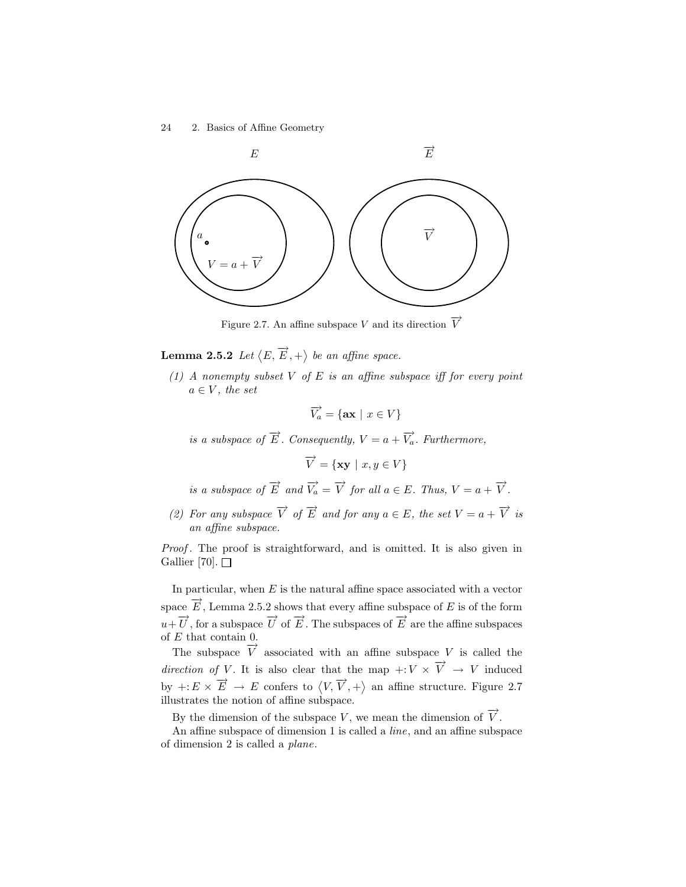Figure 2.7. An affine subspace $V$ and its direction $\overrightarrow{V}$

**Lemma 2.5.2** *Let $\langle E, \overrightarrow{E}, +\rangle$ be an affine space.*

*(1) A nonempty subset $V$ of $E$ is an affine subspace iff for every point $a \in V$, the set*

$$\overrightarrow{V_a} = \{\mathbf{ax} \mid x \in V\}$$

*is a subspace of $\overrightarrow{E}$. Consequently, $V = a + \overrightarrow{V_a}$. Furthermore,*

$$\overrightarrow{V} = \{\mathbf{xy} \mid x, y \in V\}$$

*is a subspace of $\overrightarrow{E}$ and $\overrightarrow{V_a} = \overrightarrow{V}$ for all $a \in E$. Thus, $V = a + \overrightarrow{V}$.*

*(2) For any subspace $\overrightarrow{V}$ of $\overrightarrow{E}$ and for any $a \in E$, the set $V = a + \overrightarrow{V}$ is an affine subspace.*

*Proof*. The proof is straightforward, and is omitted. It is also given in Gallier [70]. □

In particular, when $E$ is the natural affine space associated with a vector space $\overrightarrow{E}$, Lemma 2.5.2 shows that every affine subspace of $E$ is of the form $u + \overrightarrow{U}$, for a subspace $\overrightarrow{U}$ of $\overrightarrow{E}$. The subspaces of $\overrightarrow{E}$ are the affine subspaces of $E$ that contain 0.

The subspace $\overrightarrow{V}$ associated with an affine subspace $V$ is called the *direction of* $V$. It is also clear that the map $+\colon V \times \overrightarrow{V} \to V$ induced by $+\colon E \times \overrightarrow{E} \to E$ confers to $\langle V, \overrightarrow{V}, +\rangle$ an affine structure. Figure 2.7 illustrates the notion of affine subspace.

By the dimension of the subspace $V$, we mean the dimension of $\overrightarrow{V}$.

An affine subspace of dimension 1 is called a *line*, and an affine subspace of dimension 2 is called a *plane*.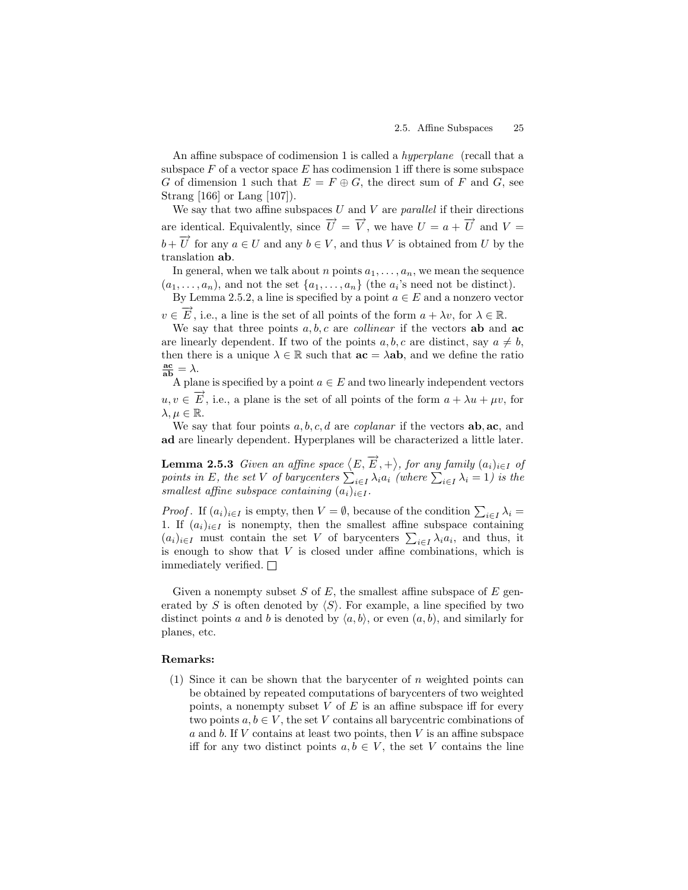An affine subspace of codimension 1 is called a *hyperplane* (recall that a subspace $F$ of a vector space $E$ has codimension 1 iff there is some subspace $G$ of dimension 1 such that $E = F \oplus G$, the direct sum of $F$ and $G$, see Strang [166] or Lang [107]).

We say that two affine subspaces $U$ and $V$ are *parallel* if their directions are identical. Equivalently, since $\overrightarrow{U} = \overrightarrow{V}$, we have $U = a + \overrightarrow{U}$ and $V = b + \overrightarrow{U}$ for any $a \in U$ and any $b \in V$, and thus $V$ is obtained from $U$ by the translation $\mathbf{ab}$.

In general, when we talk about $n$ points $a_1, \ldots, a_n$, we mean the sequence $(a_1, \ldots, a_n)$, and not the set $\{a_1, \ldots, a_n\}$ (the $a_i$'s need not be distinct).

By Lemma 2.5.2, a line is specified by a point $a \in E$ and a nonzero vector $v \in \overrightarrow{E}$, i.e., a line is the set of all points of the form $a + \lambda v$, for $\lambda \in \mathbb{R}$.

We say that three points $a, b, c$ are *collinear* if the vectors $\mathbf{ab}$ and $\mathbf{ac}$ are linearly dependent. If two of the points $a, b, c$ are distinct, say $a \neq b$, then there is a unique $\lambda \in \mathbb{R}$ such that $\mathbf{ac} = \lambda \mathbf{ab}$, and we define the ratio $\frac{\mathbf{ac}}{\mathbf{ab}} = \lambda$.

A plane is specified by a point $a \in E$ and two linearly independent vectors $u, v \in \overrightarrow{E}$, i.e., a plane is the set of all points of the form $a + \lambda u + \mu v$, for $\lambda, \mu \in \mathbb{R}$.

We say that four points $a, b, c, d$ are *coplanar* if the vectors $\mathbf{ab}, \mathbf{ac}$, and $\mathbf{ad}$ are linearly dependent. Hyperplanes will be characterized a little later.

**Lemma 2.5.3** *Given an affine space $\langle E, \overrightarrow{E}, + \rangle$, for any family $(a_i)_{i \in I}$ of points in $E$, the set $V$ of barycenters $\sum_{i \in I} \lambda_i a_i$ (where $\sum_{i \in I} \lambda_i = 1$) is the smallest affine subspace containing $(a_i)_{i \in I}$.*

*Proof*. If $(a_i)_{i \in I}$ is empty, then $V = \emptyset$, because of the condition $\sum_{i \in I} \lambda_i = 1$. If $(a_i)_{i \in I}$ is nonempty, then the smallest affine subspace containing $(a_i)_{i \in I}$ must contain the set $V$ of barycenters $\sum_{i \in I} \lambda_i a_i$, and thus, it is enough to show that $V$ is closed under affine combinations, which is immediately verified. $\square$

Given a nonempty subset $S$ of $E$, the smallest affine subspace of $E$ generated by $S$ is often denoted by $\langle S \rangle$. For example, a line specified by two distinct points $a$ and $b$ is denoted by $\langle a, b \rangle$, or even $(a, b)$, and similarly for planes, etc.

**Remarks:**

(1) Since it can be shown that the barycenter of $n$ weighted points can be obtained by repeated computations of barycenters of two weighted points, a nonempty subset $V$ of $E$ is an affine subspace iff for every two points $a, b \in V$, the set $V$ contains all barycentric combinations of $a$ and $b$. If $V$ contains at least two points, then $V$ is an affine subspace iff for any two distinct points $a, b \in V$, the set $V$ contains the line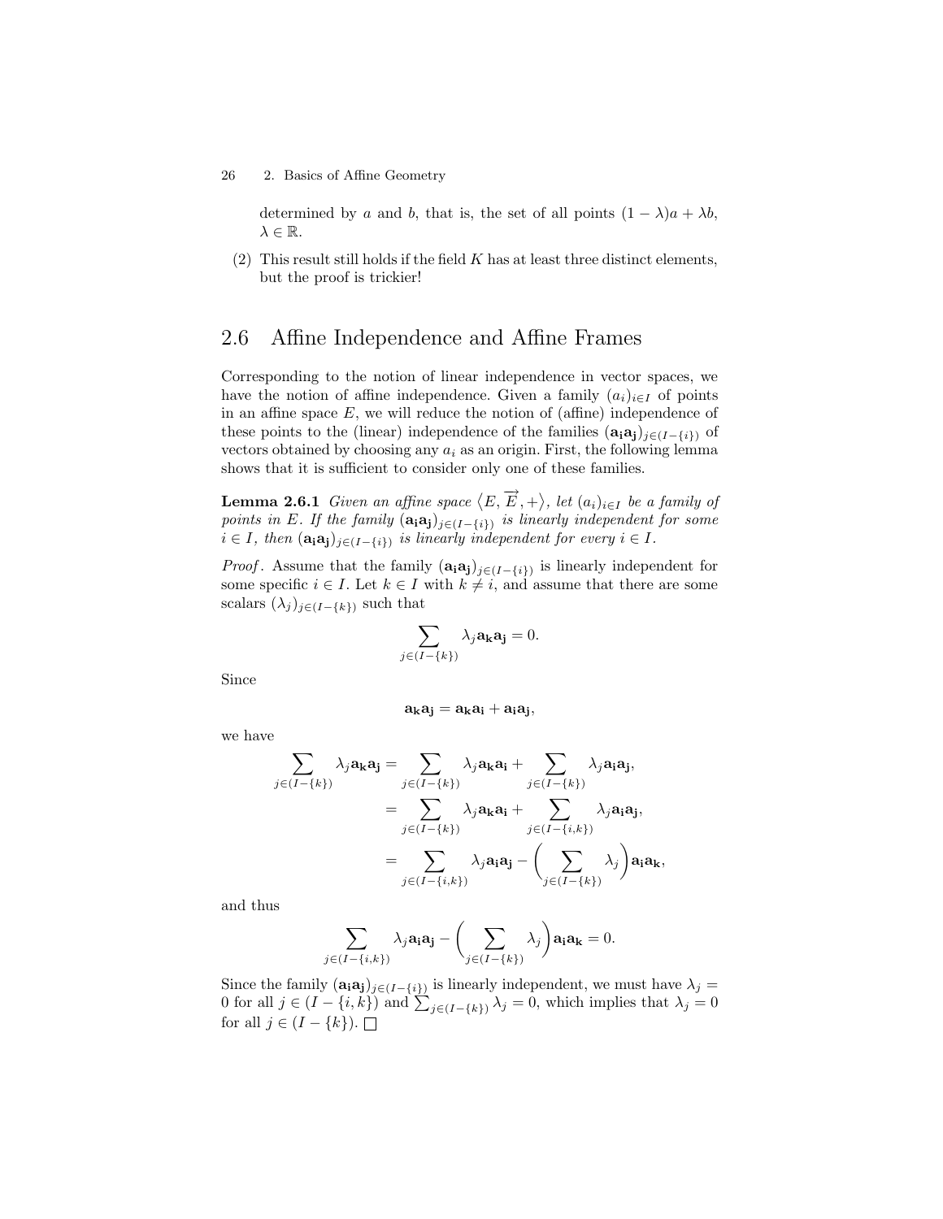determined by $a$ and $b$, that is, the set of all points $(1-\lambda)a + \lambda b$, $\lambda \in \mathbb{R}$.

(2) This result still holds if the field $K$ has at least three distinct elements, but the proof is trickier!

## 2.6 Affine Independence and Affine Frames

Corresponding to the notion of linear independence in vector spaces, we have the notion of affine independence. Given a family $(a_i)_{i\in I}$ of points in an affine space $E$, we will reduce the notion of (affine) independence of these points to the (linear) independence of the families $(\mathbf{a_i a_j})_{j\in(I-\{i\})}$ of vectors obtained by choosing any $a_i$ as an origin. First, the following lemma shows that it is sufficient to consider only one of these families.

**Lemma 2.6.1** *Given an affine space $\langle E, \overrightarrow{E}, +\rangle$, let $(a_i)_{i\in I}$ be a family of points in $E$. If the family $(\mathbf{a_i a_j})_{j\in(I-\{i\})}$ is linearly independent for some $i \in I$, then $(\mathbf{a_i a_j})_{j\in(I-\{i\})}$ is linearly independent for every $i \in I$.*

*Proof*. Assume that the family $(\mathbf{a_i a_j})_{j\in(I-\{i\})}$ is linearly independent for some specific $i \in I$. Let $k \in I$ with $k \neq i$, and assume that there are some scalars $(\lambda_j)_{j\in(I-\{k\})}$ such that

$$\sum_{j\in(I-\{k\})} \lambda_j \mathbf{a_k a_j} = 0.$$

Since

$$\mathbf{a_k a_j} = \mathbf{a_k a_i} + \mathbf{a_i a_j},$$

we have

$$\begin{aligned}
\sum_{j\in(I-\{k\})} \lambda_j \mathbf{a_k a_j} &= \sum_{j\in(I-\{k\})} \lambda_j \mathbf{a_k a_i} + \sum_{j\in(I-\{k\})} \lambda_j \mathbf{a_i a_j}, \\
&= \sum_{j\in(I-\{k\})} \lambda_j \mathbf{a_k a_i} + \sum_{j\in(I-\{i,k\})} \lambda_j \mathbf{a_i a_j}, \\
&= \sum_{j\in(I-\{i,k\})} \lambda_j \mathbf{a_i a_j} - \left(\sum_{j\in(I-\{k\})} \lambda_j\right) \mathbf{a_i a_k},
\end{aligned}$$

and thus

$$\sum_{j\in(I-\{i,k\})} \lambda_j \mathbf{a_i a_j} - \left(\sum_{j\in(I-\{k\})} \lambda_j\right) \mathbf{a_i a_k} = 0.$$

Since the family $(\mathbf{a_i a_j})_{j\in(I-\{i\})}$ is linearly independent, we must have $\lambda_j = 0$ for all $j \in (I - \{i,k\})$ and $\sum_{j\in(I-\{k\})} \lambda_j = 0$, which implies that $\lambda_j = 0$ for all $j \in (I - \{k\})$. $\square$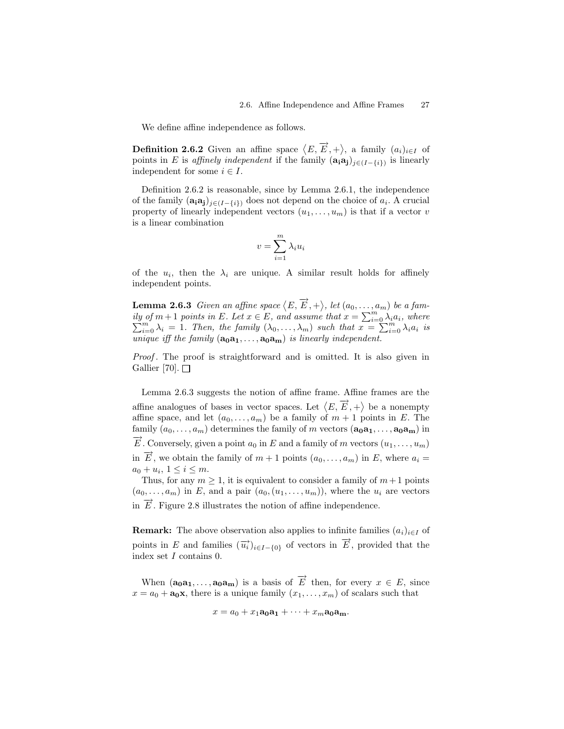We define affine independence as follows.

**Definition 2.6.2** Given an affine space $\langle E, \overrightarrow{E}, +\rangle$, a family $(a_i)_{i\in I}$ of points in $E$ is *affinely independent* if the family $(\mathbf{a_i a_j})_{j\in(I-\{i\})}$ is linearly independent for some $i \in I$.

Definition 2.6.2 is reasonable, since by Lemma 2.6.1, the independence of the family $(\mathbf{a_i a_j})_{j\in(I-\{i\})}$ does not depend on the choice of $a_i$. A crucial property of linearly independent vectors $(u_1, \ldots, u_m)$ is that if a vector $v$ is a linear combination

$$v = \sum_{i=1}^{m} \lambda_i u_i$$

of the $u_i$, then the $\lambda_i$ are unique. A similar result holds for affinely independent points.

**Lemma 2.6.3** *Given an affine space $\langle E, \overrightarrow{E}, +\rangle$, let $(a_0, \ldots, a_m)$ be a family of $m+1$ points in $E$. Let $x \in E$, and assume that $x = \sum_{i=0}^{m} \lambda_i a_i$, where $\sum_{i=0}^{m} \lambda_i = 1$. Then, the family $(\lambda_0, \ldots, \lambda_m)$ such that $x = \sum_{i=0}^{m} \lambda_i a_i$ is unique iff the family $(\mathbf{a_0 a_1}, \ldots, \mathbf{a_0 a_m})$ is linearly independent.*

*Proof*. The proof is straightforward and is omitted. It is also given in Gallier [70]. $\square$

Lemma 2.6.3 suggests the notion of affine frame. Affine frames are the affine analogues of bases in vector spaces. Let $\langle E, \overrightarrow{E}, +\rangle$ be a nonempty affine space, and let $(a_0, \ldots, a_m)$ be a family of $m+1$ points in $E$. The family $(a_0, \ldots, a_m)$ determines the family of $m$ vectors $(\mathbf{a_0 a_1}, \ldots, \mathbf{a_0 a_m})$ in $\overrightarrow{E}$. Conversely, given a point $a_0$ in $E$ and a family of $m$ vectors $(u_1, \ldots, u_m)$ in $\overrightarrow{E}$, we obtain the family of $m+1$ points $(a_0, \ldots, a_m)$ in $E$, where $a_i = a_0 + u_i$, $1 \leq i \leq m$.

Thus, for any $m \geq 1$, it is equivalent to consider a family of $m+1$ points $(a_0, \ldots, a_m)$ in $E$, and a pair $(a_0, (u_1, \ldots, u_m))$, where the $u_i$ are vectors in $\overrightarrow{E}$. Figure 2.8 illustrates the notion of affine independence.

**Remark:** The above observation also applies to infinite families $(a_i)_{i\in I}$ of points in $E$ and families $(\overrightarrow{u_i})_{i\in I-\{0\}}$ of vectors in $\overrightarrow{E}$, provided that the index set $I$ contains 0.

When $(\mathbf{a_0 a_1}, \ldots, \mathbf{a_0 a_m})$ is a basis of $\overrightarrow{E}$ then, for every $x \in E$, since $x = a_0 + \mathbf{a_0 x}$, there is a unique family $(x_1, \ldots, x_m)$ of scalars such that

$$x = a_0 + x_1 \mathbf{a_0 a_1} + \cdots + x_m \mathbf{a_0 a_m}.$$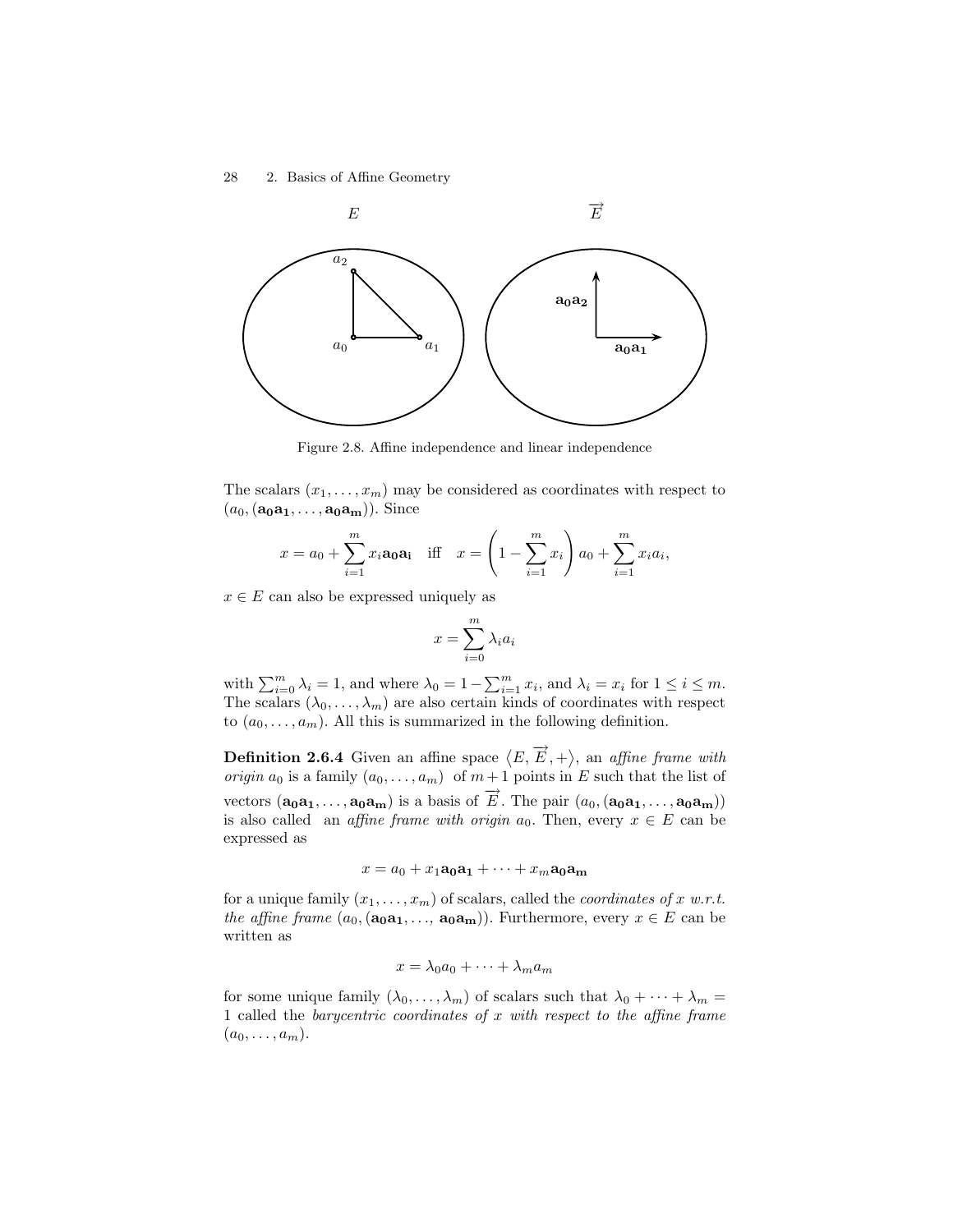Figure 2.8. Affine independence and linear independence

The scalars $(x_1, \ldots, x_m)$ may be considered as coordinates with respect to $(a_0, (\mathbf{a_0a_1}, \ldots, \mathbf{a_0a_m}))$. Since

$$x = a_0 + \sum_{i=1}^{m} x_i \mathbf{a_0a_i} \quad \text{iff} \quad x = \left(1 - \sum_{i=1}^{m} x_i\right) a_0 + \sum_{i=1}^{m} x_i a_i,$$

$x \in E$ can also be expressed uniquely as

$$x = \sum_{i=0}^{m} \lambda_i a_i$$

with $\sum_{i=0}^{m} \lambda_i = 1$, and where $\lambda_0 = 1 - \sum_{i=1}^{m} x_i$, and $\lambda_i = x_i$ for $1 \leq i \leq m$. The scalars $(\lambda_0, \ldots, \lambda_m)$ are also certain kinds of coordinates with respect to $(a_0, \ldots, a_m)$. All this is summarized in the following definition.

**Definition 2.6.4** Given an affine space $\langle E, \overrightarrow{E}, + \rangle$, an *affine frame with origin* $a_0$ is a family $(a_0, \ldots, a_m)$ of $m+1$ points in $E$ such that the list of vectors $(\mathbf{a_0a_1}, \ldots, \mathbf{a_0a_m})$ is a basis of $\overrightarrow{E}$. The pair $(a_0, (\mathbf{a_0a_1}, \ldots, \mathbf{a_0a_m}))$ is also called an *affine frame with origin* $a_0$. Then, every $x \in E$ can be expressed as

$$x = a_0 + x_1 \mathbf{a_0a_1} + \cdots + x_m \mathbf{a_0a_m}$$

for a unique family $(x_1, \ldots, x_m)$ of scalars, called the *coordinates of $x$ w.r.t. the affine frame* $(a_0, (\mathbf{a_0a_1}, \ldots, \mathbf{a_0a_m}))$. Furthermore, every $x \in E$ can be written as

$$x = \lambda_0 a_0 + \cdots + \lambda_m a_m$$

for some unique family $(\lambda_0, \ldots, \lambda_m)$ of scalars such that $\lambda_0 + \cdots + \lambda_m = 1$ called the *barycentric coordinates of $x$ with respect to the affine frame* $(a_0, \ldots, a_m)$.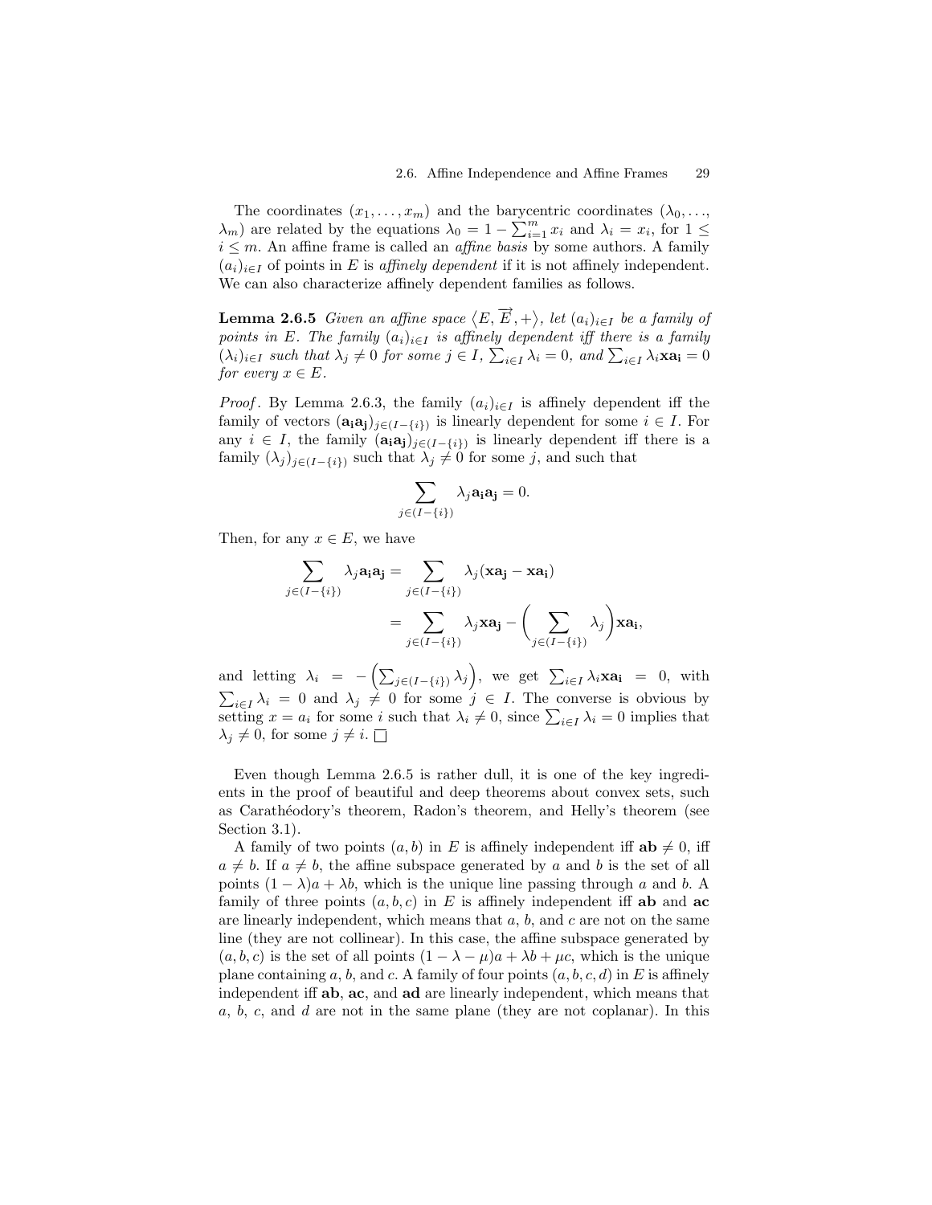The coordinates $(x_1, \ldots, x_m)$ and the barycentric coordinates $(\lambda_0, \ldots, \lambda_m)$ are related by the equations $\lambda_0 = 1 - \sum_{i=1}^{m} x_i$ and $\lambda_i = x_i$, for $1 \leq i \leq m$. An affine frame is called an *affine basis* by some authors. A family $(a_i)_{i \in I}$ of points in $E$ is *affinely dependent* if it is not affinely independent. We can also characterize affinely dependent families as follows.

**Lemma 2.6.5** *Given an affine space $\langle E, \overrightarrow{E}, + \rangle$, let $(a_i)_{i \in I}$ be a family of points in $E$. The family $(a_i)_{i \in I}$ is affinely dependent iff there is a family $(\lambda_i)_{i \in I}$ such that $\lambda_j \neq 0$ for some $j \in I$, $\sum_{i \in I} \lambda_i = 0$, and $\sum_{i \in I} \lambda_i \mathbf{x a_i} = 0$ for every $x \in E$.*

*Proof*. By Lemma 2.6.3, the family $(a_i)_{i \in I}$ is affinely dependent iff the family of vectors $(\mathbf{a_i a_j})_{j \in (I - \{i\})}$ is linearly dependent for some $i \in I$. For any $i \in I$, the family $(\mathbf{a_i a_j})_{j \in (I - \{i\})}$ is linearly dependent iff there is a family $(\lambda_j)_{j \in (I - \{i\})}$ such that $\lambda_j \neq 0$ for some $j$, and such that

$$\sum_{j \in (I - \{i\})} \lambda_j \mathbf{a_i a_j} = 0.$$

Then, for any $x \in E$, we have

$$\begin{aligned}
\sum_{j \in (I - \{i\})} \lambda_j \mathbf{a_i a_j} &= \sum_{j \in (I - \{i\})} \lambda_j (\mathbf{x a_j} - \mathbf{x a_i}) \\
&= \sum_{j \in (I - \{i\})} \lambda_j \mathbf{x a_j} - \Bigg( \sum_{j \in (I - \{i\})} \lambda_j \Bigg) \mathbf{x a_i},
\end{aligned}$$

and letting $\lambda_i = -\left( \sum_{j \in (I - \{i\})} \lambda_j \right)$, we get $\sum_{i \in I} \lambda_i \mathbf{x a_i} = 0$, with $\sum_{i \in I} \lambda_i = 0$ and $\lambda_j \neq 0$ for some $j \in I$. The converse is obvious by setting $x = a_i$ for some $i$ such that $\lambda_i \neq 0$, since $\sum_{i \in I} \lambda_i = 0$ implies that $\lambda_j \neq 0$, for some $j \neq i$. $\square$

Even though Lemma 2.6.5 is rather dull, it is one of the key ingredients in the proof of beautiful and deep theorems about convex sets, such as Carathéodory's theorem, Radon's theorem, and Helly's theorem (see Section 3.1).

A family of two points $(a, b)$ in $E$ is affinely independent iff $\mathbf{ab} \neq 0$, iff $a \neq b$. If $a \neq b$, the affine subspace generated by $a$ and $b$ is the set of all points $(1 - \lambda)a + \lambda b$, which is the unique line passing through $a$ and $b$. A family of three points $(a, b, c)$ in $E$ is affinely independent iff $\mathbf{ab}$ and $\mathbf{ac}$ are linearly independent, which means that $a$, $b$, and $c$ are not on the same line (they are not collinear). In this case, the affine subspace generated by $(a, b, c)$ is the set of all points $(1 - \lambda - \mu)a + \lambda b + \mu c$, which is the unique plane containing $a$, $b$, and $c$. A family of four points $(a, b, c, d)$ in $E$ is affinely independent iff $\mathbf{ab}$, $\mathbf{ac}$, and $\mathbf{ad}$ are linearly independent, which means that $a$, $b$, $c$, and $d$ are not in the same plane (they are not coplanar). In this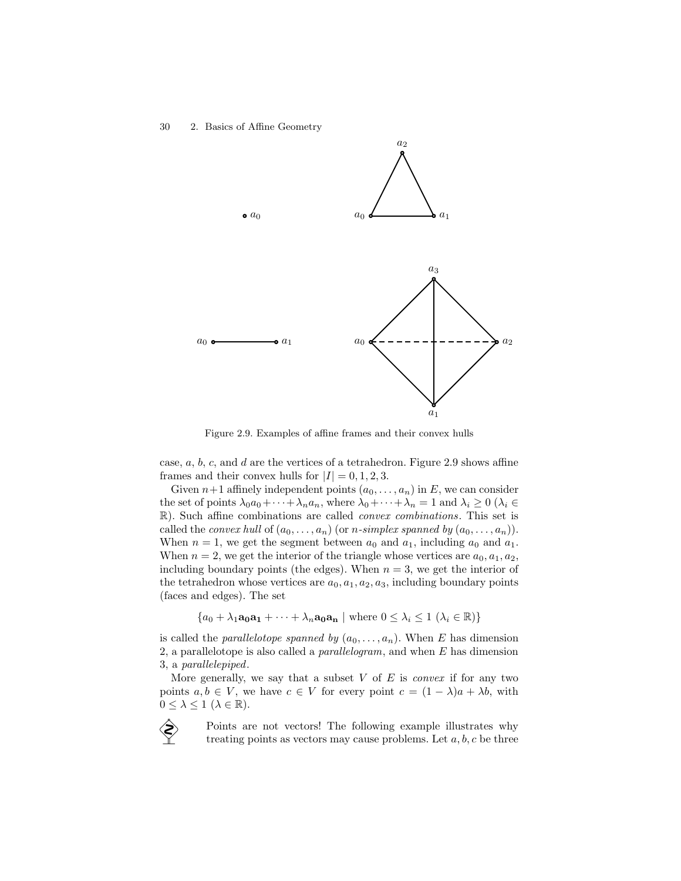Figure 2.9. Examples of affine frames and their convex hulls

case, $a$, $b$, $c$, and $d$ are the vertices of a tetrahedron. Figure 2.9 shows affine frames and their convex hulls for $|I| = 0, 1, 2, 3$.

Given $n+1$ affinely independent points $(a_0, \ldots, a_n)$ in $E$, we can consider the set of points $\lambda_0 a_0 + \cdots + \lambda_n a_n$, where $\lambda_0 + \cdots + \lambda_n = 1$ and $\lambda_i \geq 0$ ($\lambda_i \in \mathbb{R}$). Such affine combinations are called *convex combinations*. This set is called the *convex hull* of $(a_0, \ldots, a_n)$ (or *$n$-simplex spanned by* $(a_0, \ldots, a_n)$). When $n = 1$, we get the segment between $a_0$ and $a_1$, including $a_0$ and $a_1$. When $n = 2$, we get the interior of the triangle whose vertices are $a_0, a_1, a_2$, including boundary points (the edges). When $n = 3$, we get the interior of the tetrahedron whose vertices are $a_0, a_1, a_2, a_3$, including boundary points (faces and edges). The set

$$\{a_0 + \lambda_1 \mathbf{a_0 a_1} + \cdots + \lambda_n \mathbf{a_0 a_n} \mid \text{where } 0 \leq \lambda_i \leq 1 \ (\lambda_i \in \mathbb{R})\}$$

is called the *parallelotope spanned by* $(a_0, \ldots, a_n)$. When $E$ has dimension 2, a parallelotope is also called a *parallelogram*, and when $E$ has dimension 3, a *parallelepiped*.

More generally, we say that a subset $V$ of $E$ is *convex* if for any two points $a, b \in V$, we have $c \in V$ for every point $c = (1 - \lambda)a + \lambda b$, with $0 \leq \lambda \leq 1$ ($\lambda \in \mathbb{R}$).

Points are not vectors! The following example illustrates why treating points as vectors may cause problems. Let $a, b, c$ be three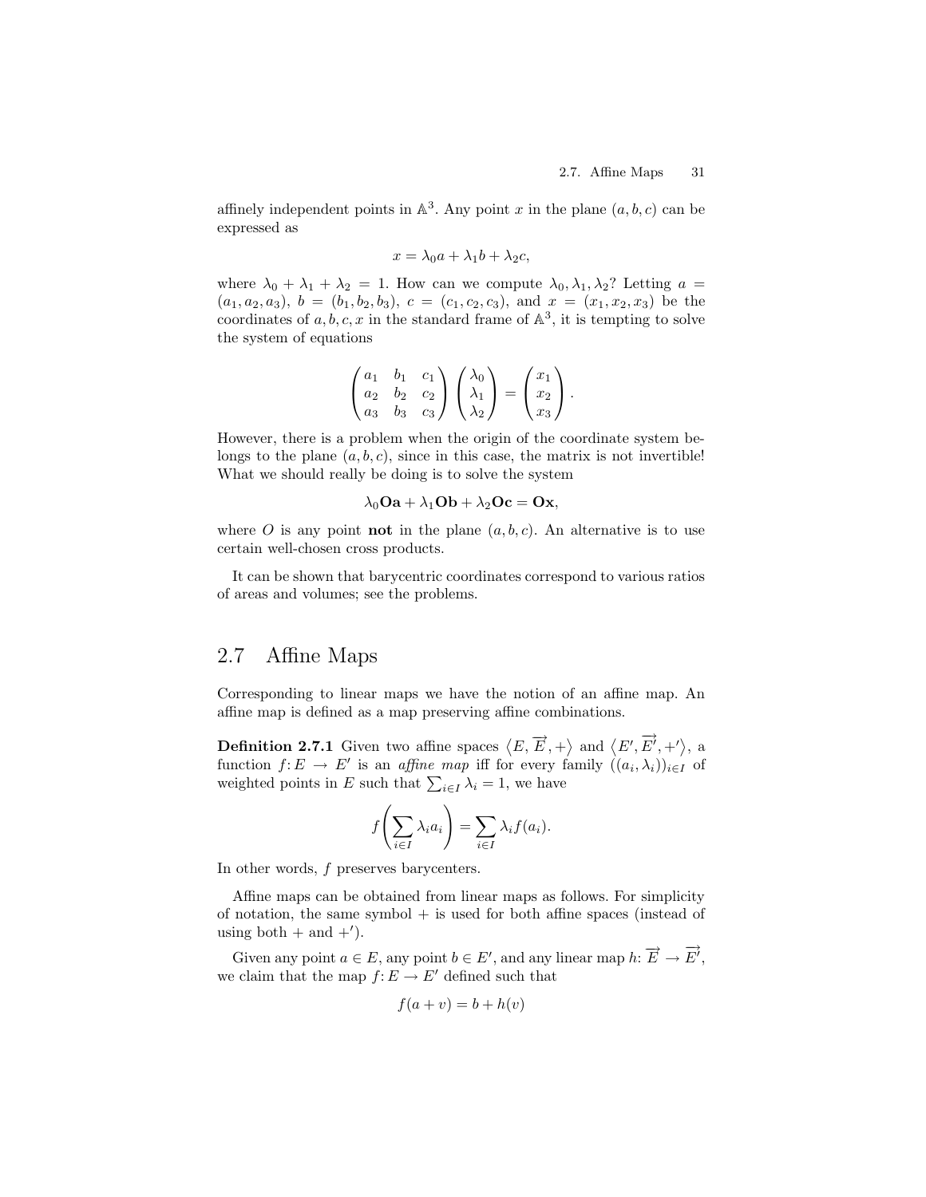affinely independent points in $\mathbb{A}^3$. Any point $x$ in the plane $(a, b, c)$ can be expressed as

$$x = \lambda_0 a + \lambda_1 b + \lambda_2 c,$$

where $\lambda_0 + \lambda_1 + \lambda_2 = 1$. How can we compute $\lambda_0, \lambda_1, \lambda_2$? Letting $a = (a_1, a_2, a_3)$, $b = (b_1, b_2, b_3)$, $c = (c_1, c_2, c_3)$, and $x = (x_1, x_2, x_3)$ be the coordinates of $a, b, c, x$ in the standard frame of $\mathbb{A}^3$, it is tempting to solve the system of equations

$$\begin{pmatrix} a_1 & b_1 & c_1 \\ a_2 & b_2 & c_2 \\ a_3 & b_3 & c_3 \end{pmatrix} \begin{pmatrix} \lambda_0 \\ \lambda_1 \\ \lambda_2 \end{pmatrix} = \begin{pmatrix} x_1 \\ x_2 \\ x_3 \end{pmatrix}.$$

However, there is a problem when the origin of the coordinate system belongs to the plane $(a, b, c)$, since in this case, the matrix is not invertible! What we should really be doing is to solve the system

$$\lambda_0 \mathbf{Oa} + \lambda_1 \mathbf{Ob} + \lambda_2 \mathbf{Oc} = \mathbf{Ox},$$

where $O$ is any point **not** in the plane $(a, b, c)$. An alternative is to use certain well-chosen cross products.

It can be shown that barycentric coordinates correspond to various ratios of areas and volumes; see the problems.

## 2.7 Affine Maps

Corresponding to linear maps we have the notion of an affine map. An affine map is defined as a map preserving affine combinations.

**Definition 2.7.1** Given two affine spaces $\langle E, \overrightarrow{E}, +\rangle$ and $\langle E', \overrightarrow{E'}, +'\rangle$, a function $f\colon E \to E'$ is an *affine map* iff for every family $((a_i, \lambda_i))_{i\in I}$ of weighted points in $E$ such that $\sum_{i\in I} \lambda_i = 1$, we have

$$f\left(\sum_{i\in I} \lambda_i a_i\right) = \sum_{i\in I} \lambda_i f(a_i).$$

In other words, $f$ preserves barycenters.

Affine maps can be obtained from linear maps as follows. For simplicity of notation, the same symbol $+$ is used for both affine spaces (instead of using both $+$ and $+'$).

Given any point $a \in E$, any point $b \in E'$, and any linear map $h\colon \overrightarrow{E} \to \overrightarrow{E'}$, we claim that the map $f\colon E \to E'$ defined such that

$$f(a + v) = b + h(v)$$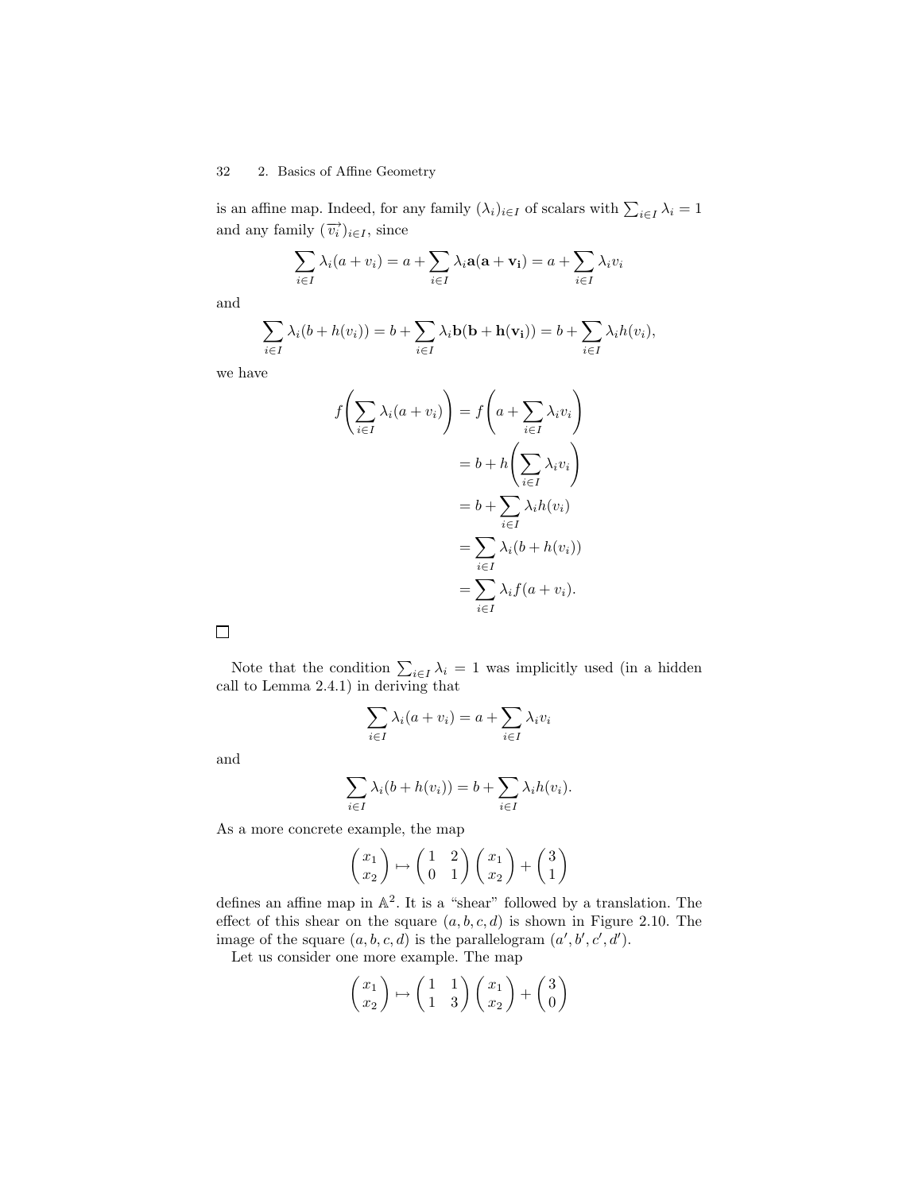is an affine map. Indeed, for any family $(\lambda_i)_{i\in I}$ of scalars with $\sum_{i\in I} \lambda_i = 1$ and any family $(\overrightarrow{v_i})_{i\in I}$, since

$$\sum_{i\in I} \lambda_i(a + v_i) = a + \sum_{i\in I} \lambda_i \mathbf{a}(\mathbf{a} + \mathbf{v_i}) = a + \sum_{i\in I} \lambda_i v_i$$

and

$$\sum_{i\in I} \lambda_i(b + h(v_i)) = b + \sum_{i\in I} \lambda_i \mathbf{b}(\mathbf{b} + \mathbf{h}(\mathbf{v_i})) = b + \sum_{i\in I} \lambda_i h(v_i),$$

we have

$$\begin{aligned}
f\left(\sum_{i\in I} \lambda_i(a + v_i)\right) &= f\left(a + \sum_{i\in I} \lambda_i v_i\right) \\
&= b + h\left(\sum_{i\in I} \lambda_i v_i\right) \\
&= b + \sum_{i\in I} \lambda_i h(v_i) \\
&= \sum_{i\in I} \lambda_i (b + h(v_i)) \\
&= \sum_{i\in I} \lambda_i f(a + v_i).
\end{aligned}$$

$\square$

Note that the condition $\sum_{i\in I} \lambda_i = 1$ was implicitly used (in a hidden call to Lemma 2.4.1) in deriving that

$$\sum_{i\in I} \lambda_i(a + v_i) = a + \sum_{i\in I} \lambda_i v_i$$

and

$$\sum_{i\in I} \lambda_i(b + h(v_i)) = b + \sum_{i\in I} \lambda_i h(v_i).$$

As a more concrete example, the map

$$\begin{pmatrix} x_1 \\ x_2 \end{pmatrix} \mapsto \begin{pmatrix} 1 & 2 \\ 0 & 1 \end{pmatrix} \begin{pmatrix} x_1 \\ x_2 \end{pmatrix} + \begin{pmatrix} 3 \\ 1 \end{pmatrix}$$

defines an affine map in $\mathbb{A}^2$. It is a "shear" followed by a translation. The effect of this shear on the square $(a, b, c, d)$ is shown in Figure 2.10. The image of the square $(a, b, c, d)$ is the parallelogram $(a', b', c', d')$.

Let us consider one more example. The map

$$\begin{pmatrix} x_1 \\ x_2 \end{pmatrix} \mapsto \begin{pmatrix} 1 & 1 \\ 1 & 3 \end{pmatrix} \begin{pmatrix} x_1 \\ x_2 \end{pmatrix} + \begin{pmatrix} 3 \\ 0 \end{pmatrix}$$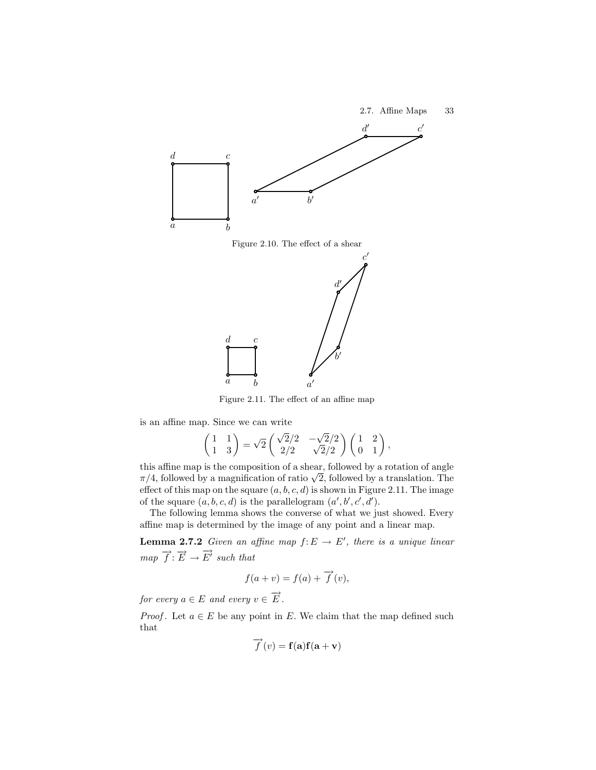Figure 2.10. The effect of a shear

Figure 2.11. The effect of an affine map

is an affine map. Since we can write

$$\begin{pmatrix} 1 & 1 \\ 1 & 3 \end{pmatrix} = \sqrt{2} \begin{pmatrix} \sqrt{2}/2 & -\sqrt{2}/2 \\ 2/2 & \sqrt{2}/2 \end{pmatrix} \begin{pmatrix} 1 & 2 \\ 0 & 1 \end{pmatrix},$$

this affine map is the composition of a shear, followed by a rotation of angle $\pi/4$, followed by a magnification of ratio $\sqrt{2}$, followed by a translation. The effect of this map on the square $(a, b, c, d)$ is shown in Figure 2.11. The image of the square $(a, b, c, d)$ is the parallelogram $(a', b', c', d')$.

The following lemma shows the converse of what we just showed. Every affine map is determined by the image of any point and a linear map.

**Lemma 2.7.2** *Given an affine map $f\colon E \to E'$, there is a unique linear map $\overrightarrow{f}\colon \overrightarrow{E} \to \overrightarrow{E'}$ such that*

$$f(a + v) = f(a) + \overrightarrow{f}(v),$$

*for every $a \in E$ and every $v \in \overrightarrow{E}$.*

*Proof.* Let $a \in E$ be any point in $E$. We claim that the map defined such that

$$\overrightarrow{f}(v) = \mathbf{f(a)f(a+v)}$$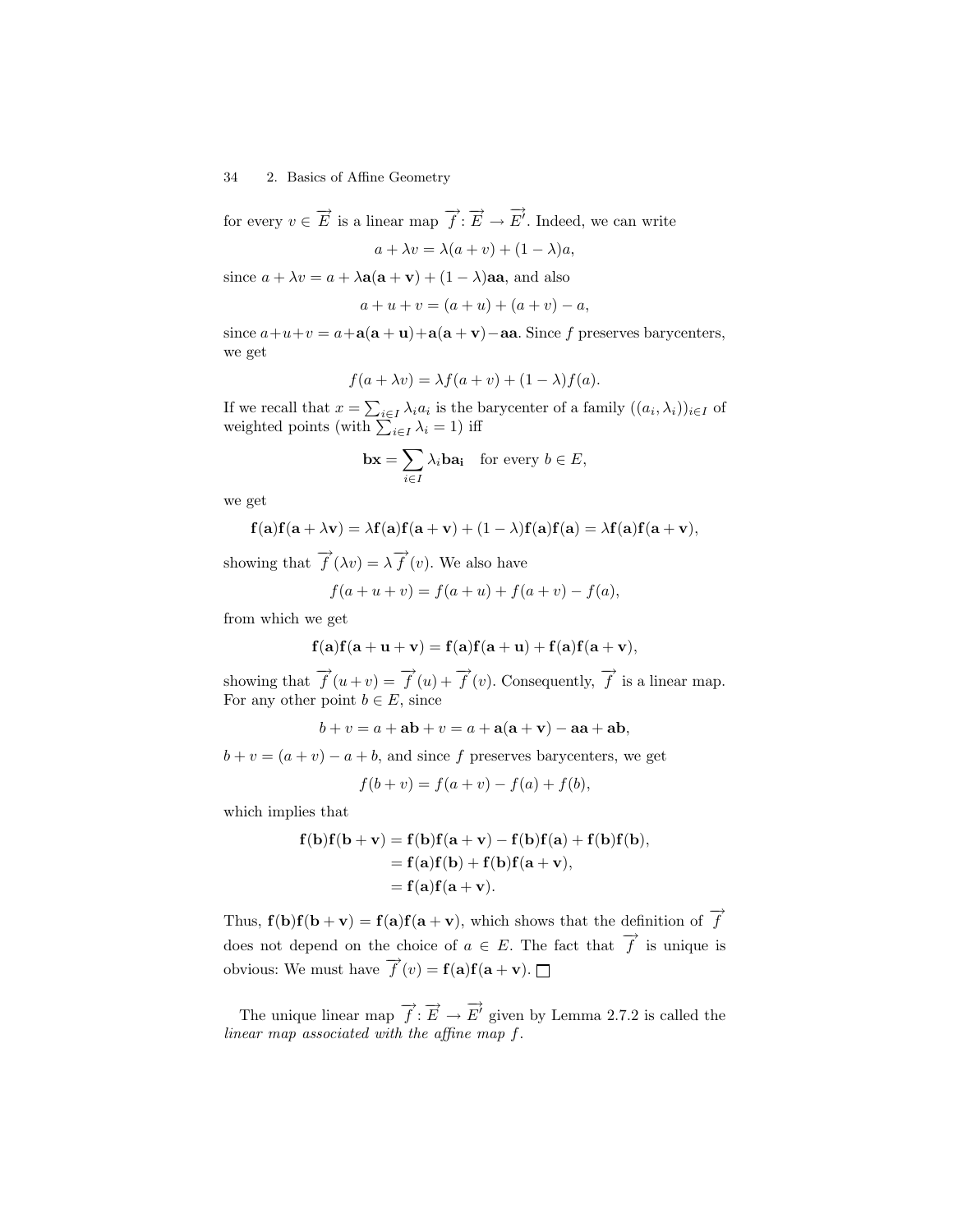for every $v \in \overrightarrow{E}$ is a linear map $\overrightarrow{f} \colon \overrightarrow{E} \to \overrightarrow{E'}$. Indeed, we can write

$$a + \lambda v = \lambda(a + v) + (1 - \lambda)a,$$

since $a + \lambda v = a + \lambda\mathbf{a(a+v)} + (1-\lambda)\mathbf{aa}$, and also

$$a + u + v = (a + u) + (a + v) - a,$$

since $a+u+v = a+\mathbf{a(a+u)}+\mathbf{a(a+v)}-\mathbf{aa}$. Since $f$ preserves barycenters, we get

$$f(a + \lambda v) = \lambda f(a + v) + (1 - \lambda)f(a).$$

If we recall that $x = \sum_{i \in I} \lambda_i a_i$ is the barycenter of a family $((a_i, \lambda_i))_{i\in I}$ of weighted points (with $\sum_{i\in I} \lambda_i = 1$) iff

$$\mathbf{bx} = \sum_{i \in I} \lambda_i \mathbf{ba_i} \quad \text{for every } b \in E,$$

we get

$$\mathbf{f(a)f(a+\lambda v)} = \lambda\mathbf{f(a)f(a+v)} + (1-\lambda)\mathbf{f(a)f(a)} = \lambda\mathbf{f(a)f(a+v)},$$

showing that $\overrightarrow{f}(\lambda v) = \lambda \overrightarrow{f}(v)$. We also have

$$f(a + u + v) = f(a + u) + f(a + v) - f(a),$$

from which we get

$$\mathbf{f(a)f(a+u+v)} = \mathbf{f(a)f(a+u)} + \mathbf{f(a)f(a+v)},$$

showing that $\overrightarrow{f}(u+v) = \overrightarrow{f}(u) + \overrightarrow{f}(v)$. Consequently, $\overrightarrow{f}$ is a linear map. For any other point $b \in E$, since

$$b + v = a + \mathbf{ab} + v = a + \mathbf{a(a+v)} - \mathbf{aa} + \mathbf{ab},$$

$b + v = (a + v) - a + b$, and since $f$ preserves barycenters, we get

$$f(b + v) = f(a + v) - f(a) + f(b),$$

which implies that

$$\begin{aligned}
\mathbf{f(b)f(b+v)} &= \mathbf{f(b)f(a+v)} - \mathbf{f(b)f(a)} + \mathbf{f(b)f(b)}, \\
&= \mathbf{f(a)f(b)} + \mathbf{f(b)f(a+v)}, \\
&= \mathbf{f(a)f(a+v)}.
\end{aligned}$$

Thus, $\mathbf{f(b)f(b+v)} = \mathbf{f(a)f(a+v)}$, which shows that the definition of $\overrightarrow{f}$ does not depend on the choice of $a \in E$. The fact that $\overrightarrow{f}$ is unique is obvious: We must have $\overrightarrow{f}(v) = \mathbf{f(a)f(a+v)}$. $\square$

The unique linear map $\overrightarrow{f} \colon \overrightarrow{E} \to \overrightarrow{E'}$ given by Lemma 2.7.2 is called the *linear map associated with the affine map* $f$.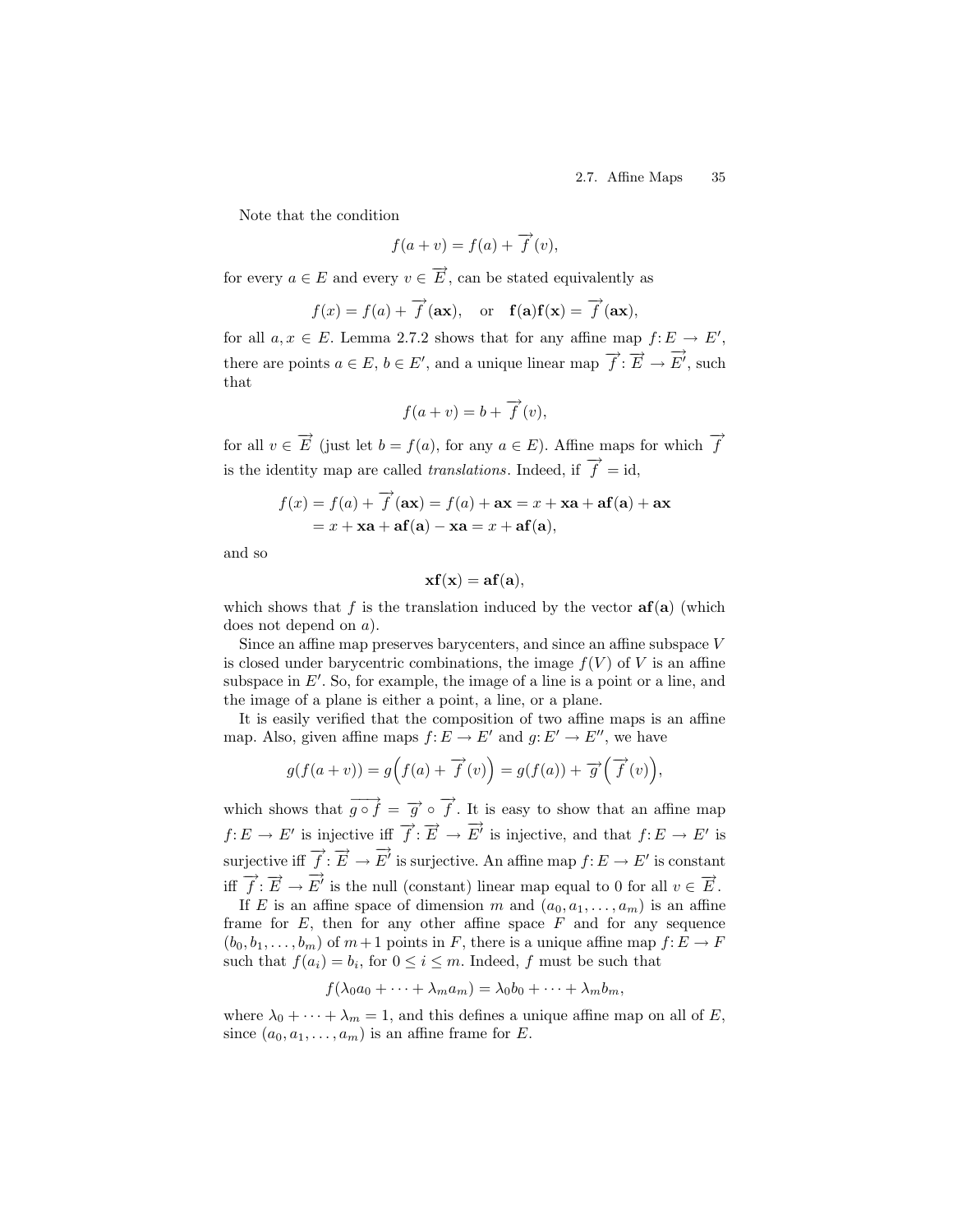Note that the condition

$$f(a + v) = f(a) + \overrightarrow{f}(v),$$

for every $a \in E$ and every $v \in \overrightarrow{E}$, can be stated equivalently as

$$f(x) = f(a) + \overrightarrow{f}(\mathbf{ax}), \quad \text{or} \quad \mathbf{f(a)f(x)} = \overrightarrow{f}(\mathbf{ax}),$$

for all $a, x \in E$. Lemma 2.7.2 shows that for any affine map $f: E \to E'$, there are points $a \in E$, $b \in E'$, and a unique linear map $\overrightarrow{f}: \overrightarrow{E} \to \overrightarrow{E'}$, such that

$$f(a + v) = b + \overrightarrow{f}(v),$$

for all $v \in \overrightarrow{E}$ (just let $b = f(a)$, for any $a \in E$). Affine maps for which $\overrightarrow{f}$ is the identity map are called *translations*. Indeed, if $\overrightarrow{f} = \mathrm{id}$,

$$\begin{aligned} f(x) &= f(a) + \overrightarrow{f}(\mathbf{ax}) = f(a) + \mathbf{ax} = x + \mathbf{xa} + \mathbf{af(a)} + \mathbf{ax} \\ &= x + \mathbf{xa} + \mathbf{af(a)} - \mathbf{xa} = x + \mathbf{af(a)}, \end{aligned}$$

and so

$$\mathbf{xf(x)} = \mathbf{af(a)},$$

which shows that $f$ is the translation induced by the vector $\mathbf{af(a)}$ (which does not depend on $a$).

Since an affine map preserves barycenters, and since an affine subspace $V$ is closed under barycentric combinations, the image $f(V)$ of $V$ is an affine subspace in $E'$. So, for example, the image of a line is a point or a line, and the image of a plane is either a point, a line, or a plane.

It is easily verified that the composition of two affine maps is an affine map. Also, given affine maps $f: E \to E'$ and $g: E' \to E''$, we have

$$g(f(a + v)) = g\Big(f(a) + \overrightarrow{f}(v)\Big) = g(f(a)) + \overrightarrow{g}\Big(\overrightarrow{f}(v)\Big),$$

which shows that $\overrightarrow{g \circ f} = \overrightarrow{g} \circ \overrightarrow{f}$. It is easy to show that an affine map $f: E \to E'$ is injective iff $\overrightarrow{f}: \overrightarrow{E} \to \overrightarrow{E'}$ is injective, and that $f: E \to E'$ is surjective iff $\overrightarrow{f}: \overrightarrow{E} \to \overrightarrow{E'}$ is surjective. An affine map $f: E \to E'$ is constant iff $\overrightarrow{f}: \overrightarrow{E} \to \overrightarrow{E'}$ is the null (constant) linear map equal to 0 for all $v \in \overrightarrow{E}$.

If $E$ is an affine space of dimension $m$ and $(a_0, a_1, \ldots, a_m)$ is an affine frame for $E$, then for any other affine space $F$ and for any sequence $(b_0, b_1, \ldots, b_m)$ of $m+1$ points in $F$, there is a unique affine map $f: E \to F$ such that $f(a_i) = b_i$, for $0 \leq i \leq m$. Indeed, $f$ must be such that

$$f(\lambda_0 a_0 + \cdots + \lambda_m a_m) = \lambda_0 b_0 + \cdots + \lambda_m b_m,$$

where $\lambda_0 + \cdots + \lambda_m = 1$, and this defines a unique affine map on all of $E$, since $(a_0, a_1, \ldots, a_m)$ is an affine frame for $E$.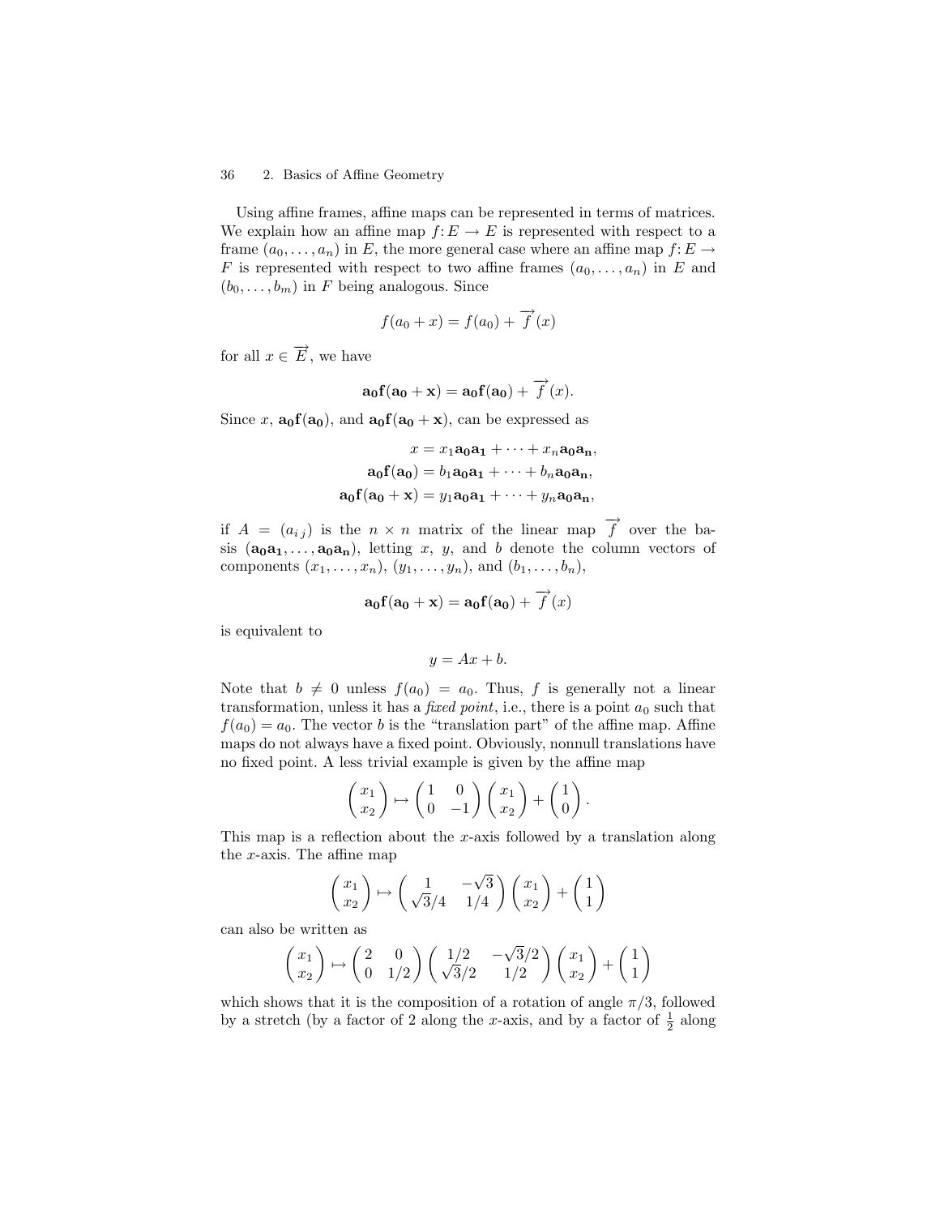Using affine frames, affine maps can be represented in terms of matrices. We explain how an affine map $f\colon E \to E$ is represented with respect to a frame $(a_0, \ldots, a_n)$ in $E$, the more general case where an affine map $f\colon E \to F$ is represented with respect to two affine frames $(a_0, \ldots, a_n)$ in $E$ and $(b_0, \ldots, b_m)$ in $F$ being analogous. Since

$$f(a_0 + x) = f(a_0) + \overrightarrow{f}(x)$$

for all $x \in \overrightarrow{E}$, we have

$$\mathbf{a_0 f(a_0 + x)} = \mathbf{a_0 f(a_0)} + \overrightarrow{f}(x).$$

Since $x$, $\mathbf{a_0 f(a_0)}$, and $\mathbf{a_0 f(a_0 + x)}$, can be expressed as

$$\begin{aligned} x &= x_1 \mathbf{a_0 a_1} + \cdots + x_n \mathbf{a_0 a_n}, \\ \mathbf{a_0 f(a_0)} &= b_1 \mathbf{a_0 a_1} + \cdots + b_n \mathbf{a_0 a_n}, \\ \mathbf{a_0 f(a_0 + x)} &= y_1 \mathbf{a_0 a_1} + \cdots + y_n \mathbf{a_0 a_n}, \end{aligned}$$

if $A = (a_{i\,j})$ is the $n \times n$ matrix of the linear map $\overrightarrow{f}$ over the basis $(\mathbf{a_0 a_1}, \ldots, \mathbf{a_0 a_n})$, letting $x$, $y$, and $b$ denote the column vectors of components $(x_1, \ldots, x_n)$, $(y_1, \ldots, y_n)$, and $(b_1, \ldots, b_n)$,

$$\mathbf{a_0 f(a_0 + x)} = \mathbf{a_0 f(a_0)} + \overrightarrow{f}(x)$$

is equivalent to

$$y = Ax + b.$$

Note that $b \neq 0$ unless $f(a_0) = a_0$. Thus, $f$ is generally not a linear transformation, unless it has a *fixed point*, i.e., there is a point $a_0$ such that $f(a_0) = a_0$. The vector $b$ is the "translation part" of the affine map. Affine maps do not always have a fixed point. Obviously, nonnull translations have no fixed point. A less trivial example is given by the affine map

$$\begin{pmatrix} x_1 \\ x_2 \end{pmatrix} \mapsto \begin{pmatrix} 1 & 0 \\ 0 & -1 \end{pmatrix} \begin{pmatrix} x_1 \\ x_2 \end{pmatrix} + \begin{pmatrix} 1 \\ 0 \end{pmatrix}.$$

This map is a reflection about the $x$-axis followed by a translation along the $x$-axis. The affine map

$$\begin{pmatrix} x_1 \\ x_2 \end{pmatrix} \mapsto \begin{pmatrix} 1 & -\sqrt{3} \\ \sqrt{3}/4 & 1/4 \end{pmatrix} \begin{pmatrix} x_1 \\ x_2 \end{pmatrix} + \begin{pmatrix} 1 \\ 1 \end{pmatrix}$$

can also be written as

$$\begin{pmatrix} x_1 \\ x_2 \end{pmatrix} \mapsto \begin{pmatrix} 2 & 0 \\ 0 & 1/2 \end{pmatrix} \begin{pmatrix} 1/2 & -\sqrt{3}/2 \\ \sqrt{3}/2 & 1/2 \end{pmatrix} \begin{pmatrix} x_1 \\ x_2 \end{pmatrix} + \begin{pmatrix} 1 \\ 1 \end{pmatrix}$$

which shows that it is the composition of a rotation of angle $\pi/3$, followed by a stretch (by a factor of 2 along the $x$-axis, and by a factor of $\frac{1}{2}$ along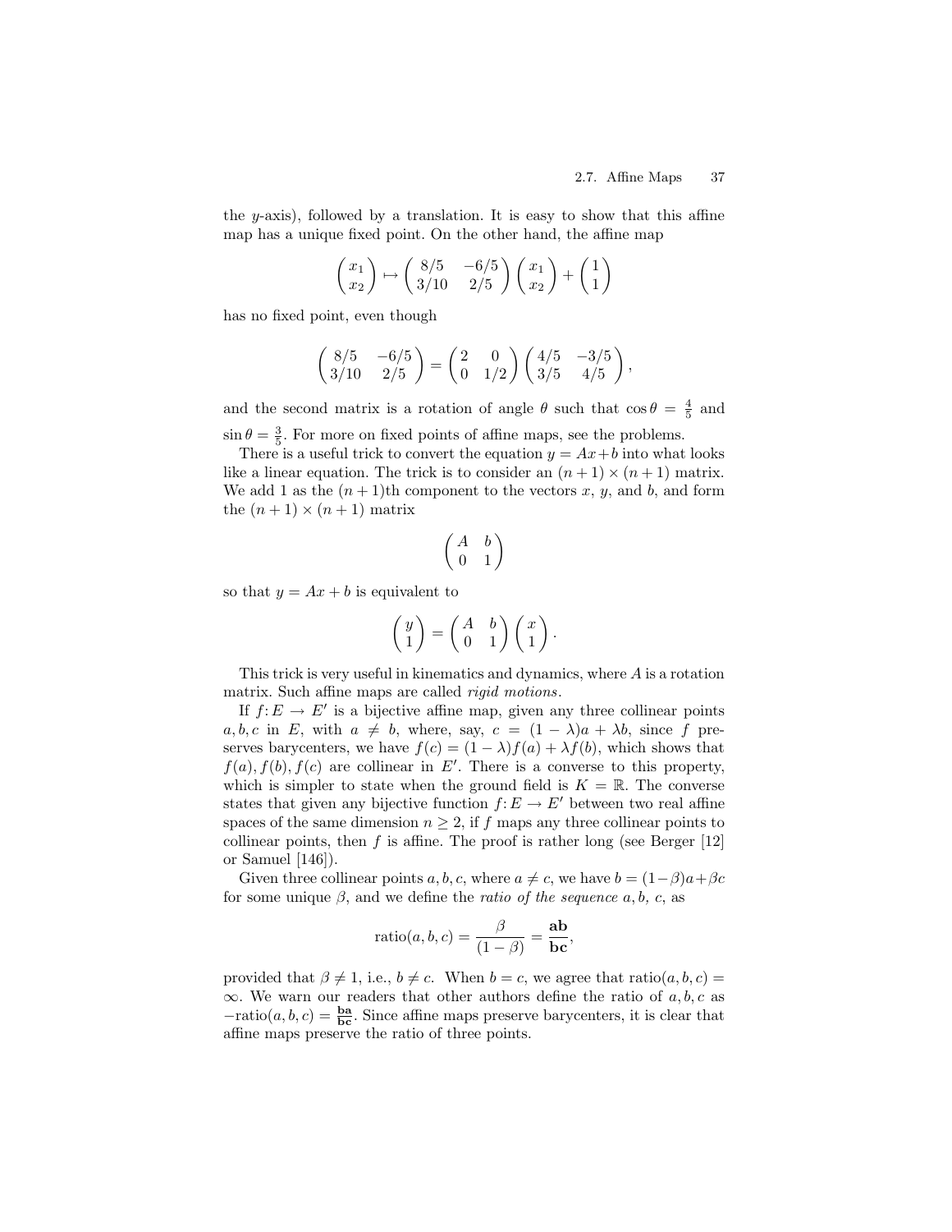the $y$-axis), followed by a translation. It is easy to show that this affine map has a unique fixed point. On the other hand, the affine map

$$\begin{pmatrix} x_1 \\ x_2 \end{pmatrix} \mapsto \begin{pmatrix} 8/5 & -6/5 \\ 3/10 & 2/5 \end{pmatrix} \begin{pmatrix} x_1 \\ x_2 \end{pmatrix} + \begin{pmatrix} 1 \\ 1 \end{pmatrix}$$

has no fixed point, even though

$$\begin{pmatrix} 8/5 & -6/5 \\ 3/10 & 2/5 \end{pmatrix} = \begin{pmatrix} 2 & 0 \\ 0 & 1/2 \end{pmatrix} \begin{pmatrix} 4/5 & -3/5 \\ 3/5 & 4/5 \end{pmatrix},$$

and the second matrix is a rotation of angle $\theta$ such that $\cos\theta = \frac{4}{5}$ and $\sin\theta = \frac{3}{5}$. For more on fixed points of affine maps, see the problems.

There is a useful trick to convert the equation $y = Ax + b$ into what looks like a linear equation. The trick is to consider an $(n+1) \times (n+1)$ matrix. We add 1 as the $(n+1)$th component to the vectors $x$, $y$, and $b$, and form the $(n+1) \times (n+1)$ matrix

$$\begin{pmatrix} A & b \\ 0 & 1 \end{pmatrix}$$

so that $y = Ax + b$ is equivalent to

$$\begin{pmatrix} y \\ 1 \end{pmatrix} = \begin{pmatrix} A & b \\ 0 & 1 \end{pmatrix} \begin{pmatrix} x \\ 1 \end{pmatrix}.$$

This trick is very useful in kinematics and dynamics, where $A$ is a rotation matrix. Such affine maps are called *rigid motions*.

If $f\colon E \to E'$ is a bijective affine map, given any three collinear points $a, b, c$ in $E$, with $a \neq b$, where, say, $c = (1-\lambda)a + \lambda b$, since $f$ preserves barycenters, we have $f(c) = (1-\lambda)f(a) + \lambda f(b)$, which shows that $f(a), f(b), f(c)$ are collinear in $E'$. There is a converse to this property, which is simpler to state when the ground field is $K = \mathbb{R}$. The converse states that given any bijective function $f\colon E \to E'$ between two real affine spaces of the same dimension $n \geq 2$, if $f$ maps any three collinear points to collinear points, then $f$ is affine. The proof is rather long (see Berger [12] or Samuel [146]).

Given three collinear points $a, b, c$, where $a \neq c$, we have $b = (1-\beta)a + \beta c$ for some unique $\beta$, and we define the *ratio of the sequence* $a, b, c$, as

$$\text{ratio}(a, b, c) = \frac{\beta}{(1-\beta)} = \frac{\mathbf{ab}}{\mathbf{bc}},$$

provided that $\beta \neq 1$, i.e., $b \neq c$. When $b = c$, we agree that $\text{ratio}(a, b, c) = \infty$. We warn our readers that other authors define the ratio of $a, b, c$ as $-\text{ratio}(a, b, c) = \frac{\mathbf{ba}}{\mathbf{bc}}$. Since affine maps preserve barycenters, it is clear that affine maps preserve the ratio of three points.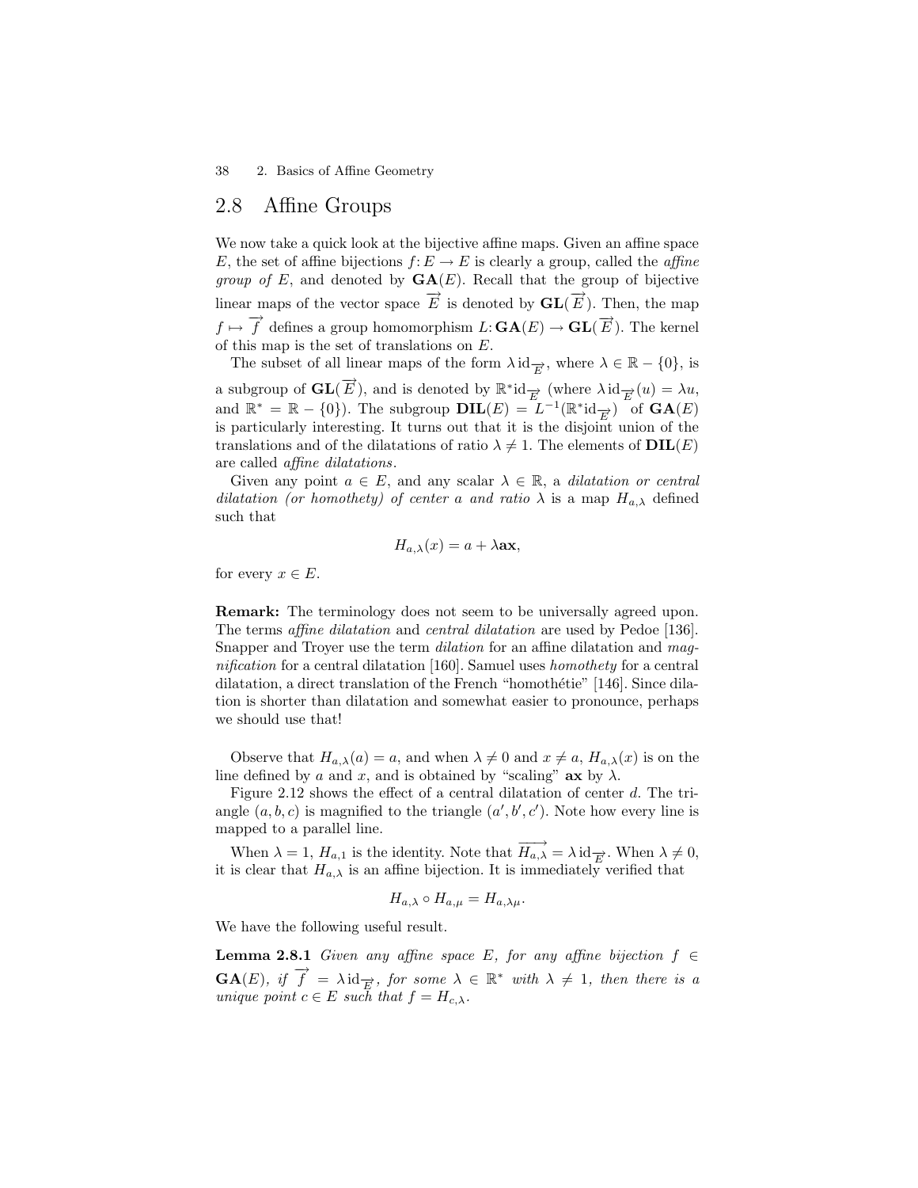## 2.8 Affine Groups

We now take a quick look at the bijective affine maps. Given an affine space $E$, the set of affine bijections $f: E \to E$ is clearly a group, called the *affine group of* $E$, and denoted by $\mathbf{GA}(E)$. Recall that the group of bijective linear maps of the vector space $\overrightarrow{E}$ is denoted by $\mathbf{GL}(\overrightarrow{E})$. Then, the map $f \mapsto \overrightarrow{f}$ defines a group homomorphism $L: \mathbf{GA}(E) \to \mathbf{GL}(\overrightarrow{E})$. The kernel of this map is the set of translations on $E$.

The subset of all linear maps of the form $\lambda \, \mathrm{id}_{\overrightarrow{E}}$, where $\lambda \in \mathbb{R} - \{0\}$, is a subgroup of $\mathbf{GL}(\overrightarrow{E})$, and is denoted by $\mathbb{R}^* \mathrm{id}_{\overrightarrow{E}}$ (where $\lambda \, \mathrm{id}_{\overrightarrow{E}}(u) = \lambda u$, and $\mathbb{R}^* = \mathbb{R} - \{0\}$). The subgroup $\mathbf{DIL}(E) = L^{-1}(\mathbb{R}^* \mathrm{id}_{\overrightarrow{E}})$ of $\mathbf{GA}(E)$ is particularly interesting. It turns out that it is the disjoint union of the translations and of the dilatations of ratio $\lambda \neq 1$. The elements of $\mathbf{DIL}(E)$ are called *affine dilatations*.

Given any point $a \in E$, and any scalar $\lambda \in \mathbb{R}$, a *dilatation or central dilatation (or homothety) of center $a$ and ratio $\lambda$* is a map $H_{a,\lambda}$ defined such that

$$H_{a,\lambda}(x) = a + \lambda \mathbf{ax},$$

for every $x \in E$.

**Remark:** The terminology does not seem to be universally agreed upon. The terms *affine dilatation* and *central dilatation* are used by Pedoe [136]. Snapper and Troyer use the term *dilation* for an affine dilatation and *magnification* for a central dilatation [160]. Samuel uses *homothety* for a central dilatation, a direct translation of the French "homothétie" [146]. Since dilation is shorter than dilatation and somewhat easier to pronounce, perhaps we should use that!

Observe that $H_{a,\lambda}(a) = a$, and when $\lambda \neq 0$ and $x \neq a$, $H_{a,\lambda}(x)$ is on the line defined by $a$ and $x$, and is obtained by "scaling" $\mathbf{ax}$ by $\lambda$.

Figure 2.12 shows the effect of a central dilatation of center $d$. The triangle $(a, b, c)$ is magnified to the triangle $(a', b', c')$. Note how every line is mapped to a parallel line.

When $\lambda = 1$, $H_{a,1}$ is the identity. Note that $\overrightarrow{H_{a,\lambda}} = \lambda \, \mathrm{id}_{\overrightarrow{E}}$. When $\lambda \neq 0$, it is clear that $H_{a,\lambda}$ is an affine bijection. It is immediately verified that

$$H_{a,\lambda} \circ H_{a,\mu} = H_{a,\lambda\mu}.$$

We have the following useful result.

**Lemma 2.8.1** *Given any affine space $E$, for any affine bijection $f \in \mathbf{GA}(E)$, if $\overrightarrow{f} = \lambda \, \mathrm{id}_{\overrightarrow{E}}$, for some $\lambda \in \mathbb{R}^*$ with $\lambda \neq 1$, then there is a unique point $c \in E$ such that $f = H_{c,\lambda}$.*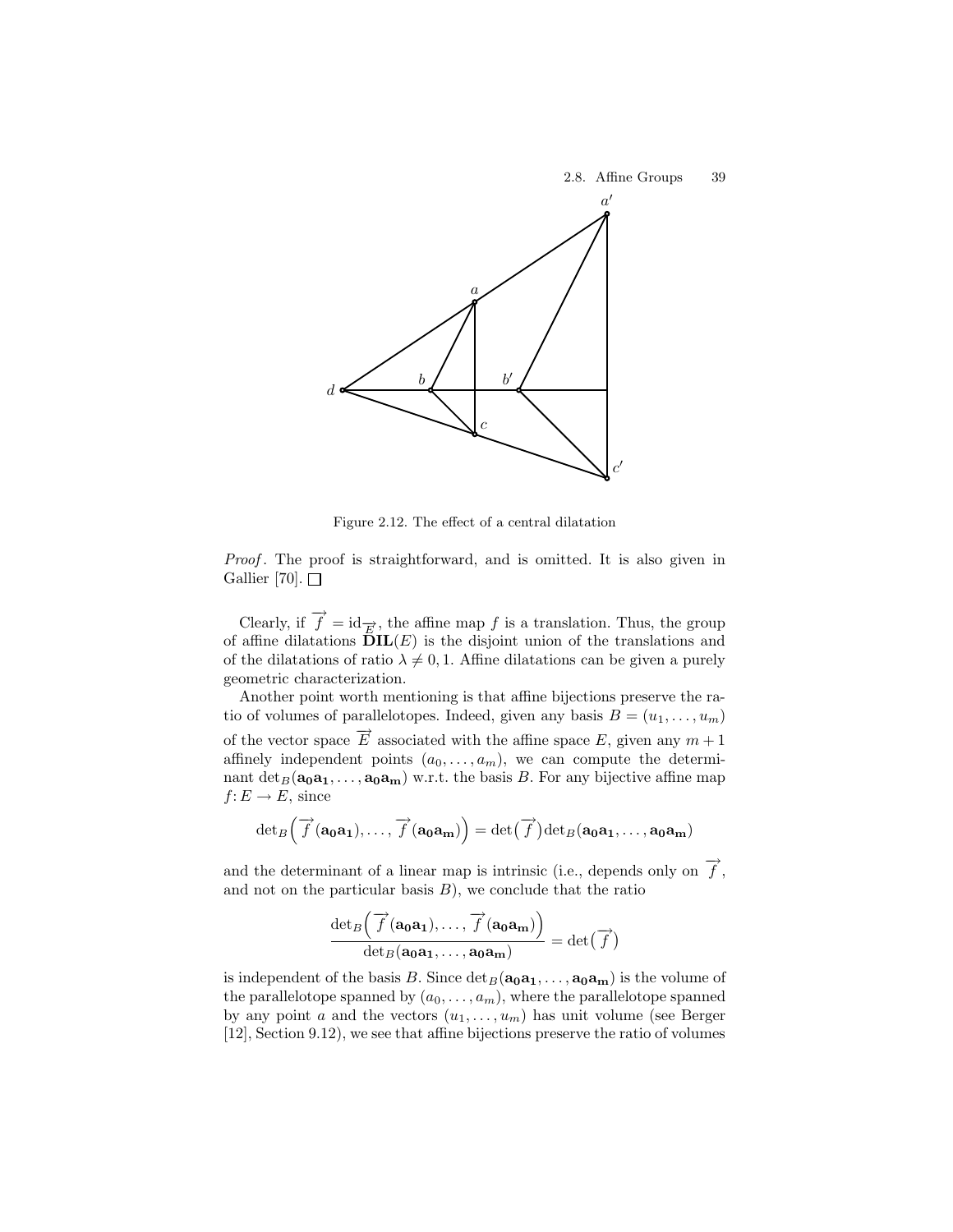Figure 2.12. The effect of a central dilatation

*Proof*. The proof is straightforward, and is omitted. It is also given in Gallier [70]. $\square$

Clearly, if $\overrightarrow{f} = \mathrm{id}_{\overrightarrow{E}}$, the affine map $f$ is a translation. Thus, the group of affine dilatations $\mathbf{DIL}(E)$ is the disjoint union of the translations and of the dilatations of ratio $\lambda \neq 0, 1$. Affine dilatations can be given a purely geometric characterization.

Another point worth mentioning is that affine bijections preserve the ratio of volumes of parallelotopes. Indeed, given any basis $B = (u_1, \ldots, u_m)$ of the vector space $\overrightarrow{E}$ associated with the affine space $E$, given any $m + 1$ affinely independent points $(a_0, \ldots, a_m)$, we can compute the determinant $\det_B(\mathbf{a_0a_1}, \ldots, \mathbf{a_0a_m})$ w.r.t. the basis $B$. For any bijective affine map $f \colon E \to E$, since

$$\det_B\Big(\overrightarrow{f}(\mathbf{a_0a_1}), \ldots, \overrightarrow{f}(\mathbf{a_0a_m})\Big) = \det\big(\overrightarrow{f}\big)\det_B(\mathbf{a_0a_1}, \ldots, \mathbf{a_0a_m})$$

and the determinant of a linear map is intrinsic (i.e., depends only on $\overrightarrow{f}$, and not on the particular basis $B$), we conclude that the ratio

$$\frac{\det_B\Big(\overrightarrow{f}(\mathbf{a_0a_1}), \ldots, \overrightarrow{f}(\mathbf{a_0a_m})\Big)}{\det_B(\mathbf{a_0a_1}, \ldots, \mathbf{a_0a_m})} = \det\big(\overrightarrow{f}\big)$$

is independent of the basis $B$. Since $\det_B(\mathbf{a_0a_1}, \ldots, \mathbf{a_0a_m})$ is the volume of the parallelotope spanned by $(a_0, \ldots, a_m)$, where the parallelotope spanned by any point $a$ and the vectors $(u_1, \ldots, u_m)$ has unit volume (see Berger [12], Section 9.12), we see that affine bijections preserve the ratio of volumes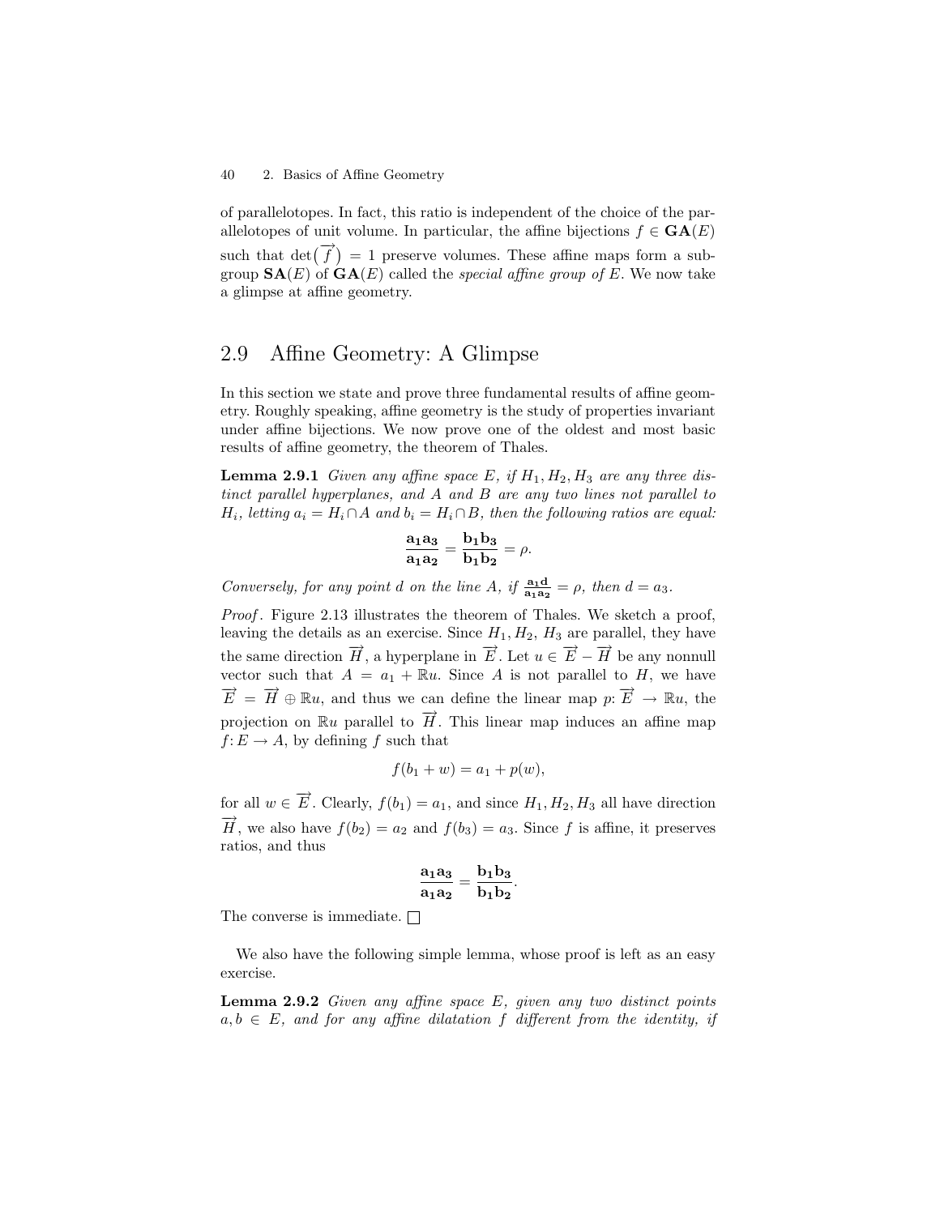of parallelotopes. In fact, this ratio is independent of the choice of the parallelotopes of unit volume. In particular, the affine bijections $f \in \mathbf{GA}(E)$ such that $\det(\overrightarrow{f}) = 1$ preserve volumes. These affine maps form a subgroup $\mathbf{SA}(E)$ of $\mathbf{GA}(E)$ called the *special affine group of* $E$. We now take a glimpse at affine geometry.

## 2.9 Affine Geometry: A Glimpse

In this section we state and prove three fundamental results of affine geometry. Roughly speaking, affine geometry is the study of properties invariant under affine bijections. We now prove one of the oldest and most basic results of affine geometry, the theorem of Thales.

**Lemma 2.9.1** *Given any affine space $E$, if $H_1, H_2, H_3$ are any three distinct parallel hyperplanes, and $A$ and $B$ are any two lines not parallel to $H_i$, letting $a_i = H_i \cap A$ and $b_i = H_i \cap B$, then the following ratios are equal:*

$$\frac{\mathbf{a_1 a_3}}{\mathbf{a_1 a_2}} = \frac{\mathbf{b_1 b_3}}{\mathbf{b_1 b_2}} = \rho.$$

*Conversely, for any point $d$ on the line $A$, if $\frac{\mathbf{a_1 d}}{\mathbf{a_1 a_2}} = \rho$, then $d = a_3$.*

*Proof.* Figure 2.13 illustrates the theorem of Thales. We sketch a proof, leaving the details as an exercise. Since $H_1, H_2, H_3$ are parallel, they have the same direction $\overrightarrow{H}$, a hyperplane in $\overrightarrow{E}$. Let $u \in \overrightarrow{E} - \overrightarrow{H}$ be any nonnull vector such that $A = a_1 + \mathbb{R}u$. Since $A$ is not parallel to $H$, we have $\overrightarrow{E} = \overrightarrow{H} \oplus \mathbb{R}u$, and thus we can define the linear map $p\colon \overrightarrow{E} \to \mathbb{R}u$, the projection on $\mathbb{R}u$ parallel to $\overrightarrow{H}$. This linear map induces an affine map $f\colon E \to A$, by defining $f$ such that

$$f(b_1 + w) = a_1 + p(w),$$

for all $w \in \overrightarrow{E}$. Clearly, $f(b_1) = a_1$, and since $H_1, H_2, H_3$ all have direction $\overrightarrow{H}$, we also have $f(b_2) = a_2$ and $f(b_3) = a_3$. Since $f$ is affine, it preserves ratios, and thus

$$\frac{\mathbf{a_1 a_3}}{\mathbf{a_1 a_2}} = \frac{\mathbf{b_1 b_3}}{\mathbf{b_1 b_2}}.$$

The converse is immediate. $\square$

We also have the following simple lemma, whose proof is left as an easy exercise.

**Lemma 2.9.2** *Given any affine space $E$, given any two distinct points $a, b \in E$, and for any affine dilatation $f$ different from the identity, if*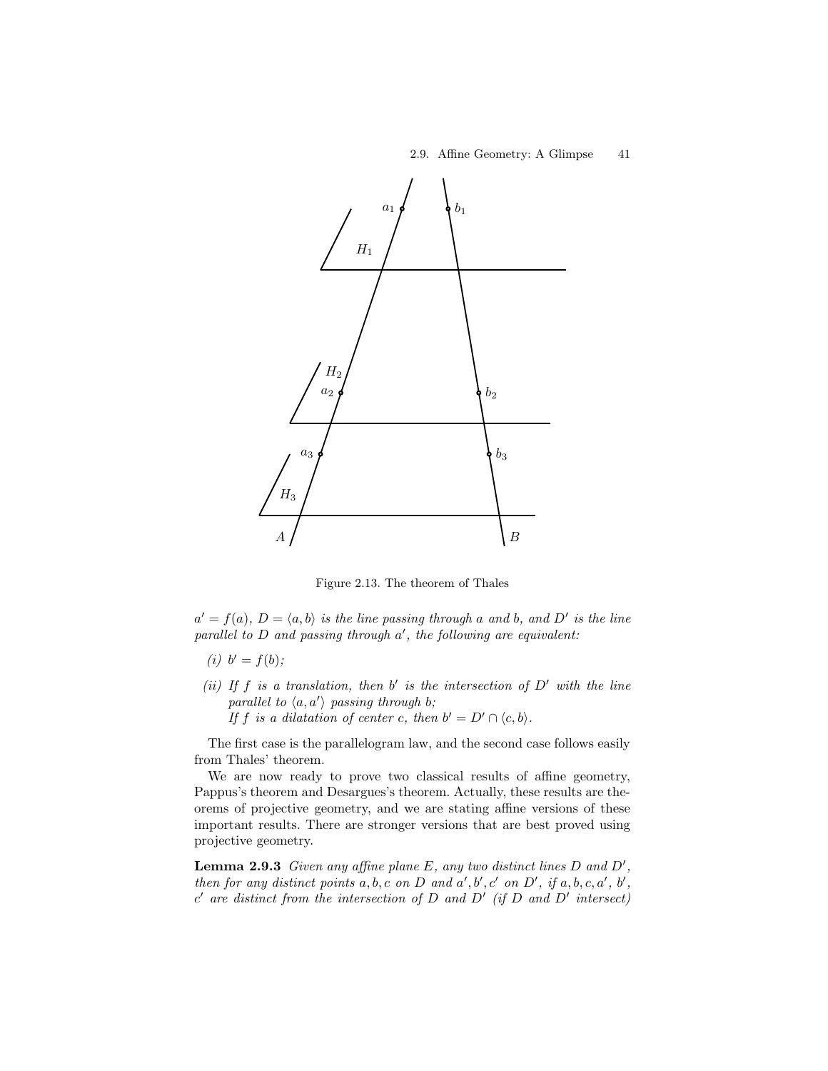Figure 2.13. The theorem of Thales

$a' = f(a)$, $D = \langle a, b\rangle$ *is the line passing through* $a$ *and* $b$*, and* $D'$ *is the line parallel to* $D$ *and passing through* $a'$*, the following are equivalent:*

*(i)* $b' = f(b)$*;*

*(ii) If* $f$ *is a translation, then* $b'$ *is the intersection of* $D'$ *with the line parallel to* $\langle a, a'\rangle$ *passing through* $b$*;*
*If* $f$ *is a dilatation of center* $c$*, then* $b' = D' \cap \langle c, b\rangle$*.*

The first case is the parallelogram law, and the second case follows easily from Thales' theorem.

We are now ready to prove two classical results of affine geometry, Pappus's theorem and Desargues's theorem. Actually, these results are theorems of projective geometry, and we are stating affine versions of these important results. There are stronger versions that are best proved using projective geometry.

**Lemma 2.9.3** *Given any affine plane* $E$*, any two distinct lines* $D$ *and* $D'$*, then for any distinct points* $a, b, c$ *on* $D$ *and* $a', b', c'$ *on* $D'$*, if* $a, b, c, a'$*,* $b'$*,* $c'$ *are distinct from the intersection of* $D$ *and* $D'$ *(if* $D$ *and* $D'$ *intersect)*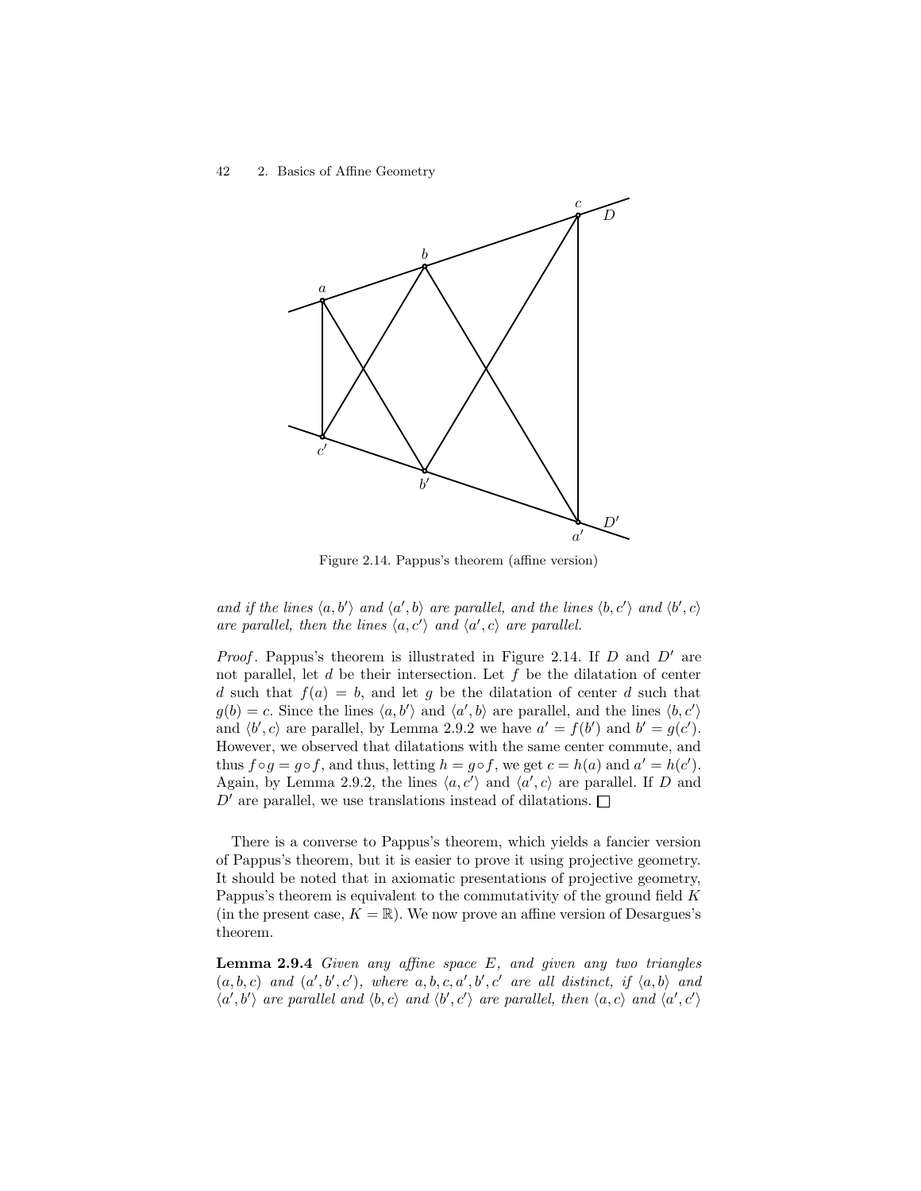Figure 2.14. Pappus's theorem (affine version)

*and if the lines $\langle a, b' \rangle$ and $\langle a', b \rangle$ are parallel, and the lines $\langle b, c' \rangle$ and $\langle b', c \rangle$ are parallel, then the lines $\langle a, c' \rangle$ and $\langle a', c \rangle$ are parallel.*

*Proof*. Pappus's theorem is illustrated in Figure 2.14. If $D$ and $D'$ are not parallel, let $d$ be their intersection. Let $f$ be the dilatation of center $d$ such that $f(a) = b$, and let $g$ be the dilatation of center $d$ such that $g(b) = c$. Since the lines $\langle a, b' \rangle$ and $\langle a', b \rangle$ are parallel, and the lines $\langle b, c' \rangle$ and $\langle b', c \rangle$ are parallel, by Lemma 2.9.2 we have $a' = f(b')$ and $b' = g(c')$. However, we observed that dilatations with the same center commute, and thus $f \circ g = g \circ f$, and thus, letting $h = g \circ f$, we get $c = h(a)$ and $a' = h(c')$. Again, by Lemma 2.9.2, the lines $\langle a, c' \rangle$ and $\langle a', c \rangle$ are parallel. If $D$ and $D'$ are parallel, we use translations instead of dilatations. $\square$

There is a converse to Pappus's theorem, which yields a fancier version of Pappus's theorem, but it is easier to prove it using projective geometry. It should be noted that in axiomatic presentations of projective geometry, Pappus's theorem is equivalent to the commutativity of the ground field $K$ (in the present case, $K = \mathbb{R}$). We now prove an affine version of Desargues's theorem.

**Lemma 2.9.4** *Given any affine space $E$, and given any two triangles $(a, b, c)$ and $(a', b', c')$, where $a, b, c, a', b', c'$ are all distinct, if $\langle a, b \rangle$ and $\langle a', b' \rangle$ are parallel and $\langle b, c \rangle$ and $\langle b', c' \rangle$ are parallel, then $\langle a, c \rangle$ and $\langle a', c' \rangle$*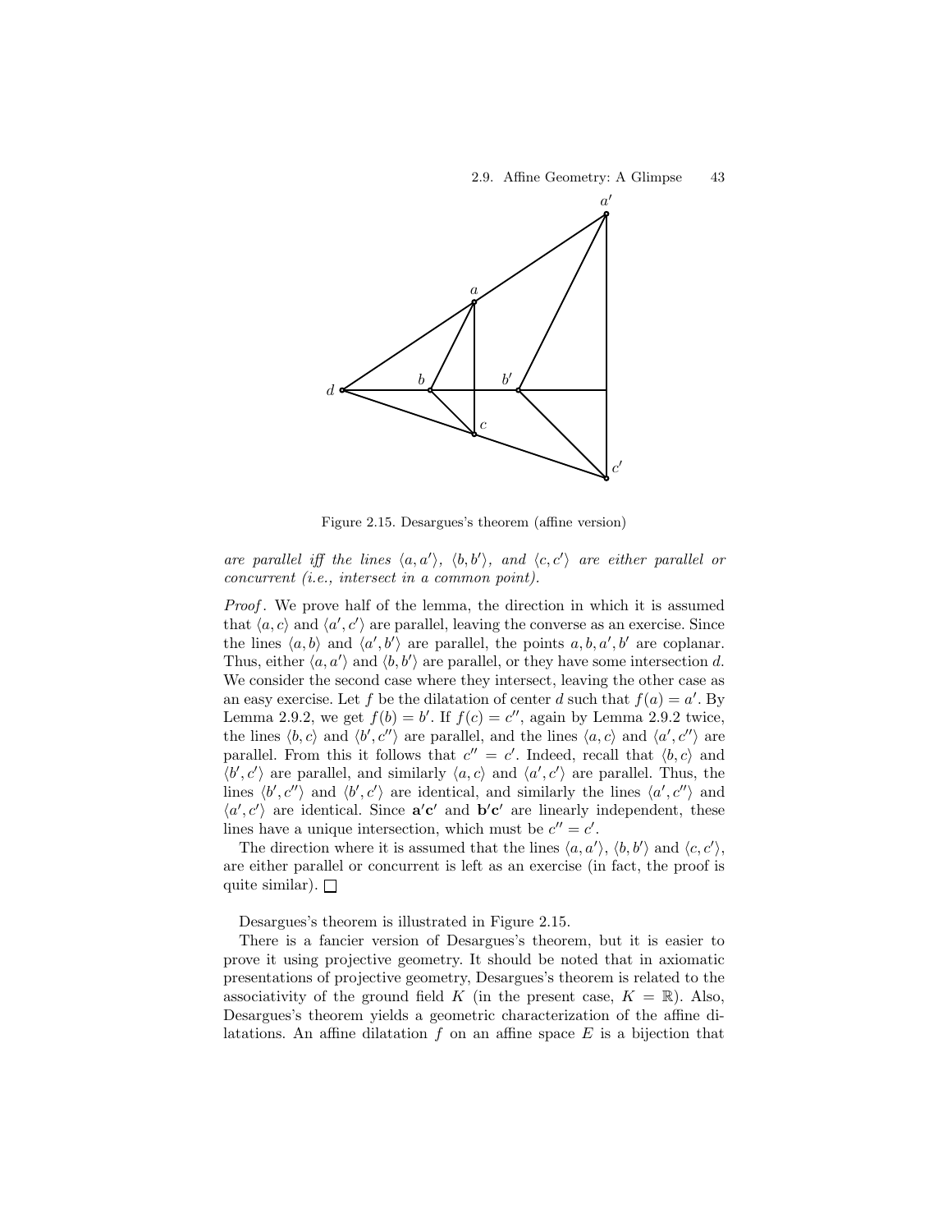Figure 2.15. Desargues's theorem (affine version)

*are parallel iff the lines $\langle a, a' \rangle$, $\langle b, b' \rangle$, and $\langle c, c' \rangle$ are either parallel or concurrent (i.e., intersect in a common point).*

*Proof*. We prove half of the lemma, the direction in which it is assumed that $\langle a, c \rangle$ and $\langle a', c' \rangle$ are parallel, leaving the converse as an exercise. Since the lines $\langle a, b \rangle$ and $\langle a', b' \rangle$ are parallel, the points $a, b, a', b'$ are coplanar. Thus, either $\langle a, a' \rangle$ and $\langle b, b' \rangle$ are parallel, or they have some intersection $d$. We consider the second case where they intersect, leaving the other case as an easy exercise. Let $f$ be the dilatation of center $d$ such that $f(a) = a'$. By Lemma 2.9.2, we get $f(b) = b'$. If $f(c) = c''$, again by Lemma 2.9.2 twice, the lines $\langle b, c \rangle$ and $\langle b', c'' \rangle$ are parallel, and the lines $\langle a, c \rangle$ and $\langle a', c'' \rangle$ are parallel. From this it follows that $c'' = c'$. Indeed, recall that $\langle b, c \rangle$ and $\langle b', c' \rangle$ are parallel, and similarly $\langle a, c \rangle$ and $\langle a', c' \rangle$ are parallel. Thus, the lines $\langle b', c'' \rangle$ and $\langle b', c' \rangle$ are identical, and similarly the lines $\langle a', c'' \rangle$ and $\langle a', c' \rangle$ are identical. Since $\mathbf{a'c'}$ and $\mathbf{b'c'}$ are linearly independent, these lines have a unique intersection, which must be $c'' = c'$.

The direction where it is assumed that the lines $\langle a, a' \rangle$, $\langle b, b' \rangle$ and $\langle c, c' \rangle$, are either parallel or concurrent is left as an exercise (in fact, the proof is quite similar). ☐

Desargues's theorem is illustrated in Figure 2.15.

There is a fancier version of Desargues's theorem, but it is easier to prove it using projective geometry. It should be noted that in axiomatic presentations of projective geometry, Desargues's theorem is related to the associativity of the ground field $K$ (in the present case, $K = \mathbb{R}$). Also, Desargues's theorem yields a geometric characterization of the affine dilatations. An affine dilatation $f$ on an affine space $E$ is a bijection that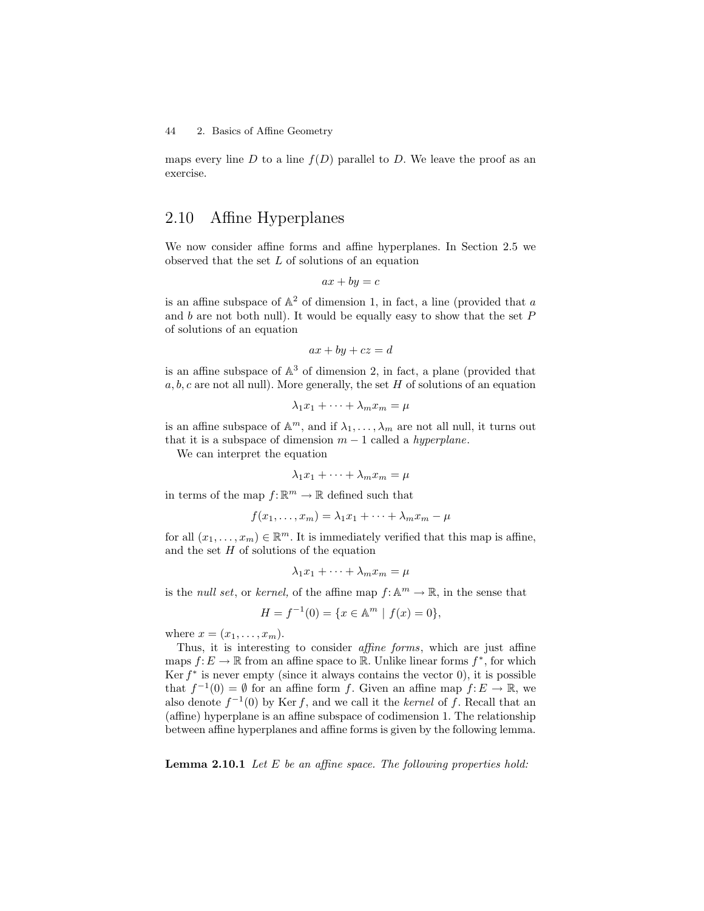maps every line $D$ to a line $f(D)$ parallel to $D$. We leave the proof as an exercise.

## 2.10 Affine Hyperplanes

We now consider affine forms and affine hyperplanes. In Section 2.5 we observed that the set $L$ of solutions of an equation

$$ax + by = c$$

is an affine subspace of $\mathbb{A}^2$ of dimension 1, in fact, a line (provided that $a$ and $b$ are not both null). It would be equally easy to show that the set $P$ of solutions of an equation

$$ax + by + cz = d$$

is an affine subspace of $\mathbb{A}^3$ of dimension 2, in fact, a plane (provided that $a, b, c$ are not all null). More generally, the set $H$ of solutions of an equation

$$\lambda_1 x_1 + \cdots + \lambda_m x_m = \mu$$

is an affine subspace of $\mathbb{A}^m$, and if $\lambda_1, \ldots, \lambda_m$ are not all null, it turns out that it is a subspace of dimension $m - 1$ called a *hyperplane*.

We can interpret the equation

$$\lambda_1 x_1 + \cdots + \lambda_m x_m = \mu$$

in terms of the map $f \colon \mathbb{R}^m \to \mathbb{R}$ defined such that

$$f(x_1, \ldots, x_m) = \lambda_1 x_1 + \cdots + \lambda_m x_m - \mu$$

for all $(x_1, \ldots, x_m) \in \mathbb{R}^m$. It is immediately verified that this map is affine, and the set $H$ of solutions of the equation

$$\lambda_1 x_1 + \cdots + \lambda_m x_m = \mu$$

is the *null set*, or *kernel*, of the affine map $f \colon \mathbb{A}^m \to \mathbb{R}$, in the sense that

$$H = f^{-1}(0) = \{x \in \mathbb{A}^m \mid f(x) = 0\},$$

where $x = (x_1, \ldots, x_m)$.

Thus, it is interesting to consider *affine forms*, which are just affine maps $f \colon E \to \mathbb{R}$ from an affine space to $\mathbb{R}$. Unlike linear forms $f^*$, for which $\operatorname{Ker} f^*$ is never empty (since it always contains the vector 0), it is possible that $f^{-1}(0) = \emptyset$ for an affine form $f$. Given an affine map $f \colon E \to \mathbb{R}$, we also denote $f^{-1}(0)$ by $\operatorname{Ker} f$, and we call it the *kernel* of $f$. Recall that an (affine) hyperplane is an affine subspace of codimension 1. The relationship between affine hyperplanes and affine forms is given by the following lemma.

**Lemma 2.10.1** *Let $E$ be an affine space. The following properties hold:*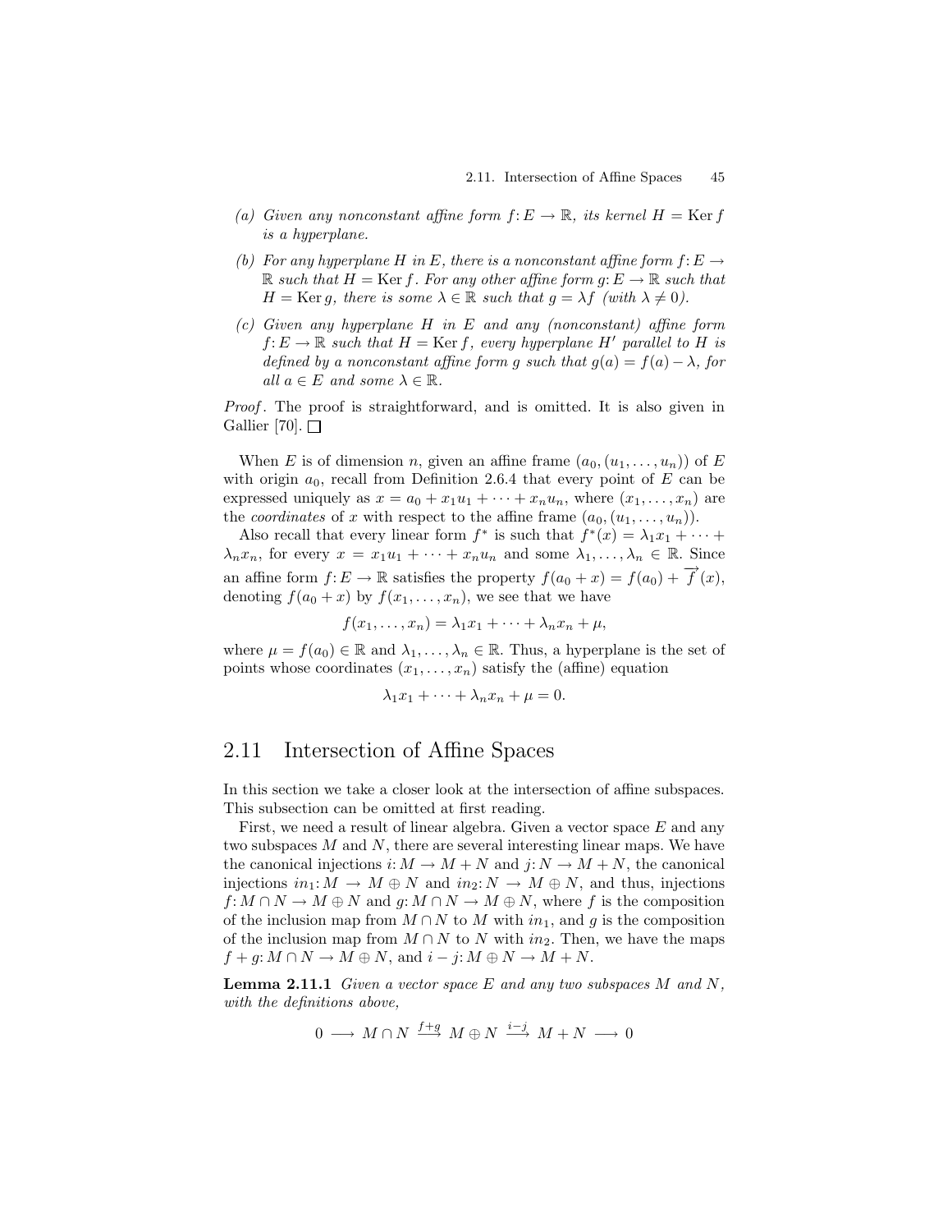(a) *Given any nonconstant affine form $f\colon E \to \mathbb{R}$, its kernel $H = \operatorname{Ker} f$ is a hyperplane.*

(b) *For any hyperplane $H$ in $E$, there is a nonconstant affine form $f\colon E \to \mathbb{R}$ such that $H = \operatorname{Ker} f$. For any other affine form $g\colon E \to \mathbb{R}$ such that $H = \operatorname{Ker} g$, there is some $\lambda \in \mathbb{R}$ such that $g = \lambda f$ (with $\lambda \neq 0$).*

(c) *Given any hyperplane $H$ in $E$ and any (nonconstant) affine form $f\colon E \to \mathbb{R}$ such that $H = \operatorname{Ker} f$, every hyperplane $H'$ parallel to $H$ is defined by a nonconstant affine form $g$ such that $g(a) = f(a) - \lambda$, for all $a \in E$ and some $\lambda \in \mathbb{R}$.*

*Proof*. The proof is straightforward, and is omitted. It is also given in Gallier [70]. □

When $E$ is of dimension $n$, given an affine frame $(a_0, (u_1, \ldots, u_n))$ of $E$ with origin $a_0$, recall from Definition 2.6.4 that every point of $E$ can be expressed uniquely as $x = a_0 + x_1 u_1 + \cdots + x_n u_n$, where $(x_1, \ldots, x_n)$ are the *coordinates* of $x$ with respect to the affine frame $(a_0, (u_1, \ldots, u_n))$.

Also recall that every linear form $f^*$ is such that $f^*(x) = \lambda_1 x_1 + \cdots + \lambda_n x_n$, for every $x = x_1 u_1 + \cdots + x_n u_n$ and some $\lambda_1, \ldots, \lambda_n \in \mathbb{R}$. Since an affine form $f\colon E \to \mathbb{R}$ satisfies the property $f(a_0 + x) = f(a_0) + \overrightarrow{f}(x)$, denoting $f(a_0 + x)$ by $f(x_1, \ldots, x_n)$, we see that we have

$$f(x_1, \ldots, x_n) = \lambda_1 x_1 + \cdots + \lambda_n x_n + \mu,$$

where $\mu = f(a_0) \in \mathbb{R}$ and $\lambda_1, \ldots, \lambda_n \in \mathbb{R}$. Thus, a hyperplane is the set of points whose coordinates $(x_1, \ldots, x_n)$ satisfy the (affine) equation

$$\lambda_1 x_1 + \cdots + \lambda_n x_n + \mu = 0.$$

## 2.11 Intersection of Affine Spaces

In this section we take a closer look at the intersection of affine subspaces. This subsection can be omitted at first reading.

First, we need a result of linear algebra. Given a vector space $E$ and any two subspaces $M$ and $N$, there are several interesting linear maps. We have the canonical injections $i\colon M \to M + N$ and $j\colon N \to M + N$, the canonical injections $in_1\colon M \to M \oplus N$ and $in_2\colon N \to M \oplus N$, and thus, injections $f\colon M \cap N \to M \oplus N$ and $g\colon M \cap N \to M \oplus N$, where $f$ is the composition of the inclusion map from $M \cap N$ to $M$ with $in_1$, and $g$ is the composition of the inclusion map from $M \cap N$ to $N$ with $in_2$. Then, we have the maps $f + g\colon M \cap N \to M \oplus N$, and $i - j\colon M \oplus N \to M + N$.

**Lemma 2.11.1** *Given a vector space $E$ and any two subspaces $M$ and $N$, with the definitions above,*

$$0 \longrightarrow M \cap N \xrightarrow{f+g} M \oplus N \xrightarrow{i-j} M + N \longrightarrow 0$$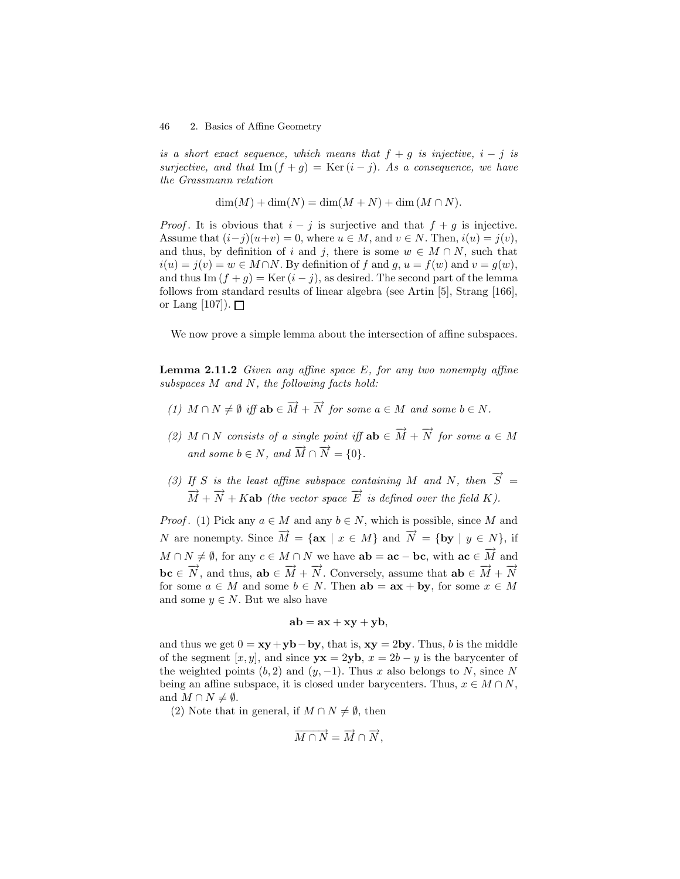*is a short exact sequence, which means that $f+g$ is injective, $i-j$ is surjective, and that $\mathrm{Im}\,(f+g) = \mathrm{Ker}\,(i-j)$. As a consequence, we have the Grassmann relation*

$$\dim(M) + \dim(N) = \dim(M+N) + \dim(M \cap N).$$

*Proof*. It is obvious that $i-j$ is surjective and that $f+g$ is injective. Assume that $(i-j)(u+v) = 0$, where $u \in M$, and $v \in N$. Then, $i(u) = j(v)$, and thus, by definition of $i$ and $j$, there is some $w \in M \cap N$, such that $i(u) = j(v) = w \in M \cap N$. By definition of $f$ and $g$, $u = f(w)$ and $v = g(w)$, and thus $\mathrm{Im}\,(f+g) = \mathrm{Ker}\,(i-j)$, as desired. The second part of the lemma follows from standard results of linear algebra (see Artin [5], Strang [166], or Lang [107]). $\square$

We now prove a simple lemma about the intersection of affine subspaces.

**Lemma 2.11.2** *Given any affine space $E$, for any two nonempty affine subspaces $M$ and $N$, the following facts hold:*

*(1) $M \cap N \neq \emptyset$ iff $\mathbf{ab} \in \overrightarrow{M} + \overrightarrow{N}$ for some $a \in M$ and some $b \in N$.*

*(2) $M \cap N$ consists of a single point iff $\mathbf{ab} \in \overrightarrow{M} + \overrightarrow{N}$ for some $a \in M$ and some $b \in N$, and $\overrightarrow{M} \cap \overrightarrow{N} = \{0\}$.*

*(3) If $S$ is the least affine subspace containing $M$ and $N$, then $\overrightarrow{S} = \overrightarrow{M} + \overrightarrow{N} + K\mathbf{ab}$ (the vector space $\overrightarrow{E}$ is defined over the field $K$).*

*Proof*. (1) Pick any $a \in M$ and any $b \in N$, which is possible, since $M$ and $N$ are nonempty. Since $\overrightarrow{M} = \{\mathbf{ax} \mid x \in M\}$ and $\overrightarrow{N} = \{\mathbf{by} \mid y \in N\}$, if $M \cap N \neq \emptyset$, for any $c \in M \cap N$ we have $\mathbf{ab} = \mathbf{ac} - \mathbf{bc}$, with $\mathbf{ac} \in \overrightarrow{M}$ and $\mathbf{bc} \in \overrightarrow{N}$, and thus, $\mathbf{ab} \in \overrightarrow{M} + \overrightarrow{N}$. Conversely, assume that $\mathbf{ab} \in \overrightarrow{M} + \overrightarrow{N}$ for some $a \in M$ and some $b \in N$. Then $\mathbf{ab} = \mathbf{ax} + \mathbf{by}$, for some $x \in M$ and some $y \in N$. But we also have

$$\mathbf{ab} = \mathbf{ax} + \mathbf{xy} + \mathbf{yb},$$

and thus we get $0 = \mathbf{xy} + \mathbf{yb} - \mathbf{by}$, that is, $\mathbf{xy} = 2\mathbf{by}$. Thus, $b$ is the middle of the segment $[x, y]$, and since $\mathbf{yx} = 2\mathbf{yb}$, $x = 2b - y$ is the barycenter of the weighted points $(b, 2)$ and $(y, -1)$. Thus $x$ also belongs to $N$, since $N$ being an affine subspace, it is closed under barycenters. Thus, $x \in M \cap N$, and $M \cap N \neq \emptyset$.

(2) Note that in general, if $M \cap N \neq \emptyset$, then

$$\overrightarrow{M \cap N} = \overrightarrow{M} \cap \overrightarrow{N},$$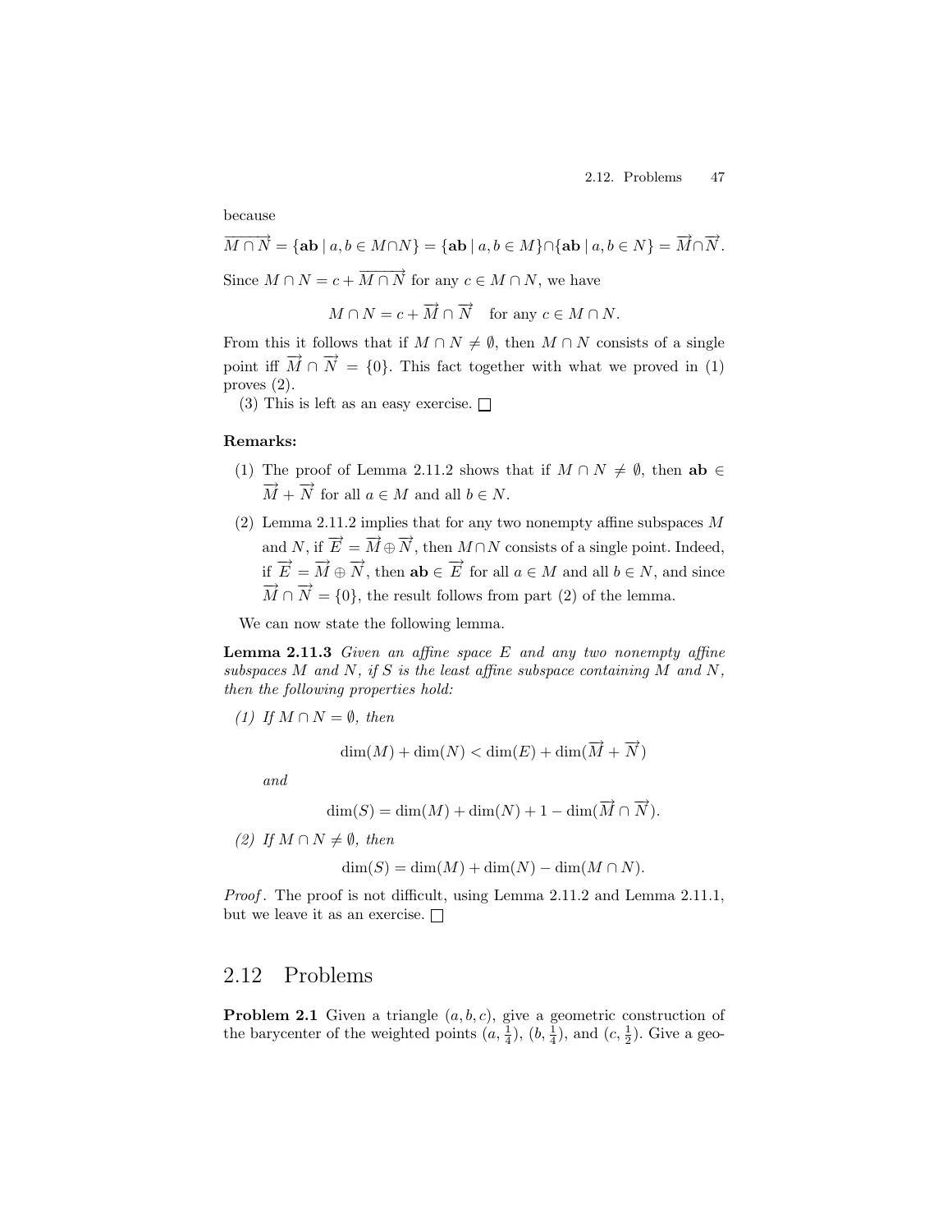because

$$\overrightarrow{M \cap N} = \{\mathbf{ab} \mid a, b \in M \cap N\} = \{\mathbf{ab} \mid a, b \in M\} \cap \{\mathbf{ab} \mid a, b \in N\} = \overrightarrow{M} \cap \overrightarrow{N}.$$

Since $M \cap N = c + \overrightarrow{M \cap N}$ for any $c \in M \cap N$, we have

$$M \cap N = c + \overrightarrow{M} \cap \overrightarrow{N} \quad \text{for any } c \in M \cap N.$$

From this it follows that if $M \cap N \neq \emptyset$, then $M \cap N$ consists of a single point iff $\overrightarrow{M} \cap \overrightarrow{N} = \{0\}$. This fact together with what we proved in (1) proves (2).

(3) This is left as an easy exercise. $\square$

**Remarks:**

(1) The proof of Lemma 2.11.2 shows that if $M \cap N \neq \emptyset$, then $\mathbf{ab} \in \overrightarrow{M} + \overrightarrow{N}$ for all $a \in M$ and all $b \in N$.

(2) Lemma 2.11.2 implies that for any two nonempty affine subspaces $M$ and $N$, if $\overrightarrow{E} = \overrightarrow{M} \oplus \overrightarrow{N}$, then $M \cap N$ consists of a single point. Indeed, if $\overrightarrow{E} = \overrightarrow{M} \oplus \overrightarrow{N}$, then $\mathbf{ab} \in \overrightarrow{E}$ for all $a \in M$ and all $b \in N$, and since $\overrightarrow{M} \cap \overrightarrow{N} = \{0\}$, the result follows from part (2) of the lemma.

We can now state the following lemma.

**Lemma 2.11.3** *Given an affine space $E$ and any two nonempty affine subspaces $M$ and $N$, if $S$ is the least affine subspace containing $M$ and $N$, then the following properties hold:*

*(1) If $M \cap N = \emptyset$, then*

$$\dim(M) + \dim(N) < \dim(E) + \dim(\overrightarrow{M} + \overrightarrow{N})$$

*and*

$$\dim(S) = \dim(M) + \dim(N) + 1 - \dim(\overrightarrow{M} \cap \overrightarrow{N}).$$

*(2) If $M \cap N \neq \emptyset$, then*

$$\dim(S) = \dim(M) + \dim(N) - \dim(M \cap N).$$

*Proof*. The proof is not difficult, using Lemma 2.11.2 and Lemma 2.11.1, but we leave it as an exercise. $\square$

## 2.12 Problems

**Problem 2.1** Given a triangle $(a, b, c)$, give a geometric construction of the barycenter of the weighted points $(a, \frac{1}{4})$, $(b, \frac{1}{4})$, and $(c, \frac{1}{2})$. Give a geo-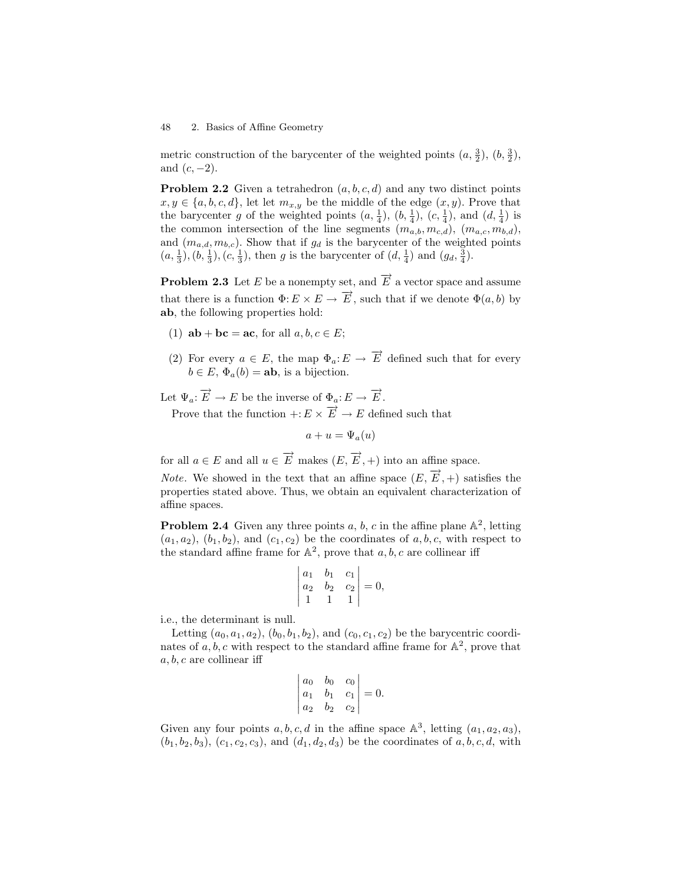metric construction of the barycenter of the weighted points $(a, \frac{3}{2})$, $(b, \frac{3}{2})$, and $(c, -2)$.

**Problem 2.2** Given a tetrahedron $(a, b, c, d)$ and any two distinct points $x, y \in \{a, b, c, d\}$, let let $m_{x,y}$ be the middle of the edge $(x, y)$. Prove that the barycenter $g$ of the weighted points $(a, \frac{1}{4})$, $(b, \frac{1}{4})$, $(c, \frac{1}{4})$, and $(d, \frac{1}{4})$ is the common intersection of the line segments $(m_{a,b}, m_{c,d})$, $(m_{a,c}, m_{b,d})$, and $(m_{a,d}, m_{b,c})$. Show that if $g_d$ is the barycenter of the weighted points $(a, \frac{1}{3}), (b, \frac{1}{3}), (c, \frac{1}{3})$, then $g$ is the barycenter of $(d, \frac{1}{4})$ and $(g_d, \frac{3}{4})$.

**Problem 2.3** Let $E$ be a nonempty set, and $\overrightarrow{E}$ a vector space and assume that there is a function $\Phi: E \times E \to \overrightarrow{E}$, such that if we denote $\Phi(a, b)$ by $\mathbf{ab}$, the following properties hold:

(1) $\mathbf{ab} + \mathbf{bc} = \mathbf{ac}$, for all $a, b, c \in E$;

(2) For every $a \in E$, the map $\Phi_a: E \to \overrightarrow{E}$ defined such that for every $b \in E$, $\Phi_a(b) = \mathbf{ab}$, is a bijection.

Let $\Psi_a: \overrightarrow{E} \to E$ be the inverse of $\Phi_a: E \to \overrightarrow{E}$.

Prove that the function $+: E \times \overrightarrow{E} \to E$ defined such that

$$a + u = \Psi_a(u)$$

for all $a \in E$ and all $u \in \overrightarrow{E}$ makes $(E, \overrightarrow{E}, +)$ into an affine space.

*Note.* We showed in the text that an affine space $(E, \overrightarrow{E}, +)$ satisfies the properties stated above. Thus, we obtain an equivalent characterization of affine spaces.

**Problem 2.4** Given any three points $a$, $b$, $c$ in the affine plane $\mathbb{A}^2$, letting $(a_1, a_2)$, $(b_1, b_2)$, and $(c_1, c_2)$ be the coordinates of $a, b, c$, with respect to the standard affine frame for $\mathbb{A}^2$, prove that $a, b, c$ are collinear iff

$$\begin{vmatrix} a_1 & b_1 & c_1 \\ a_2 & b_2 & c_2 \\ 1 & 1 & 1 \end{vmatrix} = 0,$$

i.e., the determinant is null.

Letting $(a_0, a_1, a_2)$, $(b_0, b_1, b_2)$, and $(c_0, c_1, c_2)$ be the barycentric coordinates of $a, b, c$ with respect to the standard affine frame for $\mathbb{A}^2$, prove that $a, b, c$ are collinear iff

$$\begin{vmatrix} a_0 & b_0 & c_0 \\ a_1 & b_1 & c_1 \\ a_2 & b_2 & c_2 \end{vmatrix} = 0.$$

Given any four points $a, b, c, d$ in the affine space $\mathbb{A}^3$, letting $(a_1, a_2, a_3)$, $(b_1, b_2, b_3)$, $(c_1, c_2, c_3)$, and $(d_1, d_2, d_3)$ be the coordinates of $a, b, c, d$, with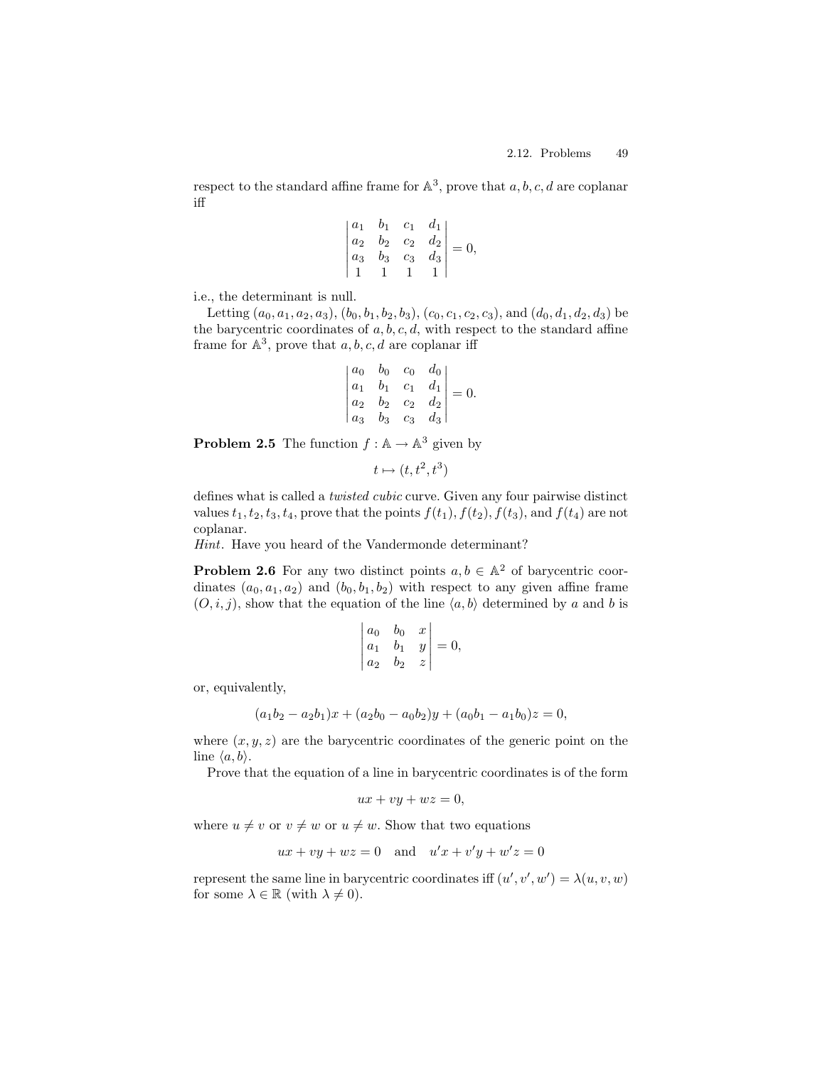respect to the standard affine frame for $\mathbb{A}^3$, prove that $a, b, c, d$ are coplanar iff

$$\begin{vmatrix} a_1 & b_1 & c_1 & d_1 \\ a_2 & b_2 & c_2 & d_2 \\ a_3 & b_3 & c_3 & d_3 \\ 1 & 1 & 1 & 1 \end{vmatrix} = 0,$$

i.e., the determinant is null.

Letting $(a_0, a_1, a_2, a_3)$, $(b_0, b_1, b_2, b_3)$, $(c_0, c_1, c_2, c_3)$, and $(d_0, d_1, d_2, d_3)$ be the barycentric coordinates of $a, b, c, d$, with respect to the standard affine frame for $\mathbb{A}^3$, prove that $a, b, c, d$ are coplanar iff

$$\begin{vmatrix} a_0 & b_0 & c_0 & d_0 \\ a_1 & b_1 & c_1 & d_1 \\ a_2 & b_2 & c_2 & d_2 \\ a_3 & b_3 & c_3 & d_3 \end{vmatrix} = 0.$$

**Problem 2.5** The function $f : \mathbb{A} \to \mathbb{A}^3$ given by

$$t \mapsto (t, t^2, t^3)$$

defines what is called a *twisted cubic* curve. Given any four pairwise distinct values $t_1, t_2, t_3, t_4$, prove that the points $f(t_1)$, $f(t_2)$, $f(t_3)$, and $f(t_4)$ are not coplanar.

*Hint*. Have you heard of the Vandermonde determinant?

**Problem 2.6** For any two distinct points $a, b \in \mathbb{A}^2$ of barycentric coordinates $(a_0, a_1, a_2)$ and $(b_0, b_1, b_2)$ with respect to any given affine frame $(O, i, j)$, show that the equation of the line $\langle a, b \rangle$ determined by $a$ and $b$ is

$$\begin{vmatrix} a_0 & b_0 & x \\ a_1 & b_1 & y \\ a_2 & b_2 & z \end{vmatrix} = 0,$$

or, equivalently,

$$(a_1 b_2 - a_2 b_1)x + (a_2 b_0 - a_0 b_2)y + (a_0 b_1 - a_1 b_0)z = 0,$$

where $(x, y, z)$ are the barycentric coordinates of the generic point on the line $\langle a, b \rangle$.

Prove that the equation of a line in barycentric coordinates is of the form

$$ux + vy + wz = 0,$$

where $u \neq v$ or $v \neq w$ or $u \neq w$. Show that two equations

$$ux + vy + wz = 0 \quad \text{and} \quad u'x + v'y + w'z = 0$$

represent the same line in barycentric coordinates iff $(u', v', w') = \lambda(u, v, w)$ for some $\lambda \in \mathbb{R}$ (with $\lambda \neq 0$).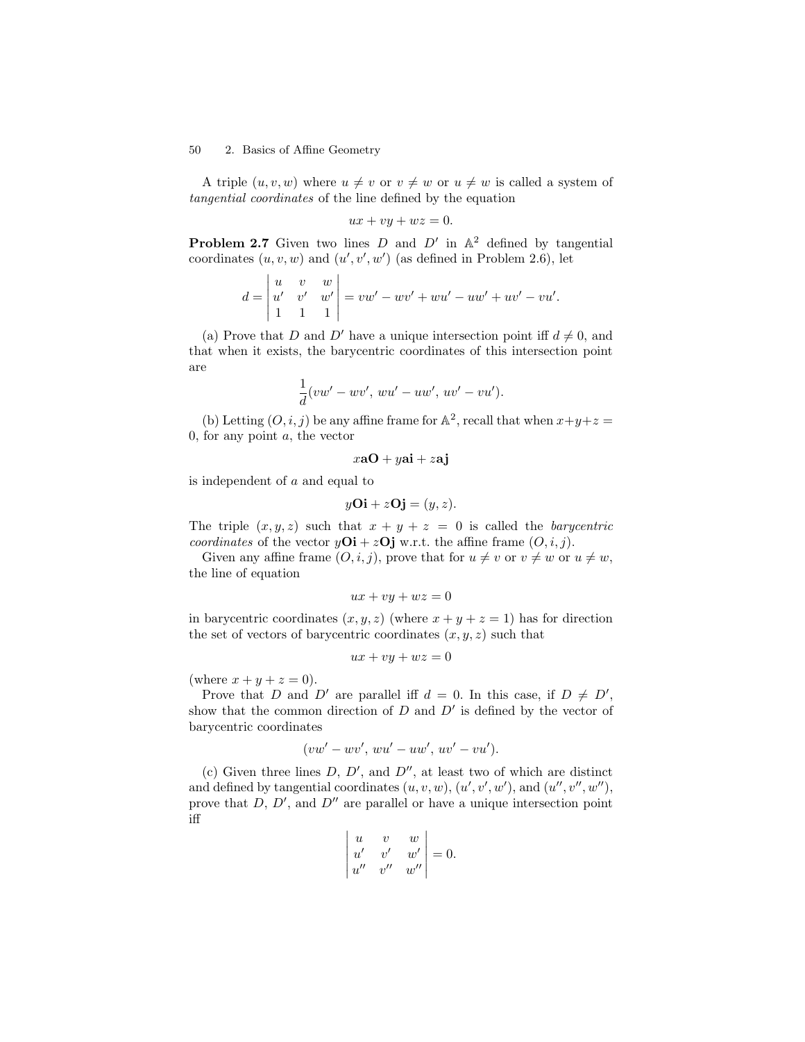A triple $(u, v, w)$ where $u \neq v$ or $v \neq w$ or $u \neq w$ is called a system of *tangential coordinates* of the line defined by the equation

$$ux + vy + wz = 0.$$

**Problem 2.7** Given two lines $D$ and $D'$ in $\mathbb{A}^2$ defined by tangential coordinates $(u, v, w)$ and $(u', v', w')$ (as defined in Problem 2.6), let

$$d = \begin{vmatrix} u & v & w \\ u' & v' & w' \\ 1 & 1 & 1 \end{vmatrix} = vw' - wv' + wu' - uw' + uv' - vu'.$$

(a) Prove that $D$ and $D'$ have a unique intersection point iff $d \neq 0$, and that when it exists, the barycentric coordinates of this intersection point are

$$\frac{1}{d}(vw' - wv',\, wu' - uw',\, uv' - vu').$$

(b) Letting $(O, i, j)$ be any affine frame for $\mathbb{A}^2$, recall that when $x+y+z = 0$, for any point $a$, the vector

$$x\mathbf{aO} + y\mathbf{ai} + z\mathbf{aj}$$

is independent of $a$ and equal to

$$y\mathbf{Oi} + z\mathbf{Oj} = (y, z).$$

The triple $(x, y, z)$ such that $x + y + z = 0$ is called the *barycentric coordinates* of the vector $y\mathbf{Oi} + z\mathbf{Oj}$ w.r.t. the affine frame $(O, i, j)$.

Given any affine frame $(O, i, j)$, prove that for $u \neq v$ or $v \neq w$ or $u \neq w$, the line of equation

$$ux + vy + wz = 0$$

in barycentric coordinates $(x, y, z)$ (where $x + y + z = 1$) has for direction the set of vectors of barycentric coordinates $(x, y, z)$ such that

$$ux + vy + wz = 0$$

(where $x + y + z = 0$).

Prove that $D$ and $D'$ are parallel iff $d = 0$. In this case, if $D \neq D'$, show that the common direction of $D$ and $D'$ is defined by the vector of barycentric coordinates

$$(vw' - wv',\, wu' - uw',\, uv' - vu').$$

(c) Given three lines $D$, $D'$, and $D''$, at least two of which are distinct and defined by tangential coordinates $(u, v, w)$, $(u', v', w')$, and $(u'', v'', w'')$, prove that $D$, $D'$, and $D''$ are parallel or have a unique intersection point iff

$$\begin{vmatrix} u & v & w \\ u' & v' & w' \\ u'' & v'' & w'' \end{vmatrix} = 0.$$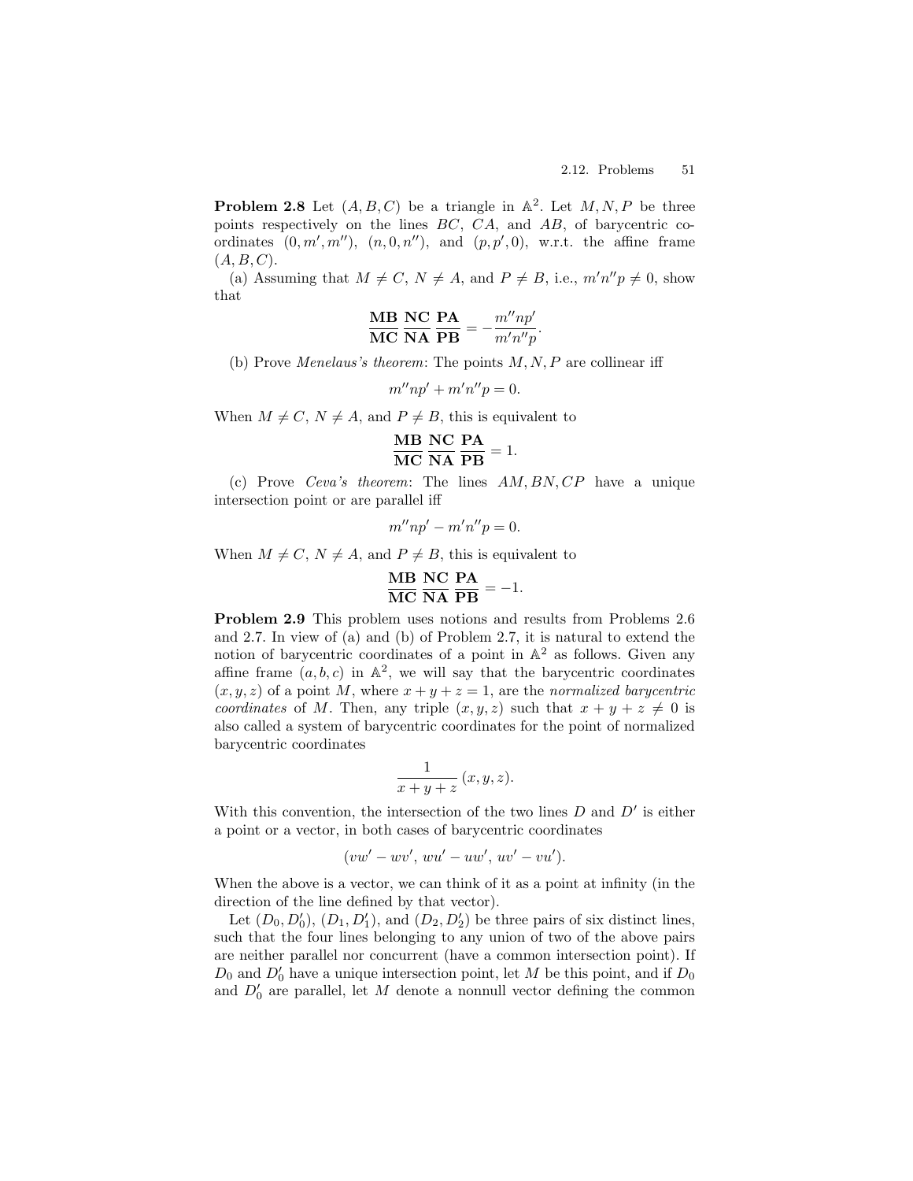**Problem 2.8** Let $(A, B, C)$ be a triangle in $\mathbb{A}^2$. Let $M, N, P$ be three points respectively on the lines $BC$, $CA$, and $AB$, of barycentric coordinates $(0, m', m'')$, $(n, 0, n'')$, and $(p, p', 0)$, w.r.t. the affine frame $(A, B, C)$.

(a) Assuming that $M \neq C$, $N \neq A$, and $P \neq B$, i.e., $m'n''p \neq 0$, show that

$$\frac{\mathbf{MB}}{\mathbf{MC}} \frac{\mathbf{NC}}{\mathbf{NA}} \frac{\mathbf{PA}}{\mathbf{PB}} = -\frac{m''np'}{m'n''p}.$$

(b) Prove *Menelaus's theorem*: The points $M, N, P$ are collinear iff

$$m''np' + m'n''p = 0.$$

When $M \neq C$, $N \neq A$, and $P \neq B$, this is equivalent to

$$\frac{\mathbf{MB}}{\mathbf{MC}} \frac{\mathbf{NC}}{\mathbf{NA}} \frac{\mathbf{PA}}{\mathbf{PB}} = 1.$$

(c) Prove *Ceva's theorem*: The lines $AM, BN, CP$ have a unique intersection point or are parallel iff

$$m''np' - m'n''p = 0.$$

When $M \neq C$, $N \neq A$, and $P \neq B$, this is equivalent to

$$\frac{\mathbf{MB}}{\mathbf{MC}} \frac{\mathbf{NC}}{\mathbf{NA}} \frac{\mathbf{PA}}{\mathbf{PB}} = -1.$$

**Problem 2.9** This problem uses notions and results from Problems 2.6 and 2.7. In view of (a) and (b) of Problem 2.7, it is natural to extend the notion of barycentric coordinates of a point in $\mathbb{A}^2$ as follows. Given any affine frame $(a, b, c)$ in $\mathbb{A}^2$, we will say that the barycentric coordinates $(x, y, z)$ of a point $M$, where $x + y + z = 1$, are the *normalized barycentric coordinates* of $M$. Then, any triple $(x, y, z)$ such that $x + y + z \neq 0$ is also called a system of barycentric coordinates for the point of normalized barycentric coordinates

$$\frac{1}{x + y + z}\,(x, y, z).$$

With this convention, the intersection of the two lines $D$ and $D'$ is either a point or a vector, in both cases of barycentric coordinates

$$(vw' - wv',\ wu' - uw',\ uv' - vu').$$

When the above is a vector, we can think of it as a point at infinity (in the direction of the line defined by that vector).

Let $(D_0, D_0')$, $(D_1, D_1')$, and $(D_2, D_2')$ be three pairs of six distinct lines, such that the four lines belonging to any union of two of the above pairs are neither parallel nor concurrent (have a common intersection point). If $D_0$ and $D_0'$ have a unique intersection point, let $M$ be this point, and if $D_0$ and $D_0'$ are parallel, let $M$ denote a nonnull vector defining the common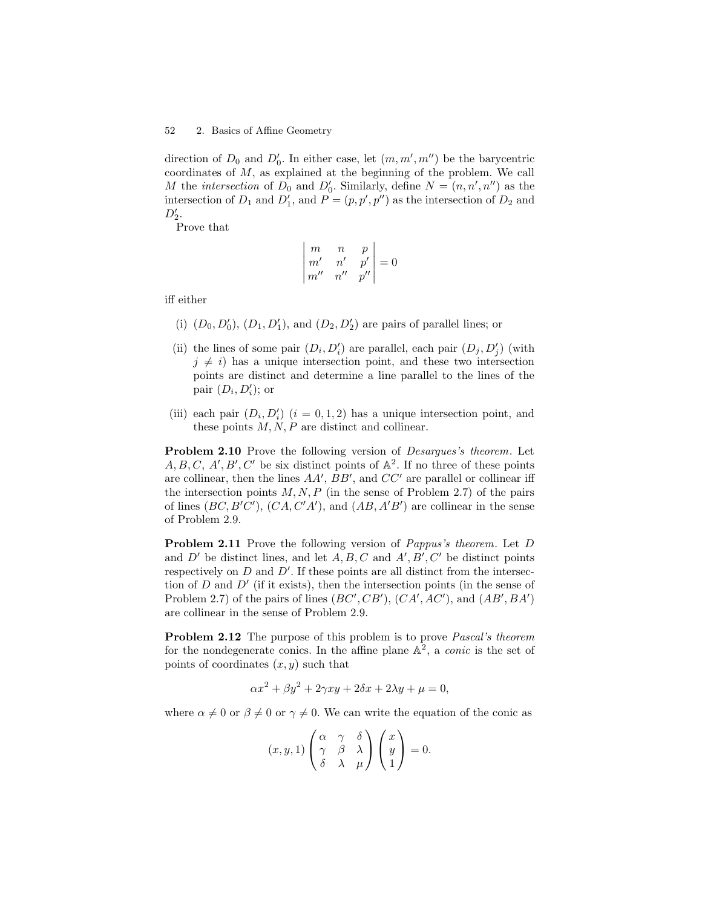direction of $D_0$ and $D'_0$. In either case, let $(m, m', m'')$ be the barycentric coordinates of $M$, as explained at the beginning of the problem. We call $M$ the *intersection* of $D_0$ and $D'_0$. Similarly, define $N = (n, n', n'')$ as the intersection of $D_1$ and $D'_1$, and $P = (p, p', p'')$ as the intersection of $D_2$ and $D'_2$.

Prove that

$$\begin{vmatrix} m & n & p \\ m' & n' & p' \\ m'' & n'' & p'' \end{vmatrix} = 0$$

iff either

(i) $(D_0, D'_0)$, $(D_1, D'_1)$, and $(D_2, D'_2)$ are pairs of parallel lines; or

(ii) the lines of some pair $(D_i, D'_i)$ are parallel, each pair $(D_j, D'_j)$ (with $j \neq i$) has a unique intersection point, and these two intersection points are distinct and determine a line parallel to the lines of the pair $(D_i, D'_i)$; or

(iii) each pair $(D_i, D'_i)$ $(i = 0, 1, 2)$ has a unique intersection point, and these points $M, N, P$ are distinct and collinear.

**Problem 2.10** Prove the following version of *Desargues's theorem*. Let $A, B, C$, $A', B', C'$ be six distinct points of $\mathbb{A}^2$. If no three of these points are collinear, then the lines $AA'$, $BB'$, and $CC'$ are parallel or collinear iff the intersection points $M, N, P$ (in the sense of Problem 2.7) of the pairs of lines $(BC, B'C')$, $(CA, C'A')$, and $(AB, A'B')$ are collinear in the sense of Problem 2.9.

**Problem 2.11** Prove the following version of *Pappus's theorem*. Let $D$ and $D'$ be distinct lines, and let $A, B, C$ and $A', B', C'$ be distinct points respectively on $D$ and $D'$. If these points are all distinct from the intersection of $D$ and $D'$ (if it exists), then the intersection points (in the sense of Problem 2.7) of the pairs of lines $(BC', CB')$, $(CA', AC')$, and $(AB', BA')$ are collinear in the sense of Problem 2.9.

**Problem 2.12** The purpose of this problem is to prove *Pascal's theorem* for the nondegenerate conics. In the affine plane $\mathbb{A}^2$, a *conic* is the set of points of coordinates $(x, y)$ such that

$$\alpha x^2 + \beta y^2 + 2\gamma xy + 2\delta x + 2\lambda y + \mu = 0,$$

where $\alpha \neq 0$ or $\beta \neq 0$ or $\gamma \neq 0$. We can write the equation of the conic as

$$(x, y, 1) \begin{pmatrix} \alpha & \gamma & \delta \\ \gamma & \beta & \lambda \\ \delta & \lambda & \mu \end{pmatrix} \begin{pmatrix} x \\ y \\ 1 \end{pmatrix} = 0.$$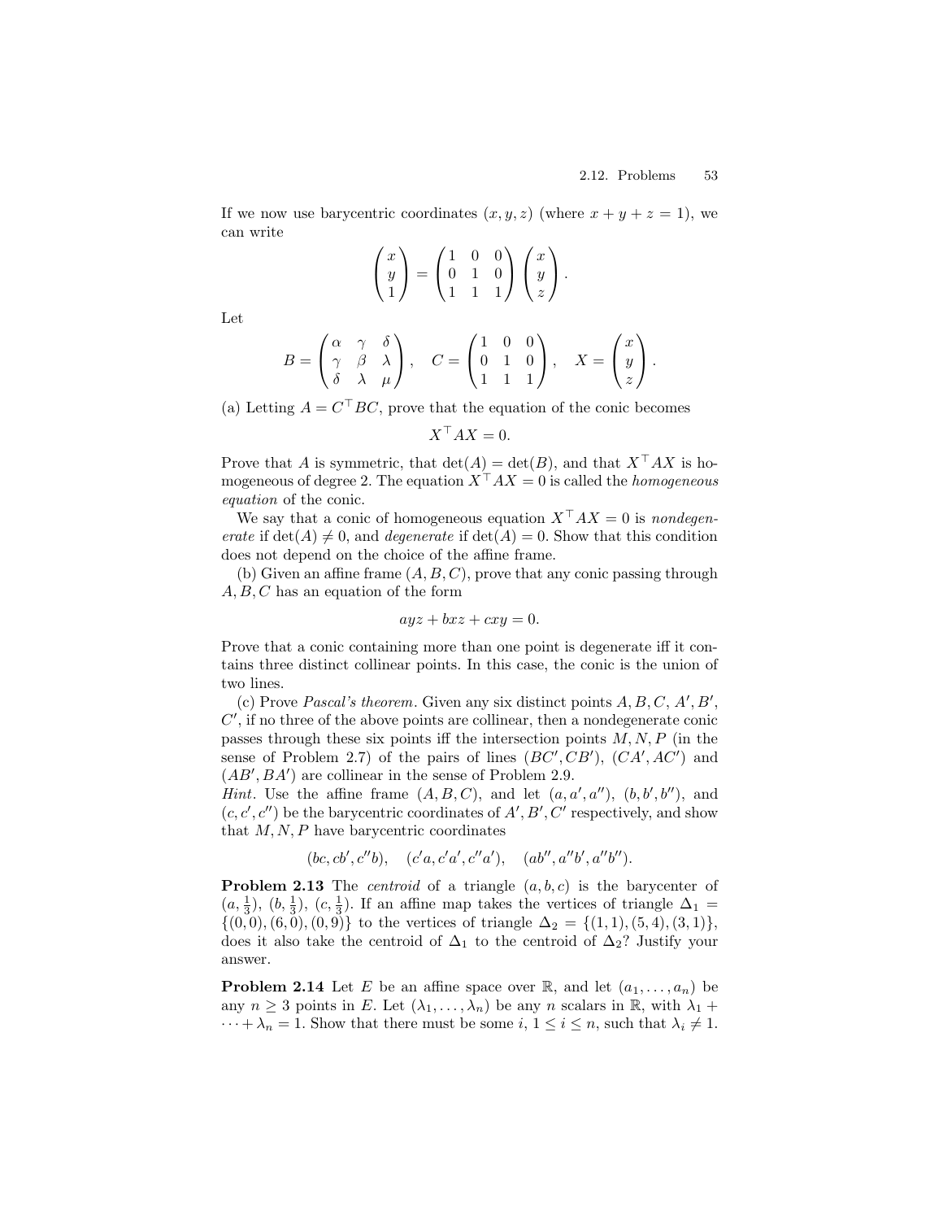If we now use barycentric coordinates $(x, y, z)$ (where $x + y + z = 1$), we can write

$$\begin{pmatrix} x \\ y \\ 1 \end{pmatrix} = \begin{pmatrix} 1 & 0 & 0 \\ 0 & 1 & 0 \\ 1 & 1 & 1 \end{pmatrix} \begin{pmatrix} x \\ y \\ z \end{pmatrix}.$$

Let

$$B = \begin{pmatrix} \alpha & \gamma & \delta \\ \gamma & \beta & \lambda \\ \delta & \lambda & \mu \end{pmatrix}, \quad C = \begin{pmatrix} 1 & 0 & 0 \\ 0 & 1 & 0 \\ 1 & 1 & 1 \end{pmatrix}, \quad X = \begin{pmatrix} x \\ y \\ z \end{pmatrix}.$$

(a) Letting $A = C^\top BC$, prove that the equation of the conic becomes

$$X^\top AX = 0.$$

Prove that $A$ is symmetric, that $\det(A) = \det(B)$, and that $X^\top AX$ is homogeneous of degree 2. The equation $X^\top AX = 0$ is called the *homogeneous equation* of the conic.

We say that a conic of homogeneous equation $X^\top AX = 0$ is *nondegenerate* if $\det(A) \neq 0$, and *degenerate* if $\det(A) = 0$. Show that this condition does not depend on the choice of the affine frame.

(b) Given an affine frame $(A, B, C)$, prove that any conic passing through $A, B, C$ has an equation of the form

$$ayz + bxz + cxy = 0.$$

Prove that a conic containing more than one point is degenerate iff it contains three distinct collinear points. In this case, the conic is the union of two lines.

(c) Prove *Pascal's theorem*. Given any six distinct points $A, B, C, A', B', C'$, if no three of the above points are collinear, then a nondegenerate conic passes through these six points iff the intersection points $M, N, P$ (in the sense of Problem 2.7) of the pairs of lines $(BC', CB')$, $(CA', AC')$ and $(AB', BA')$ are collinear in the sense of Problem 2.9.

*Hint*. Use the affine frame $(A, B, C)$, and let $(a, a', a'')$, $(b, b', b'')$, and $(c, c', c'')$ be the barycentric coordinates of $A', B', C'$ respectively, and show that $M, N, P$ have barycentric coordinates

$$(bc, cb', c''b), \quad (c'a, c'a', c''a'), \quad (ab'', a''b', a''b'').$$

**Problem 2.13** The *centroid* of a triangle $(a, b, c)$ is the barycenter of $(a, \frac{1}{3})$, $(b, \frac{1}{3})$, $(c, \frac{1}{3})$. If an affine map takes the vertices of triangle $\Delta_1 = \{(0, 0), (6, 0), (0, 9)\}$ to the vertices of triangle $\Delta_2 = \{(1, 1), (5, 4), (3, 1)\}$, does it also take the centroid of $\Delta_1$ to the centroid of $\Delta_2$? Justify your answer.

**Problem 2.14** Let $E$ be an affine space over $\mathbb{R}$, and let $(a_1, \ldots, a_n)$ be any $n \geq 3$ points in $E$. Let $(\lambda_1, \ldots, \lambda_n)$ be any $n$ scalars in $\mathbb{R}$, with $\lambda_1 + \cdots + \lambda_n = 1$. Show that there must be some $i$, $1 \leq i \leq n$, such that $\lambda_i \neq 1$.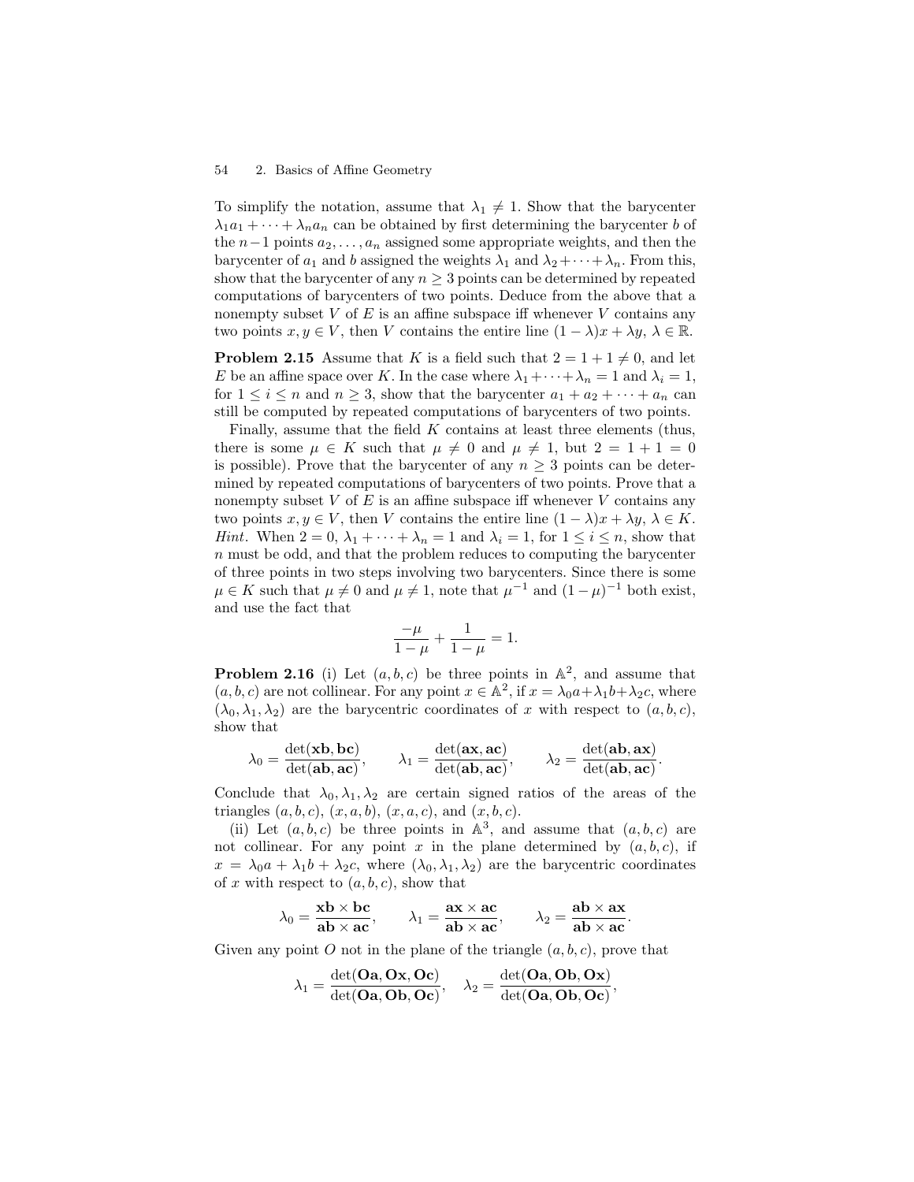To simplify the notation, assume that $\lambda_1 \neq 1$. Show that the barycenter $\lambda_1 a_1 + \cdots + \lambda_n a_n$ can be obtained by first determining the barycenter $b$ of the $n-1$ points $a_2, \ldots, a_n$ assigned some appropriate weights, and then the barycenter of $a_1$ and $b$ assigned the weights $\lambda_1$ and $\lambda_2 + \cdots + \lambda_n$. From this, show that the barycenter of any $n \geq 3$ points can be determined by repeated computations of barycenters of two points. Deduce from the above that a nonempty subset $V$ of $E$ is an affine subspace iff whenever $V$ contains any two points $x, y \in V$, then $V$ contains the entire line $(1-\lambda)x + \lambda y$, $\lambda \in \mathbb{R}$.

**Problem 2.15** Assume that $K$ is a field such that $2 = 1 + 1 \neq 0$, and let $E$ be an affine space over $K$. In the case where $\lambda_1 + \cdots + \lambda_n = 1$ and $\lambda_i = 1$, for $1 \leq i \leq n$ and $n \geq 3$, show that the barycenter $a_1 + a_2 + \cdots + a_n$ can still be computed by repeated computations of barycenters of two points.

Finally, assume that the field $K$ contains at least three elements (thus, there is some $\mu \in K$ such that $\mu \neq 0$ and $\mu \neq 1$, but $2 = 1 + 1 = 0$ is possible). Prove that the barycenter of any $n \geq 3$ points can be determined by repeated computations of barycenters of two points. Prove that a nonempty subset $V$ of $E$ is an affine subspace iff whenever $V$ contains any two points $x, y \in V$, then $V$ contains the entire line $(1-\lambda)x + \lambda y$, $\lambda \in K$.
*Hint*. When $2 = 0$, $\lambda_1 + \cdots + \lambda_n = 1$ and $\lambda_i = 1$, for $1 \leq i \leq n$, show that $n$ must be odd, and that the problem reduces to computing the barycenter of three points in two steps involving two barycenters. Since there is some $\mu \in K$ such that $\mu \neq 0$ and $\mu \neq 1$, note that $\mu^{-1}$ and $(1-\mu)^{-1}$ both exist, and use the fact that

$$\frac{-\mu}{1-\mu} + \frac{1}{1-\mu} = 1.$$

**Problem 2.16** (i) Let $(a, b, c)$ be three points in $\mathbb{A}^2$, and assume that $(a, b, c)$ are not collinear. For any point $x \in \mathbb{A}^2$, if $x = \lambda_0 a + \lambda_1 b + \lambda_2 c$, where $(\lambda_0, \lambda_1, \lambda_2)$ are the barycentric coordinates of $x$ with respect to $(a, b, c)$, show that

$$\lambda_0 = \frac{\det(\mathbf{xb}, \mathbf{bc})}{\det(\mathbf{ab}, \mathbf{ac})}, \qquad \lambda_1 = \frac{\det(\mathbf{ax}, \mathbf{ac})}{\det(\mathbf{ab}, \mathbf{ac})}, \qquad \lambda_2 = \frac{\det(\mathbf{ab}, \mathbf{ax})}{\det(\mathbf{ab}, \mathbf{ac})}.$$

Conclude that $\lambda_0, \lambda_1, \lambda_2$ are certain signed ratios of the areas of the triangles $(a, b, c)$, $(x, a, b)$, $(x, a, c)$, and $(x, b, c)$.

(ii) Let $(a, b, c)$ be three points in $\mathbb{A}^3$, and assume that $(a, b, c)$ are not collinear. For any point $x$ in the plane determined by $(a, b, c)$, if $x = \lambda_0 a + \lambda_1 b + \lambda_2 c$, where $(\lambda_0, \lambda_1, \lambda_2)$ are the barycentric coordinates of $x$ with respect to $(a, b, c)$, show that

$$\lambda_0 = \frac{\mathbf{xb} \times \mathbf{bc}}{\mathbf{ab} \times \mathbf{ac}}, \qquad \lambda_1 = \frac{\mathbf{ax} \times \mathbf{ac}}{\mathbf{ab} \times \mathbf{ac}}, \qquad \lambda_2 = \frac{\mathbf{ab} \times \mathbf{ax}}{\mathbf{ab} \times \mathbf{ac}}.$$

Given any point $O$ not in the plane of the triangle $(a, b, c)$, prove that

$$\lambda_1 = \frac{\det(\mathbf{Oa}, \mathbf{Ox}, \mathbf{Oc})}{\det(\mathbf{Oa}, \mathbf{Ob}, \mathbf{Oc})}, \quad \lambda_2 = \frac{\det(\mathbf{Oa}, \mathbf{Ob}, \mathbf{Ox})}{\det(\mathbf{Oa}, \mathbf{Ob}, \mathbf{Oc})},$$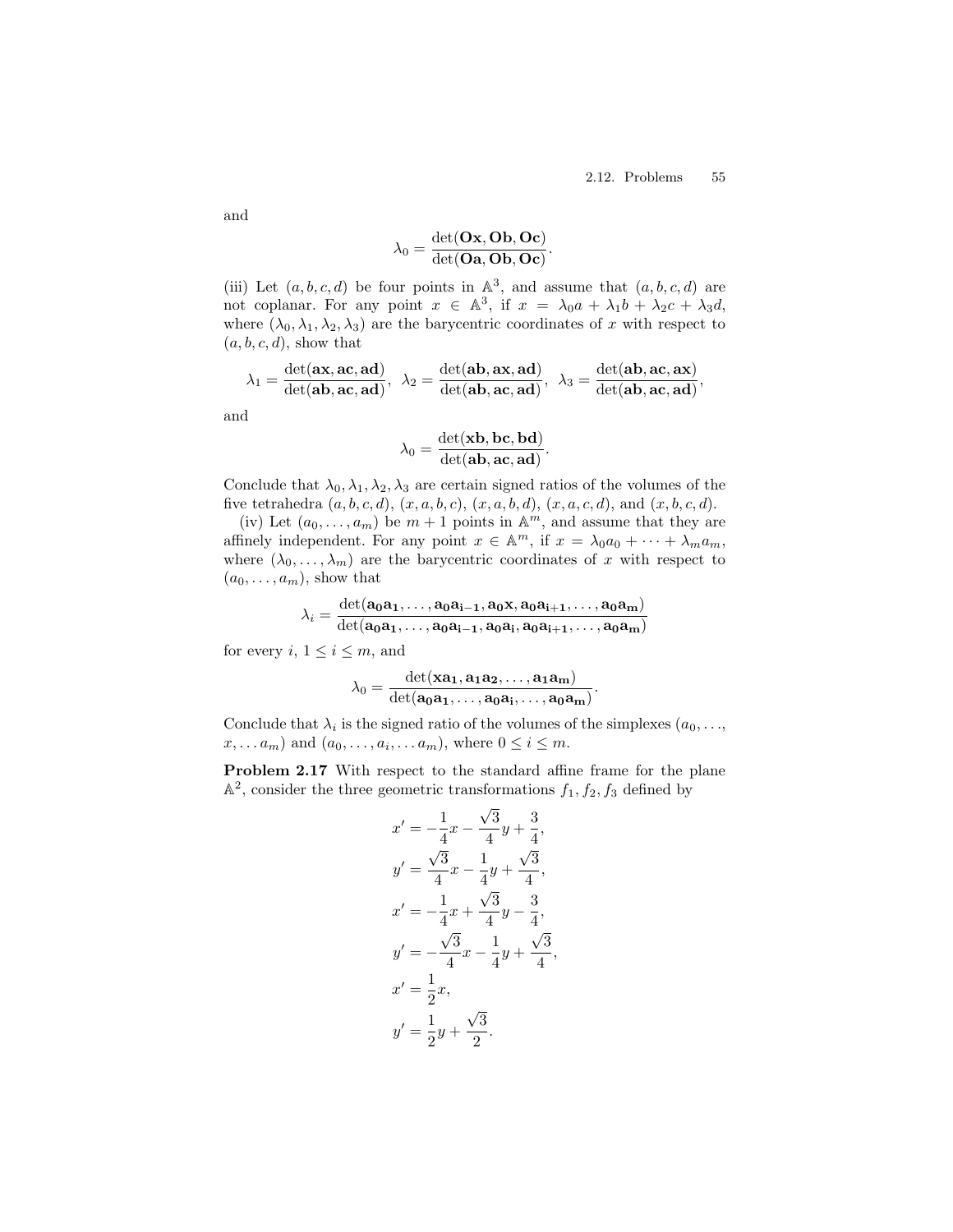and

$$\lambda_0 = \frac{\det(\mathbf{Ox}, \mathbf{Ob}, \mathbf{Oc})}{\det(\mathbf{Oa}, \mathbf{Ob}, \mathbf{Oc})}.$$

(iii) Let $(a, b, c, d)$ be four points in $\mathbb{A}^3$, and assume that $(a, b, c, d)$ are not coplanar. For any point $x \in \mathbb{A}^3$, if $x = \lambda_0 a + \lambda_1 b + \lambda_2 c + \lambda_3 d$, where $(\lambda_0, \lambda_1, \lambda_2, \lambda_3)$ are the barycentric coordinates of $x$ with respect to $(a, b, c, d)$, show that

$$\lambda_1 = \frac{\det(\mathbf{ax}, \mathbf{ac}, \mathbf{ad})}{\det(\mathbf{ab}, \mathbf{ac}, \mathbf{ad})}, \;\; \lambda_2 = \frac{\det(\mathbf{ab}, \mathbf{ax}, \mathbf{ad})}{\det(\mathbf{ab}, \mathbf{ac}, \mathbf{ad})}, \;\; \lambda_3 = \frac{\det(\mathbf{ab}, \mathbf{ac}, \mathbf{ax})}{\det(\mathbf{ab}, \mathbf{ac}, \mathbf{ad})},$$

and

$$\lambda_0 = \frac{\det(\mathbf{xb}, \mathbf{bc}, \mathbf{bd})}{\det(\mathbf{ab}, \mathbf{ac}, \mathbf{ad})}.$$

Conclude that $\lambda_0, \lambda_1, \lambda_2, \lambda_3$ are certain signed ratios of the volumes of the five tetrahedra $(a, b, c, d)$, $(x, a, b, c)$, $(x, a, b, d)$, $(x, a, c, d)$, and $(x, b, c, d)$.

(iv) Let $(a_0, \ldots, a_m)$ be $m+1$ points in $\mathbb{A}^m$, and assume that they are affinely independent. For any point $x \in \mathbb{A}^m$, if $x = \lambda_0 a_0 + \cdots + \lambda_m a_m$, where $(\lambda_0, \ldots, \lambda_m)$ are the barycentric coordinates of $x$ with respect to $(a_0, \ldots, a_m)$, show that

$$\lambda_i = \frac{\det(\mathbf{a_0a_1}, \ldots, \mathbf{a_0a_{i-1}}, \mathbf{a_0x}, \mathbf{a_0a_{i+1}}, \ldots, \mathbf{a_0a_m})}{\det(\mathbf{a_0a_1}, \ldots, \mathbf{a_0a_{i-1}}, \mathbf{a_0a_i}, \mathbf{a_0a_{i+1}}, \ldots, \mathbf{a_0a_m})}$$

for every $i$, $1 \leq i \leq m$, and

$$\lambda_0 = \frac{\det(\mathbf{xa_1}, \mathbf{a_1a_2}, \ldots, \mathbf{a_1a_m})}{\det(\mathbf{a_0a_1}, \ldots, \mathbf{a_0a_i}, \ldots, \mathbf{a_0a_m})}.$$

Conclude that $\lambda_i$ is the signed ratio of the volumes of the simplexes $(a_0, \ldots, x, \ldots a_m)$ and $(a_0, \ldots, a_i, \ldots a_m)$, where $0 \leq i \leq m$.

**Problem 2.17** With respect to the standard affine frame for the plane $\mathbb{A}^2$, consider the three geometric transformations $f_1, f_2, f_3$ defined by

$$x' = -\frac{1}{4}x - \frac{\sqrt{3}}{4}y + \frac{3}{4},$$

$$y' = \frac{\sqrt{3}}{4}x - \frac{1}{4}y + \frac{\sqrt{3}}{4},$$

$$x' = -\frac{1}{4}x + \frac{\sqrt{3}}{4}y - \frac{3}{4},$$

$$y' = -\frac{\sqrt{3}}{4}x - \frac{1}{4}y + \frac{\sqrt{3}}{4},$$

$$x' = \frac{1}{2}x,$$

$$y' = \frac{1}{2}y + \frac{\sqrt{3}}{2}.$$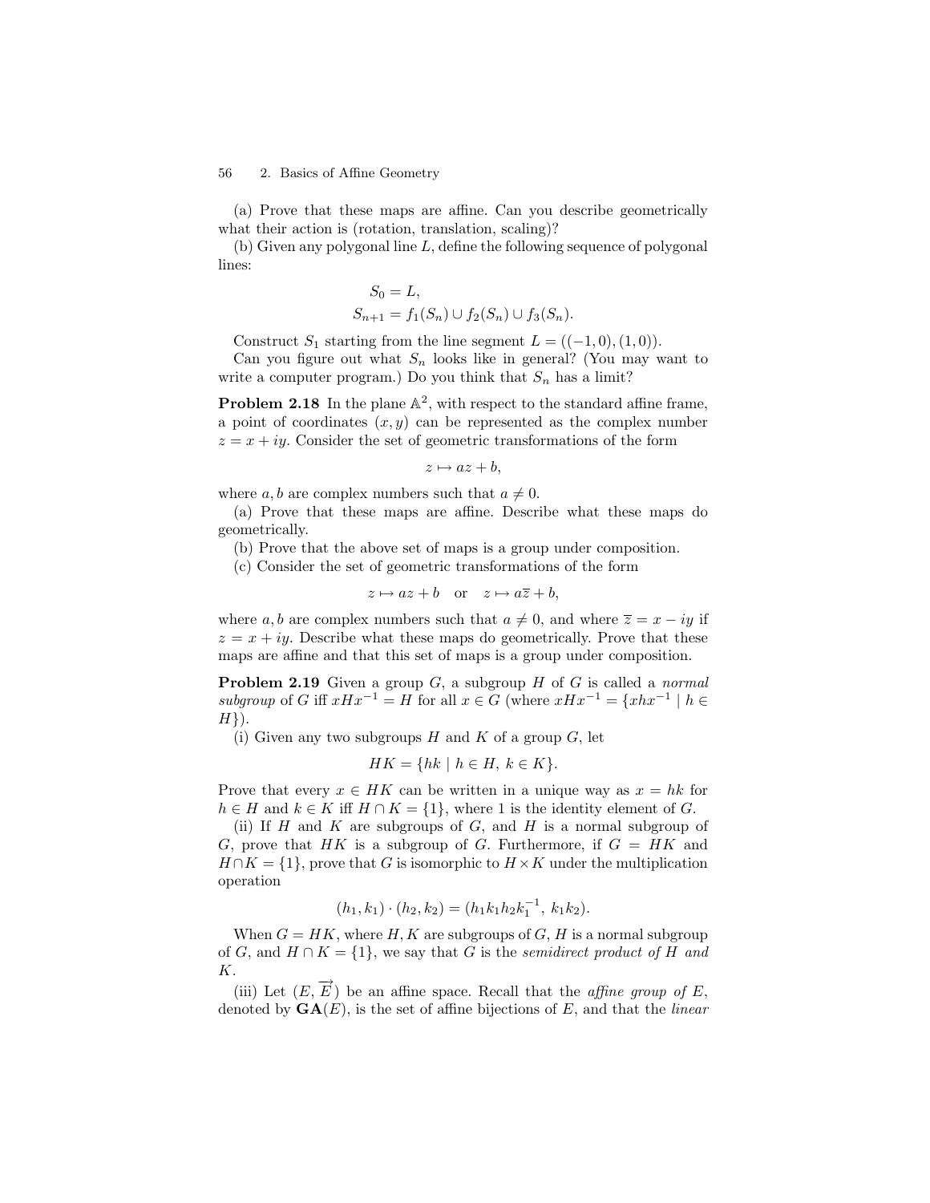(a) Prove that these maps are affine. Can you describe geometrically what their action is (rotation, translation, scaling)?

(b) Given any polygonal line $L$, define the following sequence of polygonal lines:

$$S_0 = L,$$
$$S_{n+1} = f_1(S_n) \cup f_2(S_n) \cup f_3(S_n).$$

Construct $S_1$ starting from the line segment $L = ((-1, 0), (1, 0))$.

Can you figure out what $S_n$ looks like in general? (You may want to write a computer program.) Do you think that $S_n$ has a limit?

**Problem 2.18** In the plane $\mathbb{A}^2$, with respect to the standard affine frame, a point of coordinates $(x, y)$ can be represented as the complex number $z = x + iy$. Consider the set of geometric transformations of the form

$$z \mapsto az + b,$$

where $a, b$ are complex numbers such that $a \neq 0$.

(a) Prove that these maps are affine. Describe what these maps do geometrically.

(b) Prove that the above set of maps is a group under composition.

(c) Consider the set of geometric transformations of the form

$$z \mapsto az + b \quad \text{or} \quad z \mapsto a\overline{z} + b,$$

where $a, b$ are complex numbers such that $a \neq 0$, and where $\overline{z} = x - iy$ if $z = x + iy$. Describe what these maps do geometrically. Prove that these maps are affine and that this set of maps is a group under composition.

**Problem 2.19** Given a group $G$, a subgroup $H$ of $G$ is called a *normal subgroup* of $G$ iff $xHx^{-1} = H$ for all $x \in G$ (where $xHx^{-1} = \{xhx^{-1} \mid h \in H\}$).

(i) Given any two subgroups $H$ and $K$ of a group $G$, let

$$HK = \{hk \mid h \in H,\ k \in K\}.$$

Prove that every $x \in HK$ can be written in a unique way as $x = hk$ for $h \in H$ and $k \in K$ iff $H \cap K = \{1\}$, where 1 is the identity element of $G$.

(ii) If $H$ and $K$ are subgroups of $G$, and $H$ is a normal subgroup of $G$, prove that $HK$ is a subgroup of $G$. Furthermore, if $G = HK$ and $H \cap K = \{1\}$, prove that $G$ is isomorphic to $H \times K$ under the multiplication operation

$$(h_1, k_1) \cdot (h_2, k_2) = (h_1 k_1 h_2 k_1^{-1},\ k_1 k_2).$$

When $G = HK$, where $H, K$ are subgroups of $G$, $H$ is a normal subgroup of $G$, and $H \cap K = \{1\}$, we say that $G$ is the *semidirect product of $H$ and $K$*.

(iii) Let $(E, \overrightarrow{E})$ be an affine space. Recall that the *affine group of $E$*, denoted by $\mathbf{GA}(E)$, is the set of affine bijections of $E$, and that the *linear*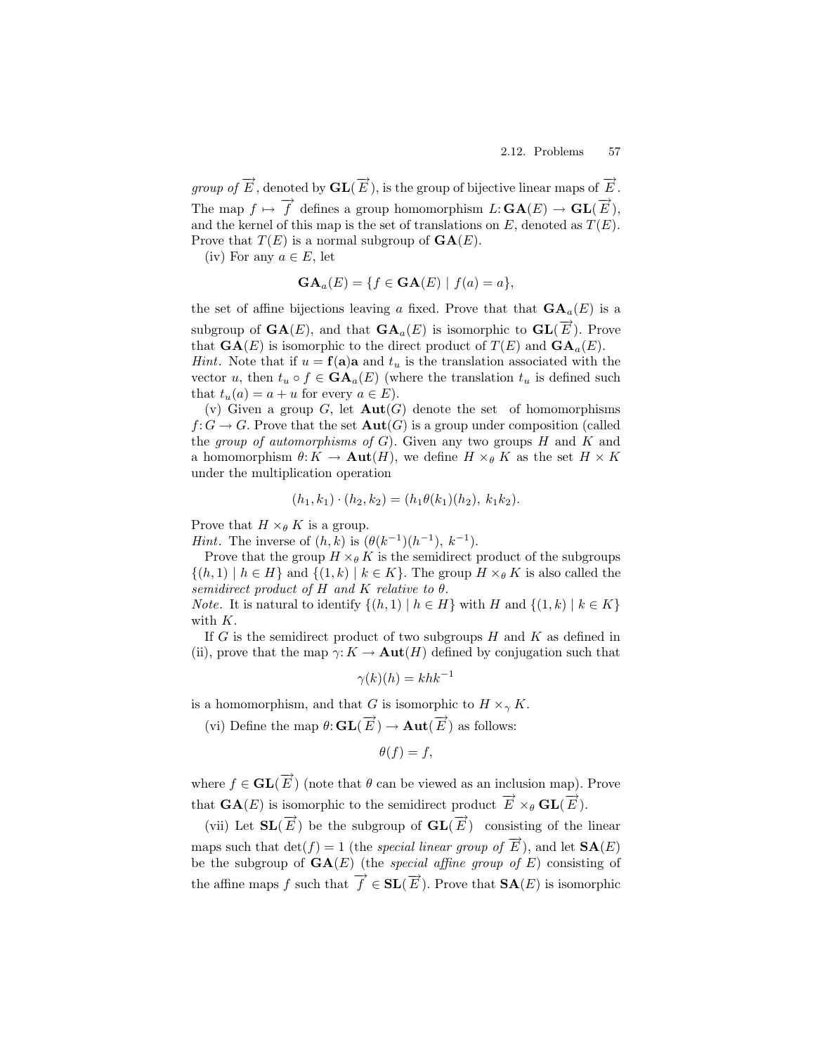*group of* $\overrightarrow{E}$, denoted by $\mathbf{GL}(\overrightarrow{E})$, is the group of bijective linear maps of $\overrightarrow{E}$. The map $f \mapsto \overrightarrow{f}$ defines a group homomorphism $L\colon \mathbf{GA}(E) \to \mathbf{GL}(\overrightarrow{E})$, and the kernel of this map is the set of translations on $E$, denoted as $T(E)$. Prove that $T(E)$ is a normal subgroup of $\mathbf{GA}(E)$.

(iv) For any $a \in E$, let

$$\mathbf{GA}_a(E) = \{f \in \mathbf{GA}(E) \mid f(a) = a\},$$

the set of affine bijections leaving $a$ fixed. Prove that that $\mathbf{GA}_a(E)$ is a subgroup of $\mathbf{GA}(E)$, and that $\mathbf{GA}_a(E)$ is isomorphic to $\mathbf{GL}(\overrightarrow{E})$. Prove that $\mathbf{GA}(E)$ is isomorphic to the direct product of $T(E)$ and $\mathbf{GA}_a(E)$.

*Hint*. Note that if $u = \mathbf{f(a)a}$ and $t_u$ is the translation associated with the vector $u$, then $t_u \circ f \in \mathbf{GA}_a(E)$ (where the translation $t_u$ is defined such that $t_u(a) = a + u$ for every $a \in E$).

(v) Given a group $G$, let $\mathbf{Aut}(G)$ denote the set of homomorphisms $f\colon G \to G$. Prove that the set $\mathbf{Aut}(G)$ is a group under composition (called the *group of automorphisms of* $G$). Given any two groups $H$ and $K$ and a homomorphism $\theta\colon K \to \mathbf{Aut}(H)$, we define $H \times_\theta K$ as the set $H \times K$ under the multiplication operation

$$(h_1, k_1) \cdot (h_2, k_2) = (h_1\theta(k_1)(h_2),\ k_1k_2).$$

Prove that $H \times_\theta K$ is a group.

*Hint*. The inverse of $(h, k)$ is $(\theta(k^{-1})(h^{-1}),\ k^{-1})$.

Prove that the group $H \times_\theta K$ is the semidirect product of the subgroups $\{(h, 1) \mid h \in H\}$ and $\{(1, k) \mid k \in K\}$. The group $H \times_\theta K$ is also called the *semidirect product of* $H$ *and* $K$ *relative to* $\theta$.

*Note*. It is natural to identify $\{(h, 1) \mid h \in H\}$ with $H$ and $\{(1, k) \mid k \in K\}$ with $K$.

If $G$ is the semidirect product of two subgroups $H$ and $K$ as defined in (ii), prove that the map $\gamma\colon K \to \mathbf{Aut}(H)$ defined by conjugation such that

$$\gamma(k)(h) = khk^{-1}$$

is a homomorphism, and that $G$ is isomorphic to $H \times_\gamma K$.

(vi) Define the map $\theta\colon \mathbf{GL}(\overrightarrow{E}) \to \mathbf{Aut}(\overrightarrow{E})$ as follows:

$$\theta(f) = f,$$

where $f \in \mathbf{GL}(\overrightarrow{E})$ (note that $\theta$ can be viewed as an inclusion map). Prove that $\mathbf{GA}(E)$ is isomorphic to the semidirect product $\overrightarrow{E} \times_\theta \mathbf{GL}(\overrightarrow{E})$.

(vii) Let $\mathbf{SL}(\overrightarrow{E})$ be the subgroup of $\mathbf{GL}(\overrightarrow{E})$ consisting of the linear maps such that $\det(f) = 1$ (the *special linear group of* $\overrightarrow{E}$), and let $\mathbf{SA}(E)$ be the subgroup of $\mathbf{GA}(E)$ (the *special affine group of* $E$) consisting of the affine maps $f$ such that $\overrightarrow{f} \in \mathbf{SL}(\overrightarrow{E})$. Prove that $\mathbf{SA}(E)$ is isomorphic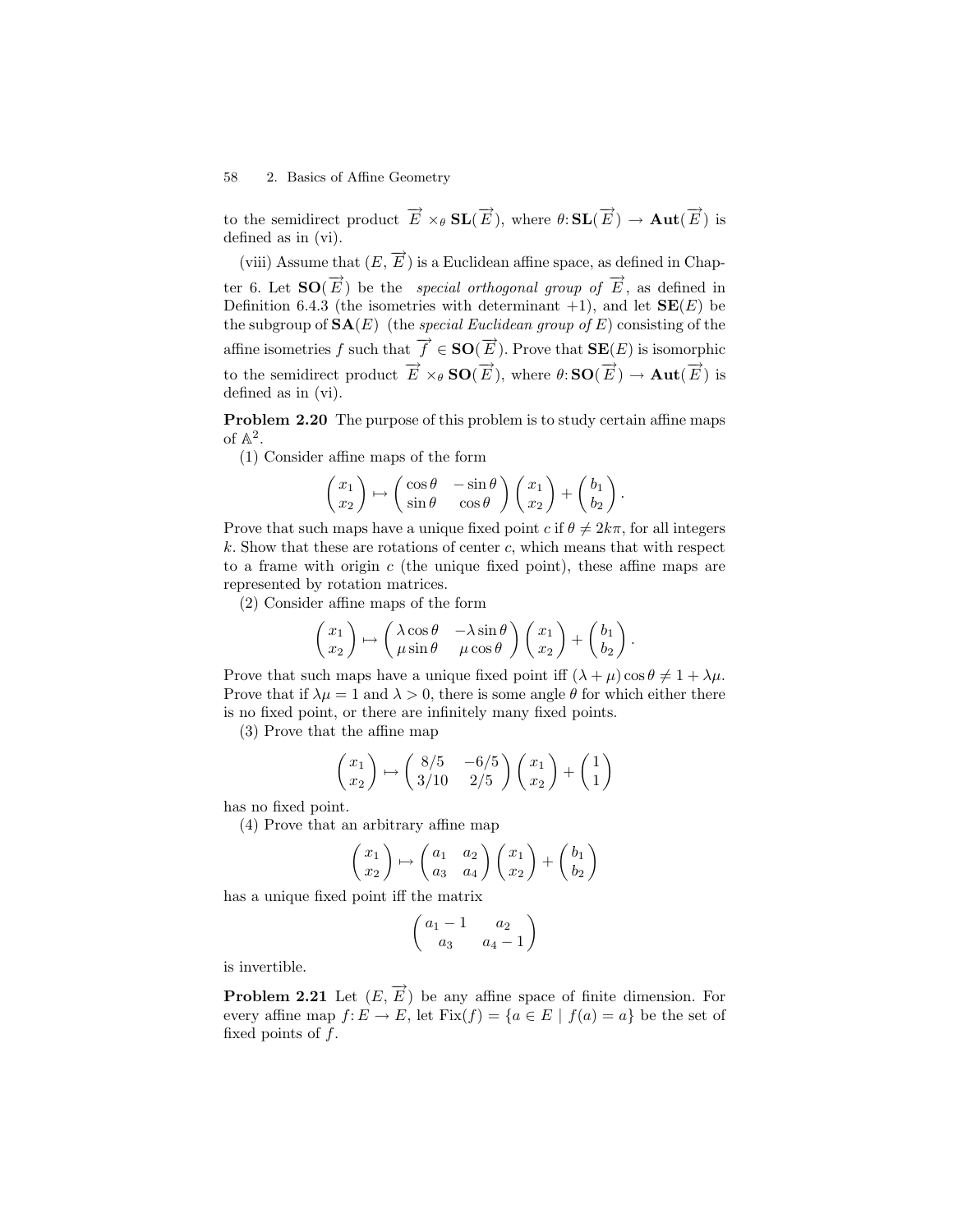to the semidirect product $\overrightarrow{E} \times_\theta \mathbf{SL}(\overrightarrow{E})$, where $\theta \colon \mathbf{SL}(\overrightarrow{E}) \to \mathbf{Aut}(\overrightarrow{E})$ is defined as in (vi).

(viii) Assume that $(E, \overrightarrow{E})$ is a Euclidean affine space, as defined in Chapter 6. Let $\mathbf{SO}(\overrightarrow{E})$ be the *special orthogonal group of* $\overrightarrow{E}$, as defined in Definition 6.4.3 (the isometries with determinant $+1$), and let $\mathbf{SE}(E)$ be the subgroup of $\mathbf{SA}(E)$ (the *special Euclidean group of* $E$) consisting of the affine isometries $f$ such that $\overrightarrow{f} \in \mathbf{SO}(\overrightarrow{E})$. Prove that $\mathbf{SE}(E)$ is isomorphic to the semidirect product $\overrightarrow{E} \times_\theta \mathbf{SO}(\overrightarrow{E})$, where $\theta \colon \mathbf{SO}(\overrightarrow{E}) \to \mathbf{Aut}(\overrightarrow{E})$ is defined as in (vi).

**Problem 2.20** The purpose of this problem is to study certain affine maps of $\mathbb{A}^2$.

(1) Consider affine maps of the form

$$\begin{pmatrix} x_1 \\ x_2 \end{pmatrix} \mapsto \begin{pmatrix} \cos\theta & -\sin\theta \\ \sin\theta & \cos\theta \end{pmatrix} \begin{pmatrix} x_1 \\ x_2 \end{pmatrix} + \begin{pmatrix} b_1 \\ b_2 \end{pmatrix}.$$

Prove that such maps have a unique fixed point $c$ if $\theta \neq 2k\pi$, for all integers $k$. Show that these are rotations of center $c$, which means that with respect to a frame with origin $c$ (the unique fixed point), these affine maps are represented by rotation matrices.

(2) Consider affine maps of the form

$$\begin{pmatrix} x_1 \\ x_2 \end{pmatrix} \mapsto \begin{pmatrix} \lambda\cos\theta & -\lambda\sin\theta \\ \mu\sin\theta & \mu\cos\theta \end{pmatrix} \begin{pmatrix} x_1 \\ x_2 \end{pmatrix} + \begin{pmatrix} b_1 \\ b_2 \end{pmatrix}.$$

Prove that such maps have a unique fixed point iff $(\lambda + \mu)\cos\theta \neq 1 + \lambda\mu$. Prove that if $\lambda\mu = 1$ and $\lambda > 0$, there is some angle $\theta$ for which either there is no fixed point, or there are infinitely many fixed points.

(3) Prove that the affine map

$$\begin{pmatrix} x_1 \\ x_2 \end{pmatrix} \mapsto \begin{pmatrix} 8/5 & -6/5 \\ 3/10 & 2/5 \end{pmatrix} \begin{pmatrix} x_1 \\ x_2 \end{pmatrix} + \begin{pmatrix} 1 \\ 1 \end{pmatrix}$$

has no fixed point.

(4) Prove that an arbitrary affine map

$$\begin{pmatrix} x_1 \\ x_2 \end{pmatrix} \mapsto \begin{pmatrix} a_1 & a_2 \\ a_3 & a_4 \end{pmatrix} \begin{pmatrix} x_1 \\ x_2 \end{pmatrix} + \begin{pmatrix} b_1 \\ b_2 \end{pmatrix}$$

has a unique fixed point iff the matrix

$$\begin{pmatrix} a_1 - 1 & a_2 \\ a_3 & a_4 - 1 \end{pmatrix}$$

is invertible.

**Problem 2.21** Let $(E, \overrightarrow{E})$ be any affine space of finite dimension. For every affine map $f \colon E \to E$, let $\mathrm{Fix}(f) = \{a \in E \mid f(a) = a\}$ be the set of fixed points of $f$.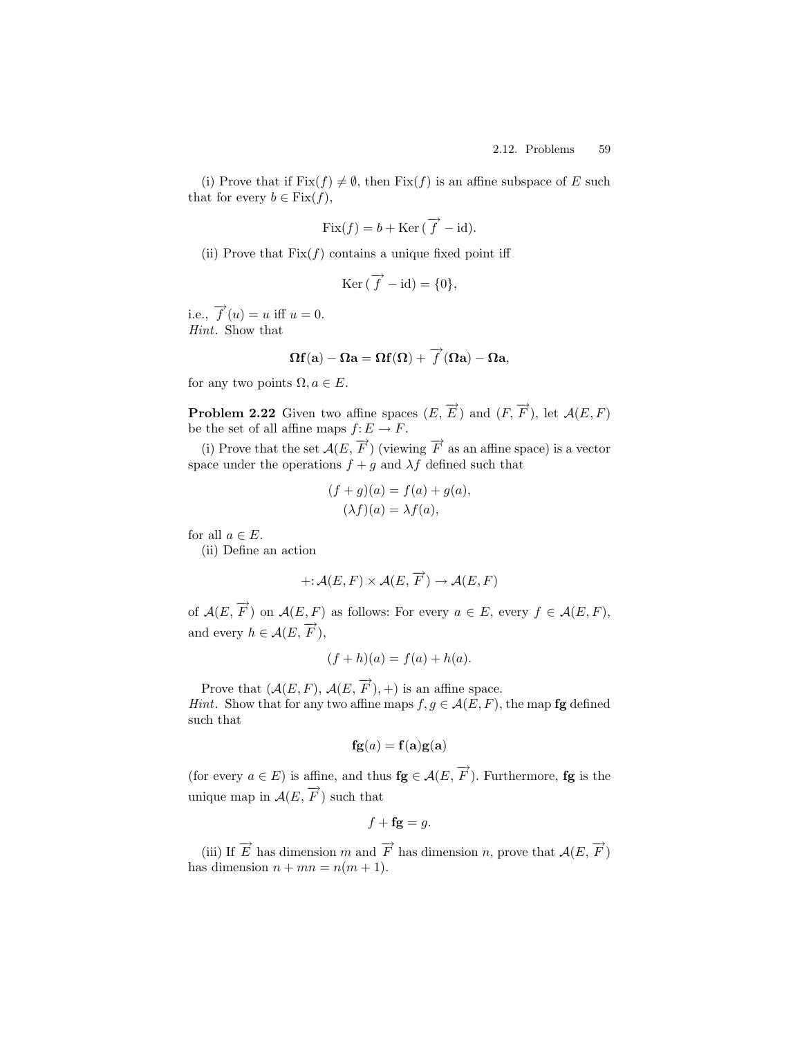(i) Prove that if $\text{Fix}(f) \neq \emptyset$, then $\text{Fix}(f)$ is an affine subspace of $E$ such that for every $b \in \text{Fix}(f)$,

$$\text{Fix}(f) = b + \text{Ker}\,(\overrightarrow{f} - \text{id}).$$

(ii) Prove that $\text{Fix}(f)$ contains a unique fixed point iff

$$\text{Ker}\,(\overrightarrow{f} - \text{id}) = \{0\},$$

i.e., $\overrightarrow{f}(u) = u$ iff $u = 0$.
*Hint*. Show that

$$\mathbf{\Omega f(a)} - \mathbf{\Omega a} = \mathbf{\Omega f(\Omega)} + \overrightarrow{f}(\mathbf{\Omega a}) - \mathbf{\Omega a},$$

for any two points $\Omega, a \in E$.

**Problem 2.22** Given two affine spaces $(E, \overrightarrow{E})$ and $(F, \overrightarrow{F})$, let $\mathcal{A}(E, F)$ be the set of all affine maps $f\colon E \to F$.

(i) Prove that the set $\mathcal{A}(E, \overrightarrow{F})$ (viewing $\overrightarrow{F}$ as an affine space) is a vector space under the operations $f + g$ and $\lambda f$ defined such that

$$(f + g)(a) = f(a) + g(a),$$
$$(\lambda f)(a) = \lambda f(a),$$

for all $a \in E$.

(ii) Define an action

$$+\colon \mathcal{A}(E, F) \times \mathcal{A}(E, \overrightarrow{F}) \to \mathcal{A}(E, F)$$

of $\mathcal{A}(E, \overrightarrow{F})$ on $\mathcal{A}(E, F)$ as follows: For every $a \in E$, every $f \in \mathcal{A}(E, F)$, and every $h \in \mathcal{A}(E, \overrightarrow{F})$,

$$(f + h)(a) = f(a) + h(a).$$

Prove that $(\mathcal{A}(E, F), \mathcal{A}(E, \overrightarrow{F}), +)$ is an affine space.
*Hint*. Show that for any two affine maps $f, g \in \mathcal{A}(E, F)$, the map $\mathbf{fg}$ defined such that

$$\mathbf{fg}(a) = \mathbf{f(a)g(a)}$$

(for every $a \in E$) is affine, and thus $\mathbf{fg} \in \mathcal{A}(E, \overrightarrow{F})$. Furthermore, $\mathbf{fg}$ is the unique map in $\mathcal{A}(E, \overrightarrow{F})$ such that

$$f + \mathbf{fg} = g.$$

(iii) If $\overrightarrow{E}$ has dimension $m$ and $\overrightarrow{F}$ has dimension $n$, prove that $\mathcal{A}(E, \overrightarrow{F})$ has dimension $n + mn = n(m + 1)$.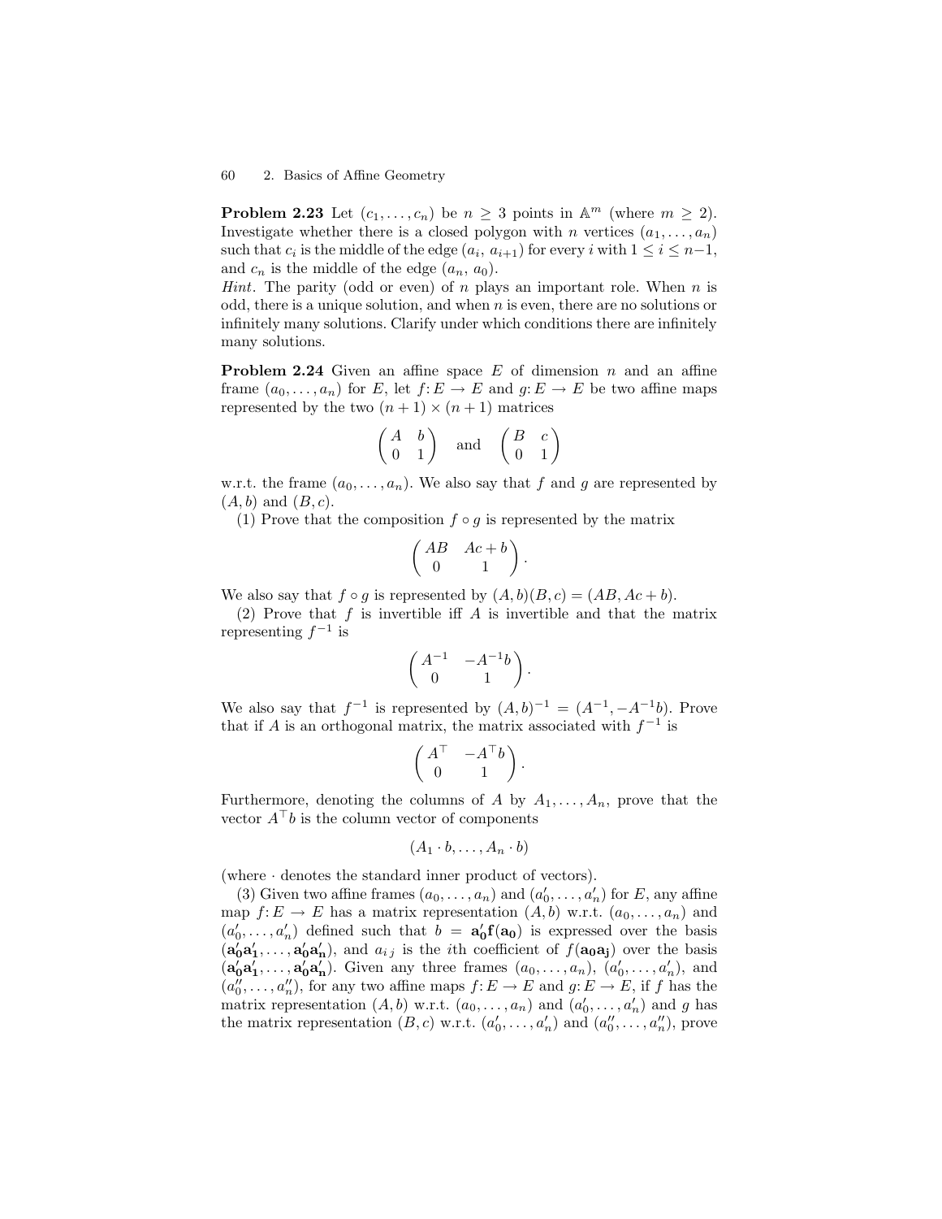**Problem 2.23** Let $(c_1, \ldots, c_n)$ be $n \geq 3$ points in $\mathbb{A}^m$ (where $m \geq 2$). Investigate whether there is a closed polygon with $n$ vertices $(a_1, \ldots, a_n)$ such that $c_i$ is the middle of the edge $(a_i, a_{i+1})$ for every $i$ with $1 \leq i \leq n-1$, and $c_n$ is the middle of the edge $(a_n, a_0)$.

*Hint*. The parity (odd or even) of $n$ plays an important role. When $n$ is odd, there is a unique solution, and when $n$ is even, there are no solutions or infinitely many solutions. Clarify under which conditions there are infinitely many solutions.

**Problem 2.24** Given an affine space $E$ of dimension $n$ and an affine frame $(a_0, \ldots, a_n)$ for $E$, let $f\colon E \to E$ and $g\colon E \to E$ be two affine maps represented by the two $(n+1) \times (n+1)$ matrices

$$\begin{pmatrix} A & b \\ 0 & 1 \end{pmatrix} \quad \text{and} \quad \begin{pmatrix} B & c \\ 0 & 1 \end{pmatrix}$$

w.r.t. the frame $(a_0, \ldots, a_n)$. We also say that $f$ and $g$ are represented by $(A, b)$ and $(B, c)$.

(1) Prove that the composition $f \circ g$ is represented by the matrix

$$\begin{pmatrix} AB & Ac + b \\ 0 & 1 \end{pmatrix}.$$

We also say that $f \circ g$ is represented by $(A, b)(B, c) = (AB, Ac + b)$.

(2) Prove that $f$ is invertible iff $A$ is invertible and that the matrix representing $f^{-1}$ is

$$\begin{pmatrix} A^{-1} & -A^{-1}b \\ 0 & 1 \end{pmatrix}.$$

We also say that $f^{-1}$ is represented by $(A, b)^{-1} = (A^{-1}, -A^{-1}b)$. Prove that if $A$ is an orthogonal matrix, the matrix associated with $f^{-1}$ is

$$\begin{pmatrix} A^{\top} & -A^{\top}b \\ 0 & 1 \end{pmatrix}.$$

Furthermore, denoting the columns of $A$ by $A_1, \ldots, A_n$, prove that the vector $A^{\top}b$ is the column vector of components

$$(A_1 \cdot b, \ldots, A_n \cdot b)$$

(where $\cdot$ denotes the standard inner product of vectors).

(3) Given two affine frames $(a_0, \ldots, a_n)$ and $(a'_0, \ldots, a'_n)$ for $E$, any affine map $f\colon E \to E$ has a matrix representation $(A, b)$ w.r.t. $(a_0, \ldots, a_n)$ and $(a'_0, \ldots, a'_n)$ defined such that $b = \mathbf{a'_0 f(a_0)}$ is expressed over the basis $(\mathbf{a'_0 a'_1}, \ldots, \mathbf{a'_0 a'_n})$, and $a_{i\,j}$ is the $i$th coefficient of $f(\mathbf{a_0 a_j})$ over the basis $(\mathbf{a'_0 a'_1}, \ldots, \mathbf{a'_0 a'_n})$. Given any three frames $(a_0, \ldots, a_n)$, $(a'_0, \ldots, a'_n)$, and $(a''_0, \ldots, a''_n)$, for any two affine maps $f\colon E \to E$ and $g\colon E \to E$, if $f$ has the matrix representation $(A, b)$ w.r.t. $(a_0, \ldots, a_n)$ and $(a'_0, \ldots, a'_n)$ and $g$ has the matrix representation $(B, c)$ w.r.t. $(a'_0, \ldots, a'_n)$ and $(a''_0, \ldots, a''_n)$, prove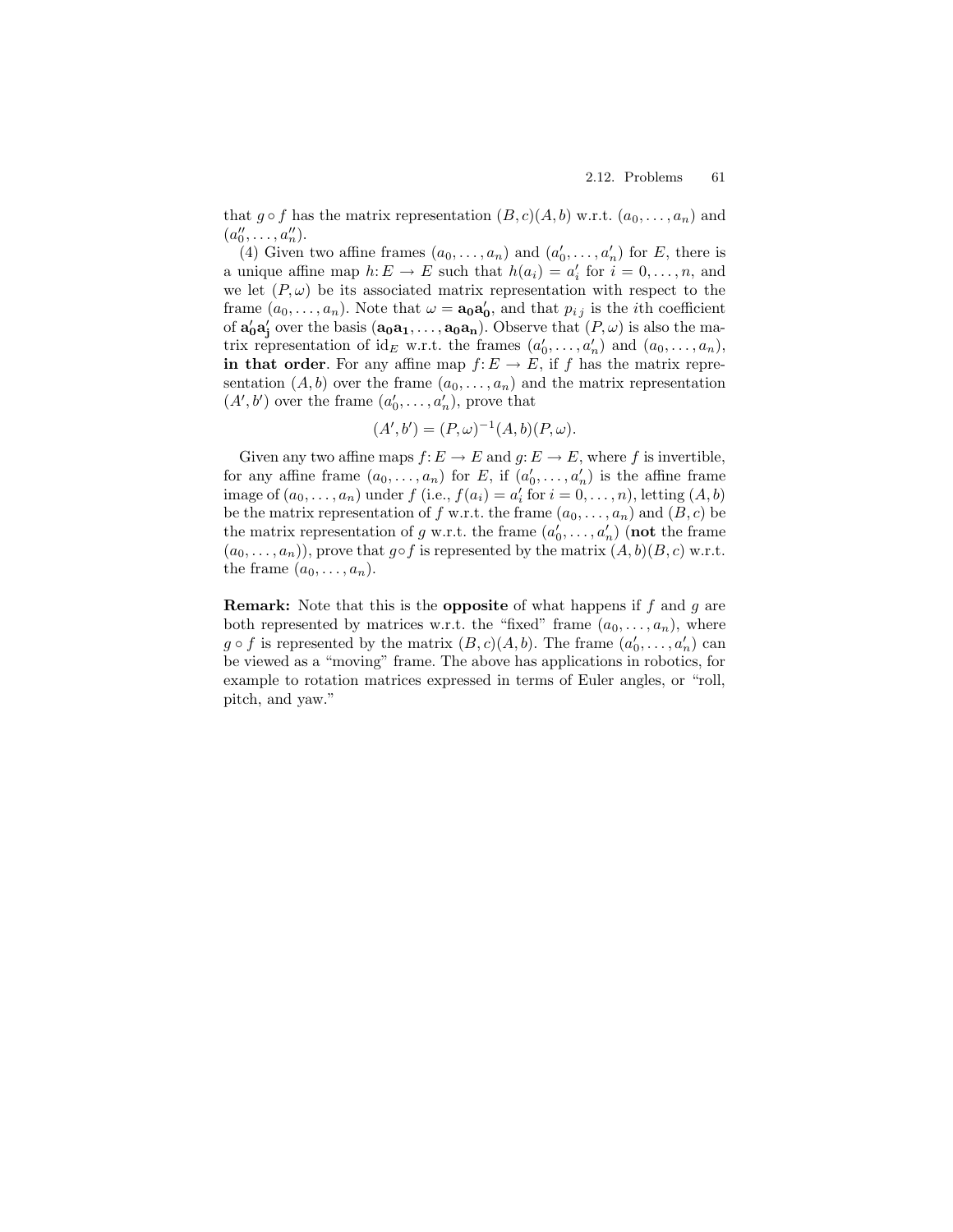that $g \circ f$ has the matrix representation $(B, c)(A, b)$ w.r.t. $(a_0, \ldots, a_n)$ and $(a''_0, \ldots, a''_n)$.

(4) Given two affine frames $(a_0, \ldots, a_n)$ and $(a'_0, \ldots, a'_n)$ for $E$, there is a unique affine map $h: E \to E$ such that $h(a_i) = a'_i$ for $i = 0, \ldots, n$, and we let $(P, \omega)$ be its associated matrix representation with respect to the frame $(a_0, \ldots, a_n)$. Note that $\omega = \mathbf{a_0 a'_0}$, and that $p_{i\,j}$ is the $i$th coefficient of $\mathbf{a'_0 a'_j}$ over the basis $(\mathbf{a_0 a_1}, \ldots, \mathbf{a_0 a_n})$. Observe that $(P, \omega)$ is also the matrix representation of $\mathrm{id}_E$ w.r.t. the frames $(a'_0, \ldots, a'_n)$ and $(a_0, \ldots, a_n)$, **in that order**. For any affine map $f: E \to E$, if $f$ has the matrix representation $(A, b)$ over the frame $(a_0, \ldots, a_n)$ and the matrix representation $(A', b')$ over the frame $(a'_0, \ldots, a'_n)$, prove that

$$(A', b') = (P, \omega)^{-1}(A, b)(P, \omega).$$

Given any two affine maps $f: E \to E$ and $g: E \to E$, where $f$ is invertible, for any affine frame $(a_0, \ldots, a_n)$ for $E$, if $(a'_0, \ldots, a'_n)$ is the affine frame image of $(a_0, \ldots, a_n)$ under $f$ (i.e., $f(a_i) = a'_i$ for $i = 0, \ldots, n$), letting $(A, b)$ be the matrix representation of $f$ w.r.t. the frame $(a_0, \ldots, a_n)$ and $(B, c)$ be the matrix representation of $g$ w.r.t. the frame $(a'_0, \ldots, a'_n)$ (**not** the frame $(a_0, \ldots, a_n)$), prove that $g \circ f$ is represented by the matrix $(A, b)(B, c)$ w.r.t. the frame $(a_0, \ldots, a_n)$.

**Remark:** Note that this is the **opposite** of what happens if $f$ and $g$ are both represented by matrices w.r.t. the "fixed" frame $(a_0, \ldots, a_n)$, where $g \circ f$ is represented by the matrix $(B, c)(A, b)$. The frame $(a'_0, \ldots, a'_n)$ can be viewed as a "moving" frame. The above has applications in robotics, for example to rotation matrices expressed in terms of Euler angles, or "roll, pitch, and yaw."